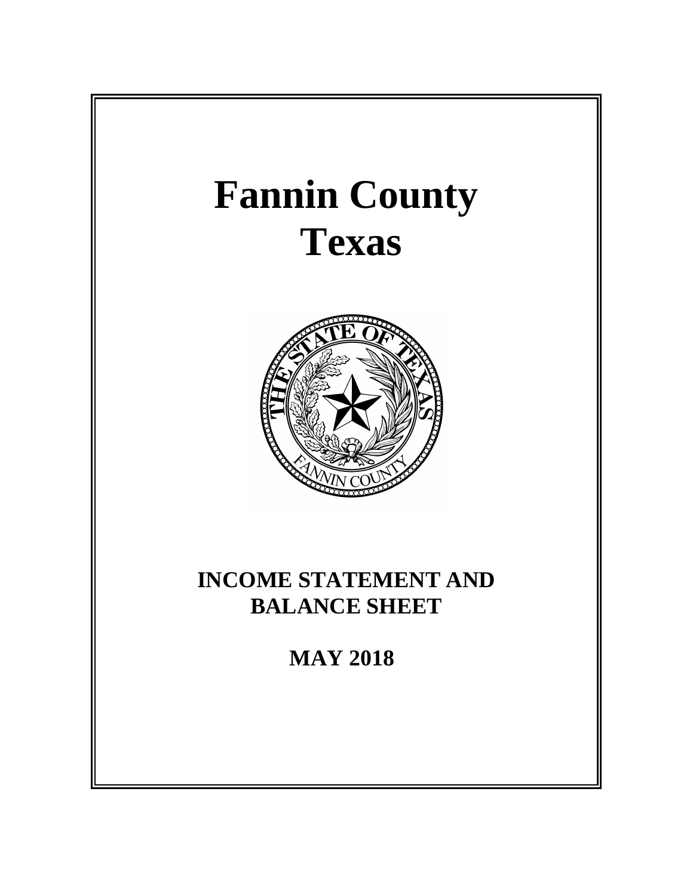# Fannin County
# Texas

## INCOME STATEMENT AND BALANCE SHEET

## MAY 2018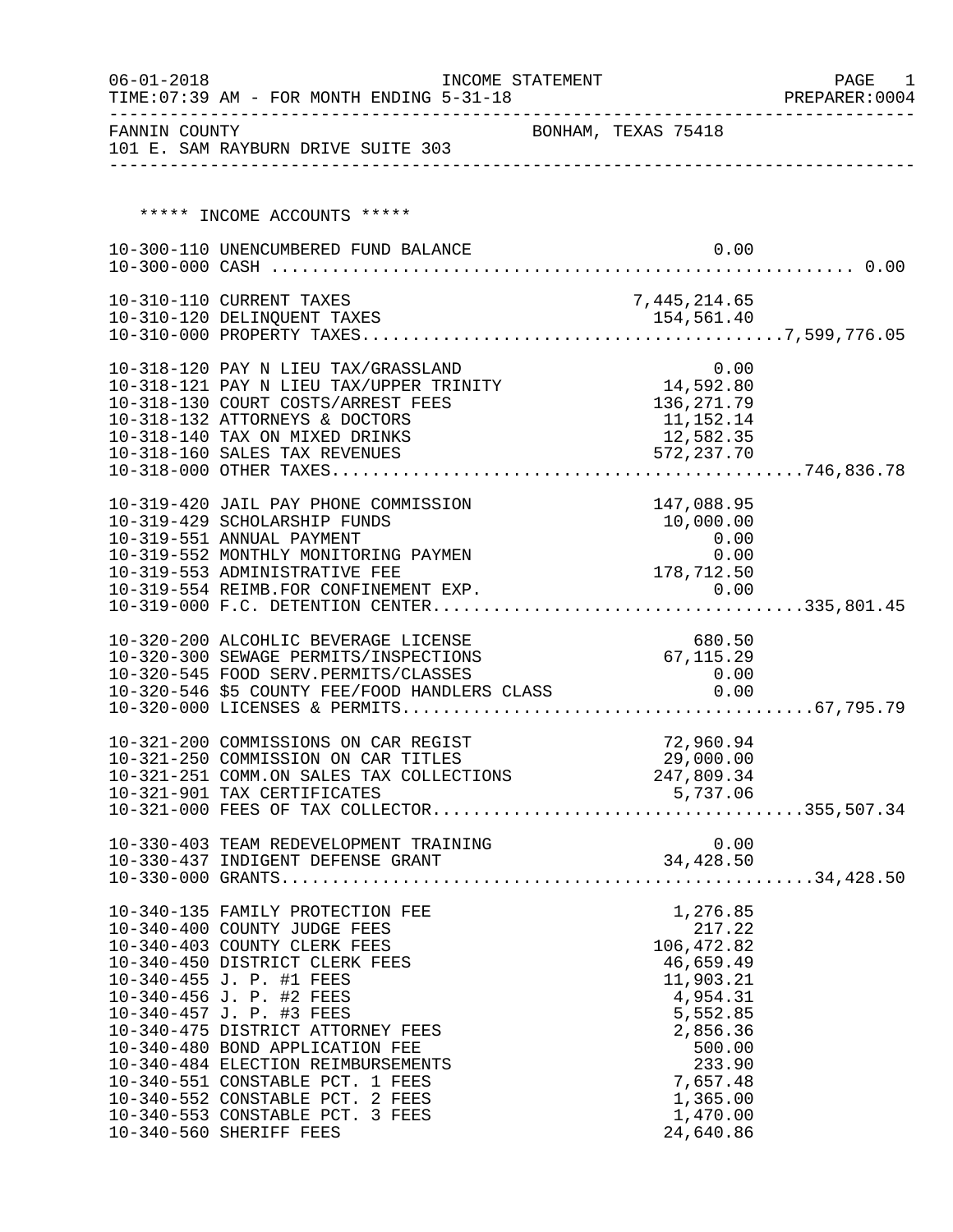06-01-2018 INCOME STATEMENT
TIME:07:39 AM - FOR MONTH ENDING 5-31-18 PREPARER:0004

FANNIN COUNTY BONHAM, TEXAS 75418
101 E. SAM RAYBURN DRIVE SUITE 303

***** INCOME ACCOUNTS *****

| Account | Description | Amount | Total |
|---|---|---|---|
| 10-300-110 | UNENCUMBERED FUND BALANCE | 0.00 | |
| 10-300-000 | CASH | | 0.00 |
| 10-310-110 | CURRENT TAXES | 7,445,214.65 | |
| 10-310-120 | DELINQUENT TAXES | 154,561.40 | |
| 10-310-000 | PROPERTY TAXES | | 7,599,776.05 |
| 10-318-120 | PAY N LIEU TAX/GRASSLAND | 0.00 | |
| 10-318-121 | PAY N LIEU TAX/UPPER TRINITY | 14,592.80 | |
| 10-318-130 | COURT COSTS/ARREST FEES | 136,271.79 | |
| 10-318-132 | ATTORNEYS & DOCTORS | 11,152.14 | |
| 10-318-140 | TAX ON MIXED DRINKS | 12,582.35 | |
| 10-318-160 | SALES TAX REVENUES | 572,237.70 | |
| 10-318-000 | OTHER TAXES | | 746,836.78 |
| 10-319-420 | JAIL PAY PHONE COMMISSION | 147,088.95 | |
| 10-319-429 | SCHOLARSHIP FUNDS | 10,000.00 | |
| 10-319-551 | ANNUAL PAYMENT | 0.00 | |
| 10-319-552 | MONTHLY MONITORING PAYMEN | 0.00 | |
| 10-319-553 | ADMINISTRATIVE FEE | 178,712.50 | |
| 10-319-554 | REIMB.FOR CONFINEMENT EXP. | 0.00 | |
| 10-319-000 | F.C. DETENTION CENTER | | 335,801.45 |
| 10-320-200 | ALCOHLIC BEVERAGE LICENSE | 680.50 | |
| 10-320-300 | SEWAGE PERMITS/INSPECTIONS | 67,115.29 | |
| 10-320-545 | FOOD SERV.PERMITS/CLASSES | 0.00 | |
| 10-320-546 | $5 COUNTY FEE/FOOD HANDLERS CLASS | 0.00 | |
| 10-320-000 | LICENSES & PERMITS | | 67,795.79 |
| 10-321-200 | COMMISSIONS ON CAR REGIST | 72,960.94 | |
| 10-321-250 | COMMISSION ON CAR TITLES | 29,000.00 | |
| 10-321-251 | COMM.ON SALES TAX COLLECTIONS | 247,809.34 | |
| 10-321-901 | TAX CERTIFICATES | 5,737.06 | |
| 10-321-000 | FEES OF TAX COLLECTOR | | 355,507.34 |
| 10-330-403 | TEAM REDEVELOPMENT TRAINING | 0.00 | |
| 10-330-437 | INDIGENT DEFENSE GRANT | 34,428.50 | |
| 10-330-000 | GRANTS | | 34,428.50 |
| 10-340-135 | FAMILY PROTECTION FEE | 1,276.85 | |
| 10-340-400 | COUNTY JUDGE FEES | 217.22 | |
| 10-340-403 | COUNTY CLERK FEES | 106,472.82 | |
| 10-340-450 | DISTRICT CLERK FEES | 46,659.49 | |
| 10-340-455 | J. P. #1 FEES | 11,903.21 | |
| 10-340-456 | J. P. #2 FEES | 4,954.31 | |
| 10-340-457 | J. P. #3 FEES | 5,552.85 | |
| 10-340-475 | DISTRICT ATTORNEY FEES | 2,856.36 | |
| 10-340-480 | BOND APPLICATION FEE | 500.00 | |
| 10-340-484 | ELECTION REIMBURSEMENTS | 233.90 | |
| 10-340-551 | CONSTABLE PCT. 1 FEES | 7,657.48 | |
| 10-340-552 | CONSTABLE PCT. 2 FEES | 1,365.00 | |
| 10-340-553 | CONSTABLE PCT. 3 FEES | 1,470.00 | |
| 10-340-560 | SHERIFF FEES | 24,640.86 | |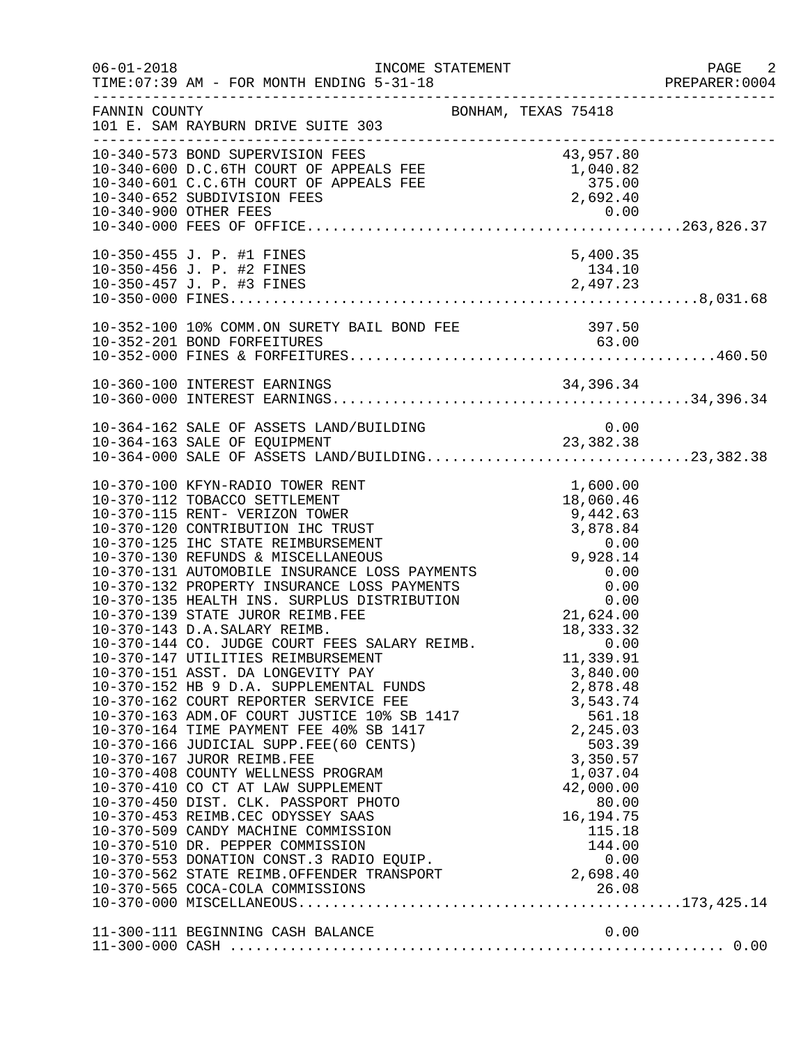FANNIN COUNTY — BONHAM, TEXAS 75418
101 E. SAM RAYBURN DRIVE SUITE 303

INCOME STATEMENT — FOR MONTH ENDING 5-31-18

| Account | Description | Amount | Total |
|---|---|---|---|
| 10-340-573 | BOND SUPERVISION FEES | 43,957.80 | |
| 10-340-600 | D.C.6TH COURT OF APPEALS FEE | 1,040.82 | |
| 10-340-601 | C.C.6TH COURT OF APPEALS FEE | 375.00 | |
| 10-340-652 | SUBDIVISION FEES | 2,692.40 | |
| 10-340-900 | OTHER FEES | 0.00 | |
| 10-340-000 | FEES OF OFFICE | | 263,826.37 |
| 10-350-455 | J. P. #1 FINES | 5,400.35 | |
| 10-350-456 | J. P. #2 FINES | 134.10 | |
| 10-350-457 | J. P. #3 FINES | 2,497.23 | |
| 10-350-000 | FINES | | 8,031.68 |
| 10-352-100 | 10% COMM.ON SURETY BAIL BOND FEE | 397.50 | |
| 10-352-201 | BOND FORFEITURES | 63.00 | |
| 10-352-000 | FINES & FORFEITURES | | 460.50 |
| 10-360-100 | INTEREST EARNINGS | 34,396.34 | |
| 10-360-000 | INTEREST EARNINGS | | 34,396.34 |
| 10-364-162 | SALE OF ASSETS LAND/BUILDING | 0.00 | |
| 10-364-163 | SALE OF EQUIPMENT | 23,382.38 | |
| 10-364-000 | SALE OF ASSETS LAND/BUILDING | | 23,382.38 |
| 10-370-100 | KFYN-RADIO TOWER RENT | 1,600.00 | |
| 10-370-112 | TOBACCO SETTLEMENT | 18,060.46 | |
| 10-370-115 | RENT- VERIZON TOWER | 9,442.63 | |
| 10-370-120 | CONTRIBUTION IHC TRUST | 3,878.84 | |
| 10-370-125 | IHC STATE REIMBURSEMENT | 0.00 | |
| 10-370-130 | REFUNDS & MISCELLANEOUS | 9,928.14 | |
| 10-370-131 | AUTOMOBILE INSURANCE LOSS PAYMENTS | 0.00 | |
| 10-370-132 | PROPERTY INSURANCE LOSS PAYMENTS | 0.00 | |
| 10-370-135 | HEALTH INS. SURPLUS DISTRIBUTION | 0.00 | |
| 10-370-139 | STATE JUROR REIMB.FEE | 21,624.00 | |
| 10-370-143 | D.A.SALARY REIMB. | 18,333.32 | |
| 10-370-144 | CO. JUDGE COURT FEES SALARY REIMB. | 0.00 | |
| 10-370-147 | UTILITIES REIMBURSEMENT | 11,339.91 | |
| 10-370-151 | ASST. DA LONGEVITY PAY | 3,840.00 | |
| 10-370-152 | HB 9 D.A. SUPPLEMENTAL FUNDS | 2,878.48 | |
| 10-370-162 | COURT REPORTER SERVICE FEE | 3,543.74 | |
| 10-370-163 | ADM.OF COURT JUSTICE 10% SB 1417 | 561.18 | |
| 10-370-164 | TIME PAYMENT FEE 40% SB 1417 | 2,245.03 | |
| 10-370-166 | JUDICIAL SUPP.FEE(60 CENTS) | 503.39 | |
| 10-370-167 | JUROR REIMB.FEE | 3,350.57 | |
| 10-370-408 | COUNTY WELLNESS PROGRAM | 1,037.04 | |
| 10-370-410 | CO CT AT LAW SUPPLEMENT | 42,000.00 | |
| 10-370-450 | DIST. CLK. PASSPORT PHOTO | 80.00 | |
| 10-370-453 | REIMB.CEC ODYSSEY SAAS | 16,194.75 | |
| 10-370-509 | CANDY MACHINE COMMISSION | 115.18 | |
| 10-370-510 | DR. PEPPER COMMISSION | 144.00 | |
| 10-370-553 | DONATION CONST.3 RADIO EQUIP. | 0.00 | |
| 10-370-562 | STATE REIMB.OFFENDER TRANSPORT | 2,698.40 | |
| 10-370-565 | COCA-COLA COMMISSIONS | 26.08 | |
| 10-370-000 | MISCELLANEOUS | | 173,425.14 |
| 11-300-111 | BEGINNING CASH BALANCE | 0.00 | |
| 11-300-000 | CASH | | 0.00 |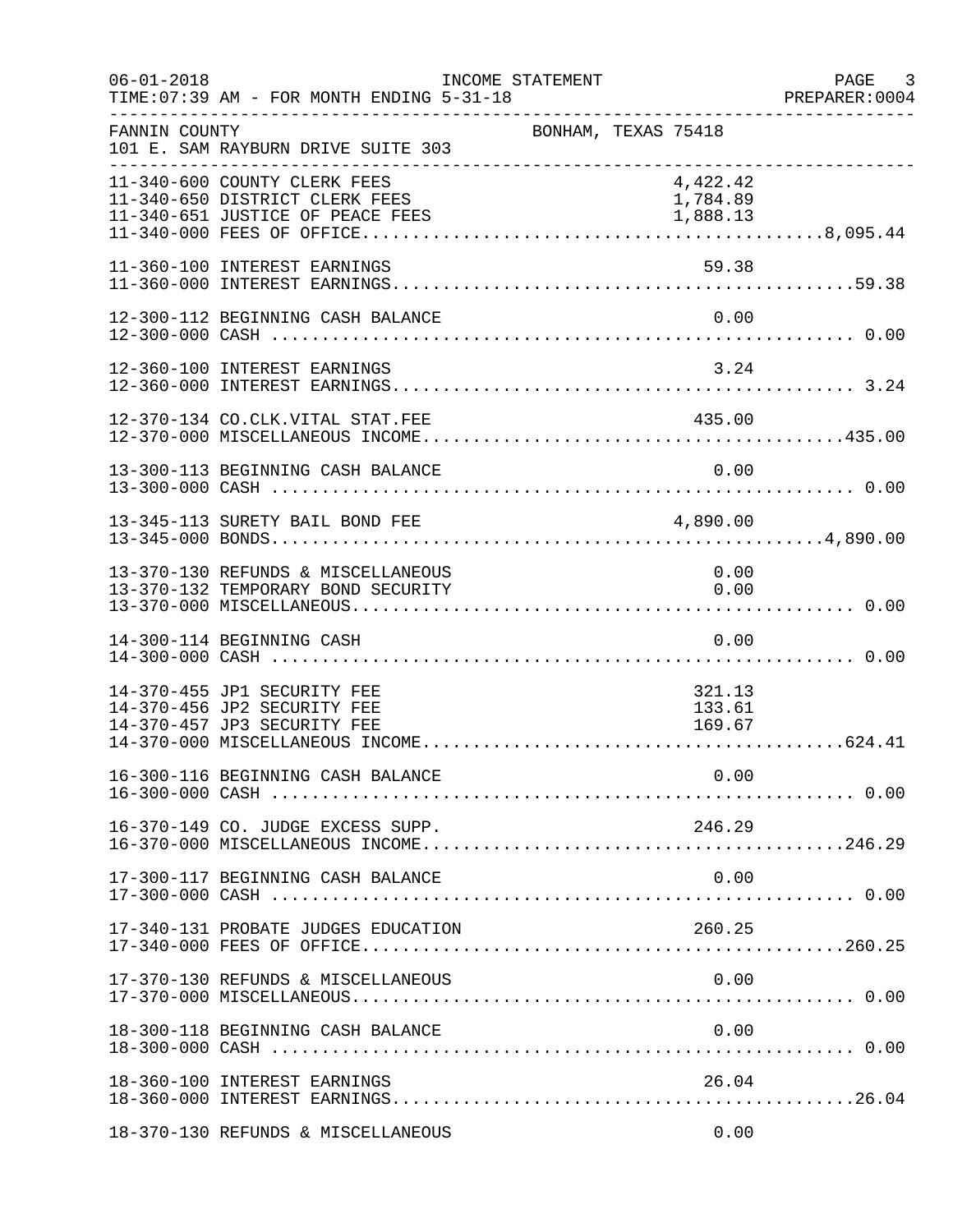INCOME STATEMENT

TIME:07:39 AM - FOR MONTH ENDING 5-31-18

FANNIN COUNTY — BONHAM, TEXAS 75418

101 E. SAM RAYBURN DRIVE SUITE 303

| Account | Description | Amount | Total |
|---|---|---|---|
| 11-340-600 | COUNTY CLERK FEES | 4,422.42 | |
| 11-340-650 | DISTRICT CLERK FEES | 1,784.89 | |
| 11-340-651 | JUSTICE OF PEACE FEES | 1,888.13 | |
| 11-340-000 | FEES OF OFFICE | | 8,095.44 |
| 11-360-100 | INTEREST EARNINGS | 59.38 | |
| 11-360-000 | INTEREST EARNINGS | | 59.38 |
| 12-300-112 | BEGINNING CASH BALANCE | 0.00 | |
| 12-300-000 | CASH | | 0.00 |
| 12-360-100 | INTEREST EARNINGS | 3.24 | |
| 12-360-000 | INTEREST EARNINGS | | 3.24 |
| 12-370-134 | CO.CLK.VITAL STAT.FEE | 435.00 | |
| 12-370-000 | MISCELLANEOUS INCOME | | 435.00 |
| 13-300-113 | BEGINNING CASH BALANCE | 0.00 | |
| 13-300-000 | CASH | | 0.00 |
| 13-345-113 | SURETY BAIL BOND FEE | 4,890.00 | |
| 13-345-000 | BONDS | | 4,890.00 |
| 13-370-130 | REFUNDS & MISCELLANEOUS | 0.00 | |
| 13-370-132 | TEMPORARY BOND SECURITY | 0.00 | |
| 13-370-000 | MISCELLANEOUS | | 0.00 |
| 14-300-114 | BEGINNING CASH | 0.00 | |
| 14-300-000 | CASH | | 0.00 |
| 14-370-455 | JP1 SECURITY FEE | 321.13 | |
| 14-370-456 | JP2 SECURITY FEE | 133.61 | |
| 14-370-457 | JP3 SECURITY FEE | 169.67 | |
| 14-370-000 | MISCELLANEOUS INCOME | | 624.41 |
| 16-300-116 | BEGINNING CASH BALANCE | 0.00 | |
| 16-300-000 | CASH | | 0.00 |
| 16-370-149 | CO. JUDGE EXCESS SUPP. | 246.29 | |
| 16-370-000 | MISCELLANEOUS INCOME | | 246.29 |
| 17-300-117 | BEGINNING CASH BALANCE | 0.00 | |
| 17-300-000 | CASH | | 0.00 |
| 17-340-131 | PROBATE JUDGES EDUCATION | 260.25 | |
| 17-340-000 | FEES OF OFFICE | | 260.25 |
| 17-370-130 | REFUNDS & MISCELLANEOUS | 0.00 | |
| 17-370-000 | MISCELLANEOUS | | 0.00 |
| 18-300-118 | BEGINNING CASH BALANCE | 0.00 | |
| 18-300-000 | CASH | | 0.00 |
| 18-360-100 | INTEREST EARNINGS | 26.04 | |
| 18-360-000 | INTEREST EARNINGS | | 26.04 |
| 18-370-130 | REFUNDS & MISCELLANEOUS | 0.00 | |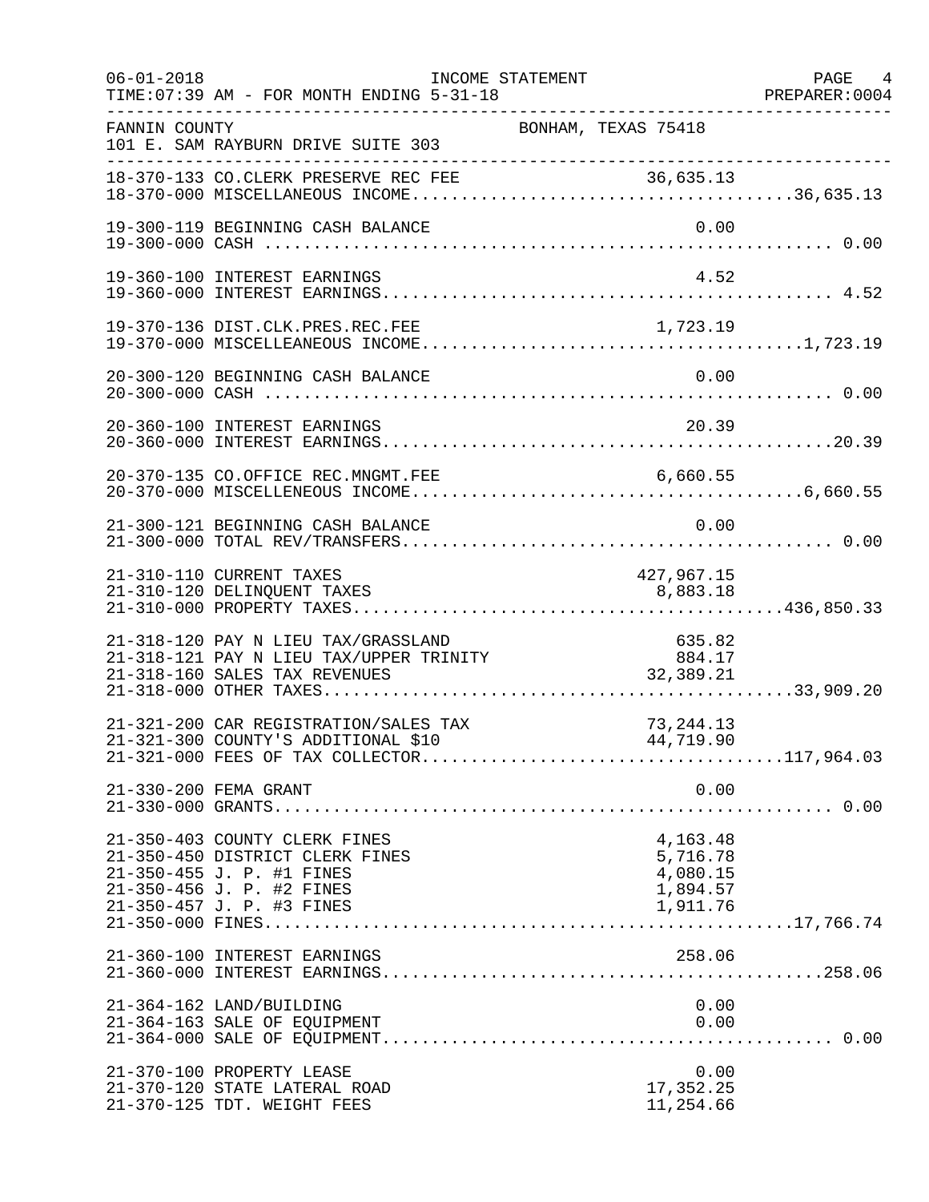INCOME STATEMENT

TIME:07:39 AM - FOR MONTH ENDING 5-31-18

FANNIN COUNTY — BONHAM, TEXAS 75418

101 E. SAM RAYBURN DRIVE SUITE 303

| Account | Description | Detail | Total |
|---|---|---|---|
| 18-370-133 | CO.CLERK PRESERVE REC FEE | 36,635.13 | |
| 18-370-000 | MISCELLANEOUS INCOME | | 36,635.13 |
| 19-300-119 | BEGINNING CASH BALANCE | 0.00 | |
| 19-300-000 | CASH | | 0.00 |
| 19-360-100 | INTEREST EARNINGS | 4.52 | |
| 19-360-000 | INTEREST EARNINGS | | 4.52 |
| 19-370-136 | DIST.CLK.PRES.REC.FEE | 1,723.19 | |
| 19-370-000 | MISCELLEANEOUS INCOME | | 1,723.19 |
| 20-300-120 | BEGINNING CASH BALANCE | 0.00 | |
| 20-300-000 | CASH | | 0.00 |
| 20-360-100 | INTEREST EARNINGS | 20.39 | |
| 20-360-000 | INTEREST EARNINGS | | 20.39 |
| 20-370-135 | CO.OFFICE REC.MNGMT.FEE | 6,660.55 | |
| 20-370-000 | MISCELLENEOUS INCOME | | 6,660.55 |
| 21-300-121 | BEGINNING CASH BALANCE | 0.00 | |
| 21-300-000 | TOTAL REV/TRANSFERS | | 0.00 |
| 21-310-110 | CURRENT TAXES | 427,967.15 | |
| 21-310-120 | DELINQUENT TAXES | 8,883.18 | |
| 21-310-000 | PROPERTY TAXES | | 436,850.33 |
| 21-318-120 | PAY N LIEU TAX/GRASSLAND | 635.82 | |
| 21-318-121 | PAY N LIEU TAX/UPPER TRINITY | 884.17 | |
| 21-318-160 | SALES TAX REVENUES | 32,389.21 | |
| 21-318-000 | OTHER TAXES | | 33,909.20 |
| 21-321-200 | CAR REGISTRATION/SALES TAX | 73,244.13 | |
| 21-321-300 | COUNTY'S ADDITIONAL $10 | 44,719.90 | |
| 21-321-000 | FEES OF TAX COLLECTOR | | 117,964.03 |
| 21-330-200 | FEMA GRANT | 0.00 | |
| 21-330-000 | GRANTS | | 0.00 |
| 21-350-403 | COUNTY CLERK FINES | 4,163.48 | |
| 21-350-450 | DISTRICT CLERK FINES | 5,716.78 | |
| 21-350-455 | J. P. #1 FINES | 4,080.15 | |
| 21-350-456 | J. P. #2 FINES | 1,894.57 | |
| 21-350-457 | J. P. #3 FINES | 1,911.76 | |
| 21-350-000 | FINES | | 17,766.74 |
| 21-360-100 | INTEREST EARNINGS | 258.06 | |
| 21-360-000 | INTEREST EARNINGS | | 258.06 |
| 21-364-162 | LAND/BUILDING | 0.00 | |
| 21-364-163 | SALE OF EQUIPMENT | 0.00 | |
| 21-364-000 | SALE OF EQUIPMENT | | 0.00 |
| 21-370-100 | PROPERTY LEASE | 0.00 | |
| 21-370-120 | STATE LATERAL ROAD | 17,352.25 | |
| 21-370-125 | TDT. WEIGHT FEES | 11,254.66 | |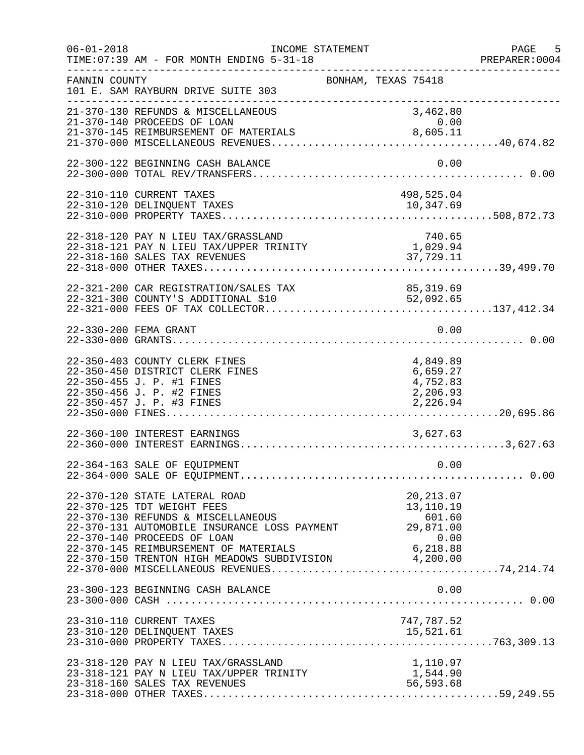06-01-2018 INCOME STATEMENT
TIME:07:39 AM - FOR MONTH ENDING 5-31-18

FANNIN COUNTY BONHAM, TEXAS 75418
101 E. SAM RAYBURN DRIVE SUITE 303

| Account | Description | Amount | Total |
|---|---|---|---|
| 21-370-130 | REFUNDS & MISCELLANEOUS | 3,462.80 | |
| 21-370-140 | PROCEEDS OF LOAN | 0.00 | |
| 21-370-145 | REIMBURSEMENT OF MATERIALS | 8,605.11 | |
| 21-370-000 | MISCELLANEOUS REVENUES | | 40,674.82 |
| 22-300-122 | BEGINNING CASH BALANCE | 0.00 | |
| 22-300-000 | TOTAL REV/TRANSFERS | | 0.00 |
| 22-310-110 | CURRENT TAXES | 498,525.04 | |
| 22-310-120 | DELINQUENT TAXES | 10,347.69 | |
| 22-310-000 | PROPERTY TAXES | | 508,872.73 |
| 22-318-120 | PAY N LIEU TAX/GRASSLAND | 740.65 | |
| 22-318-121 | PAY N LIEU TAX/UPPER TRINITY | 1,029.94 | |
| 22-318-160 | SALES TAX REVENUES | 37,729.11 | |
| 22-318-000 | OTHER TAXES | | 39,499.70 |
| 22-321-200 | CAR REGISTRATION/SALES TAX | 85,319.69 | |
| 22-321-300 | COUNTY'S ADDITIONAL $10 | 52,092.65 | |
| 22-321-000 | FEES OF TAX COLLECTOR | | 137,412.34 |
| 22-330-200 | FEMA GRANT | 0.00 | |
| 22-330-000 | GRANTS | | 0.00 |
| 22-350-403 | COUNTY CLERK FINES | 4,849.89 | |
| 22-350-450 | DISTRICT CLERK FINES | 6,659.27 | |
| 22-350-455 | J. P. #1 FINES | 4,752.83 | |
| 22-350-456 | J. P. #2 FINES | 2,206.93 | |
| 22-350-457 | J. P. #3 FINES | 2,226.94 | |
| 22-350-000 | FINES | | 20,695.86 |
| 22-360-100 | INTEREST EARNINGS | 3,627.63 | |
| 22-360-000 | INTEREST EARNINGS | | 3,627.63 |
| 22-364-163 | SALE OF EQUIPMENT | 0.00 | |
| 22-364-000 | SALE OF EQUIPMENT | | 0.00 |
| 22-370-120 | STATE LATERAL ROAD | 20,213.07 | |
| 22-370-125 | TDT WEIGHT FEES | 13,110.19 | |
| 22-370-130 | REFUNDS & MISCELLANEOUS | 601.60 | |
| 22-370-131 | AUTOMOBILE INSURANCE LOSS PAYMENT | 29,871.00 | |
| 22-370-140 | PROCEEDS OF LOAN | 0.00 | |
| 22-370-145 | REIMBURSEMENT OF MATERIALS | 6,218.88 | |
| 22-370-150 | TRENTON HIGH MEADOWS SUBDIVISION | 4,200.00 | |
| 22-370-000 | MISCELLANEOUS REVENUES | | 74,214.74 |
| 23-300-123 | BEGINNING CASH BALANCE | 0.00 | |
| 23-300-000 | CASH | | 0.00 |
| 23-310-110 | CURRENT TAXES | 747,787.52 | |
| 23-310-120 | DELINQUENT TAXES | 15,521.61 | |
| 23-310-000 | PROPERTY TAXES | | 763,309.13 |
| 23-318-120 | PAY N LIEU TAX/GRASSLAND | 1,110.97 | |
| 23-318-121 | PAY N LIEU TAX/UPPER TRINITY | 1,544.90 | |
| 23-318-160 | SALES TAX REVENUES | 56,593.68 | |
| 23-318-000 | OTHER TAXES | | 59,249.55 |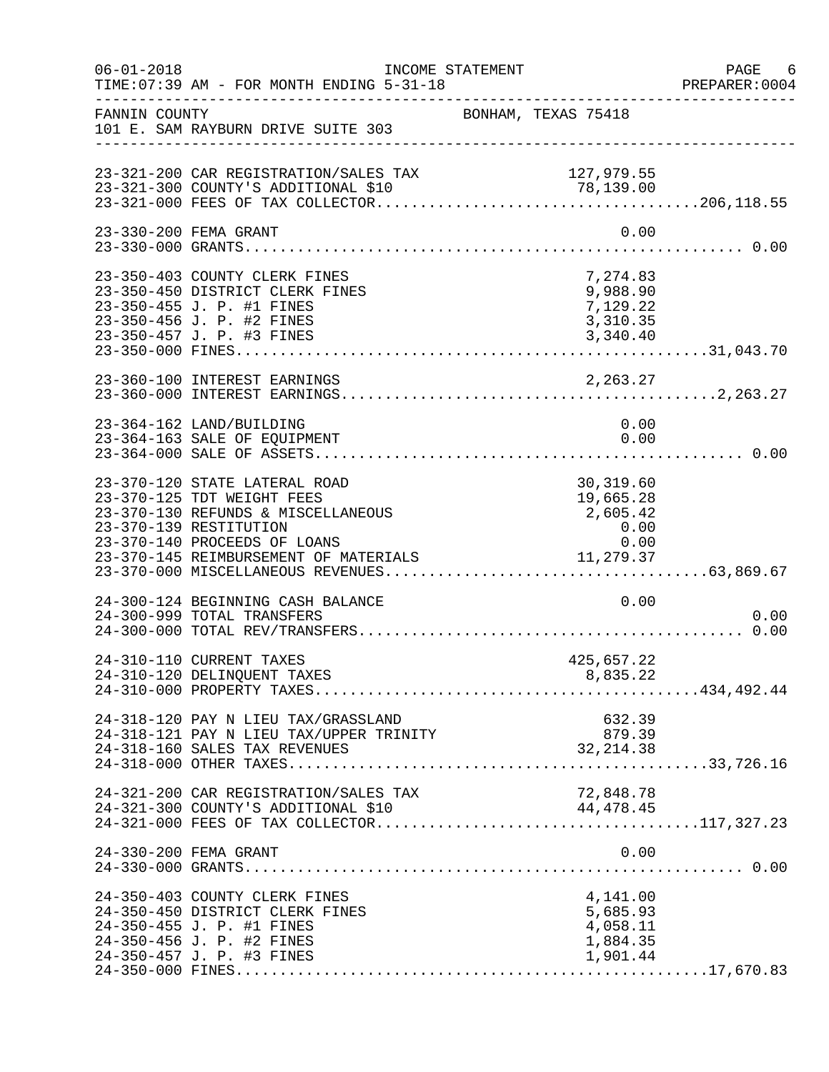FANNIN COUNTY  BONHAM, TEXAS 75418
101 E. SAM RAYBURN DRIVE SUITE 303

INCOME STATEMENT
06-01-2018
TIME:07:39 AM - FOR MONTH ENDING 5-31-18
PREPARER:0004

| Account | Description | Amount | Total |
|---|---|---|---|
| 23-321-200 | CAR REGISTRATION/SALES TAX | 127,979.55 | |
| 23-321-300 | COUNTY'S ADDITIONAL $10 | 78,139.00 | |
| 23-321-000 | FEES OF TAX COLLECTOR | | 206,118.55 |
| 23-330-200 | FEMA GRANT | 0.00 | |
| 23-330-000 | GRANTS | | 0.00 |
| 23-350-403 | COUNTY CLERK FINES | 7,274.83 | |
| 23-350-450 | DISTRICT CLERK FINES | 9,988.90 | |
| 23-350-455 | J. P. #1 FINES | 7,129.22 | |
| 23-350-456 | J. P. #2 FINES | 3,310.35 | |
| 23-350-457 | J. P. #3 FINES | 3,340.40 | |
| 23-350-000 | FINES | | 31,043.70 |
| 23-360-100 | INTEREST EARNINGS | 2,263.27 | |
| 23-360-000 | INTEREST EARNINGS | | 2,263.27 |
| 23-364-162 | LAND/BUILDING | 0.00 | |
| 23-364-163 | SALE OF EQUIPMENT | 0.00 | |
| 23-364-000 | SALE OF ASSETS | | 0.00 |
| 23-370-120 | STATE LATERAL ROAD | 30,319.60 | |
| 23-370-125 | TDT WEIGHT FEES | 19,665.28 | |
| 23-370-130 | REFUNDS & MISCELLANEOUS | 2,605.42 | |
| 23-370-139 | RESTITUTION | 0.00 | |
| 23-370-140 | PROCEEDS OF LOANS | 0.00 | |
| 23-370-145 | REIMBURSEMENT OF MATERIALS | 11,279.37 | |
| 23-370-000 | MISCELLANEOUS REVENUES | | 63,869.67 |
| 24-300-124 | BEGINNING CASH BALANCE | 0.00 | |
| 24-300-999 | TOTAL TRANSFERS | | 0.00 |
| 24-300-000 | TOTAL REV/TRANSFERS | | 0.00 |
| 24-310-110 | CURRENT TAXES | 425,657.22 | |
| 24-310-120 | DELINQUENT TAXES | 8,835.22 | |
| 24-310-000 | PROPERTY TAXES | | 434,492.44 |
| 24-318-120 | PAY N LIEU TAX/GRASSLAND | 632.39 | |
| 24-318-121 | PAY N LIEU TAX/UPPER TRINITY | 879.39 | |
| 24-318-160 | SALES TAX REVENUES | 32,214.38 | |
| 24-318-000 | OTHER TAXES | | 33,726.16 |
| 24-321-200 | CAR REGISTRATION/SALES TAX | 72,848.78 | |
| 24-321-300 | COUNTY'S ADDITIONAL $10 | 44,478.45 | |
| 24-321-000 | FEES OF TAX COLLECTOR | | 117,327.23 |
| 24-330-200 | FEMA GRANT | 0.00 | |
| 24-330-000 | GRANTS | | 0.00 |
| 24-350-403 | COUNTY CLERK FINES | 4,141.00 | |
| 24-350-450 | DISTRICT CLERK FINES | 5,685.93 | |
| 24-350-455 | J. P. #1 FINES | 4,058.11 | |
| 24-350-456 | J. P. #2 FINES | 1,884.35 | |
| 24-350-457 | J. P. #3 FINES | 1,901.44 | |
| 24-350-000 | FINES | | 17,670.83 |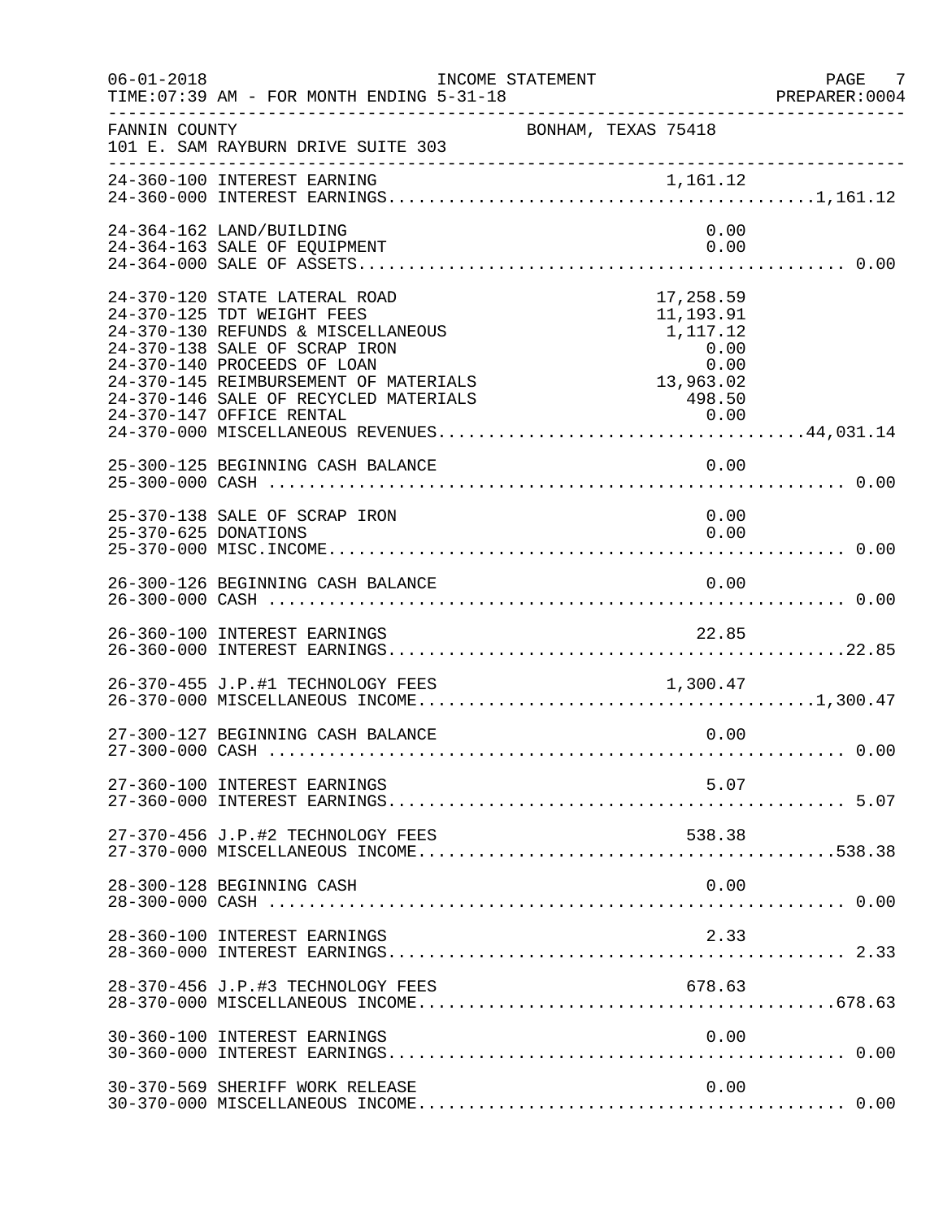FANNIN COUNTY BONHAM, TEXAS 75418
101 E. SAM RAYBURN DRIVE SUITE 303

INCOME STATEMENT
FOR MONTH ENDING 5-31-18

| Account | Description | Amount | Total |
|---|---|---|---|
| 24-360-100 | INTEREST EARNING | 1,161.12 | |
| 24-360-000 | INTEREST EARNINGS | | 1,161.12 |
| 24-364-162 | LAND/BUILDING | 0.00 | |
| 24-364-163 | SALE OF EQUIPMENT | 0.00 | |
| 24-364-000 | SALE OF ASSETS | | 0.00 |
| 24-370-120 | STATE LATERAL ROAD | 17,258.59 | |
| 24-370-125 | TDT WEIGHT FEES | 11,193.91 | |
| 24-370-130 | REFUNDS & MISCELLANEOUS | 1,117.12 | |
| 24-370-138 | SALE OF SCRAP IRON | 0.00 | |
| 24-370-140 | PROCEEDS OF LOAN | 0.00 | |
| 24-370-145 | REIMBURSEMENT OF MATERIALS | 13,963.02 | |
| 24-370-146 | SALE OF RECYCLED MATERIALS | 498.50 | |
| 24-370-147 | OFFICE RENTAL | 0.00 | |
| 24-370-000 | MISCELLANEOUS REVENUES | | 44,031.14 |
| 25-300-125 | BEGINNING CASH BALANCE | 0.00 | |
| 25-300-000 | CASH | | 0.00 |
| 25-370-138 | SALE OF SCRAP IRON | 0.00 | |
| 25-370-625 | DONATIONS | 0.00 | |
| 25-370-000 | MISC.INCOME | | 0.00 |
| 26-300-126 | BEGINNING CASH BALANCE | 0.00 | |
| 26-300-000 | CASH | | 0.00 |
| 26-360-100 | INTEREST EARNINGS | 22.85 | |
| 26-360-000 | INTEREST EARNINGS | | 22.85 |
| 26-370-455 | J.P.#1 TECHNOLOGY FEES | 1,300.47 | |
| 26-370-000 | MISCELLANEOUS INCOME | | 1,300.47 |
| 27-300-127 | BEGINNING CASH BALANCE | 0.00 | |
| 27-300-000 | CASH | | 0.00 |
| 27-360-100 | INTEREST EARNINGS | 5.07 | |
| 27-360-000 | INTEREST EARNINGS | | 5.07 |
| 27-370-456 | J.P.#2 TECHNOLOGY FEES | 538.38 | |
| 27-370-000 | MISCELLANEOUS INCOME | | 538.38 |
| 28-300-128 | BEGINNING CASH | 0.00 | |
| 28-300-000 | CASH | | 0.00 |
| 28-360-100 | INTEREST EARNINGS | 2.33 | |
| 28-360-000 | INTEREST EARNINGS | | 2.33 |
| 28-370-456 | J.P.#3 TECHNOLOGY FEES | 678.63 | |
| 28-370-000 | MISCELLANEOUS INCOME | | 678.63 |
| 30-360-100 | INTEREST EARNINGS | 0.00 | |
| 30-360-000 | INTEREST EARNINGS | | 0.00 |
| 30-370-569 | SHERIFF WORK RELEASE | 0.00 | |
| 30-370-000 | MISCELLANEOUS INCOME | | 0.00 |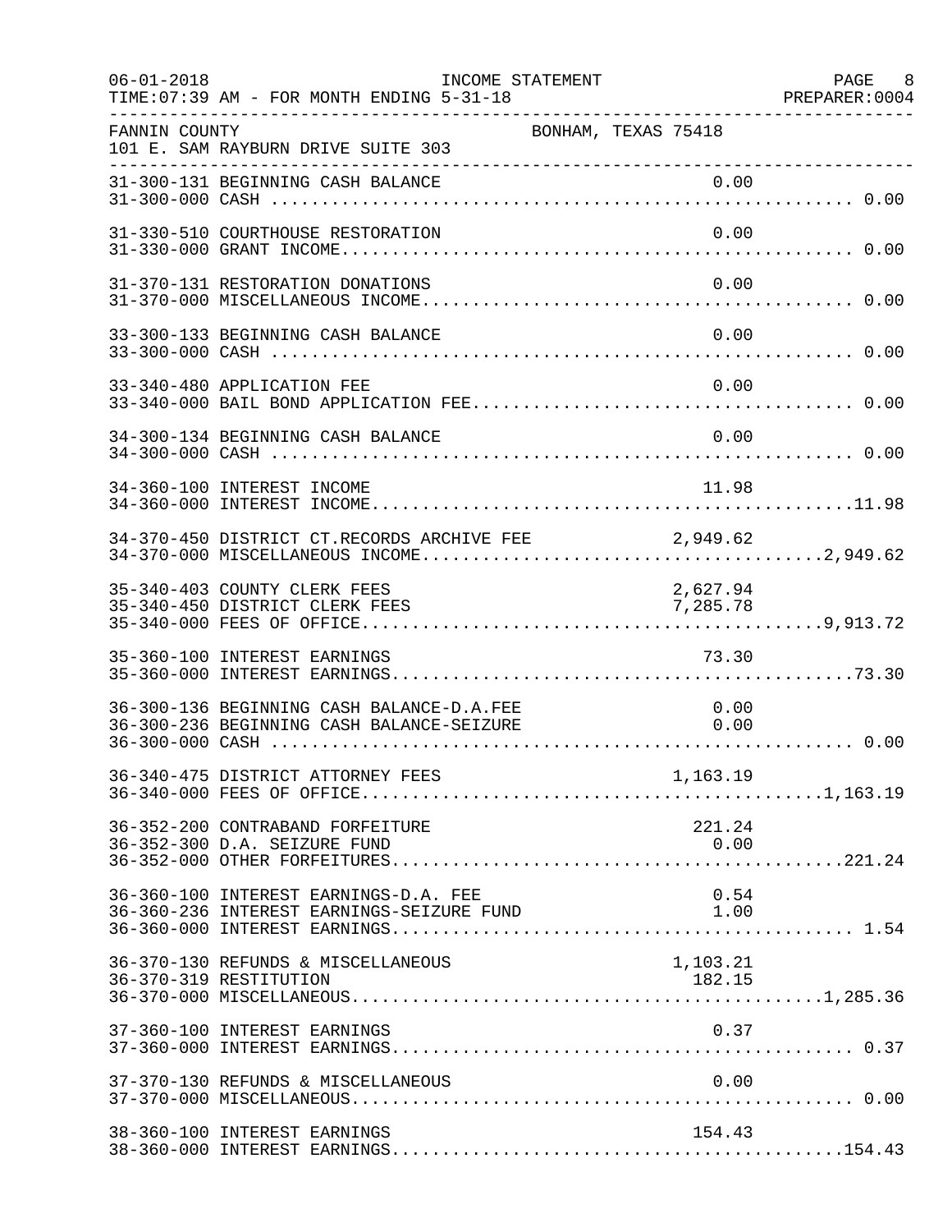FANNIN COUNTY — BONHAM, TEXAS 75418
101 E. SAM RAYBURN DRIVE SUITE 303

INCOME STATEMENT — FOR MONTH ENDING 5-31-18

| Account | Description | Detail | Total |
|---|---|---|---|
| 31-300-131 | BEGINNING CASH BALANCE | 0.00 | |
| 31-300-000 | CASH | | 0.00 |
| 31-330-510 | COURTHOUSE RESTORATION | 0.00 | |
| 31-330-000 | GRANT INCOME | | 0.00 |
| 31-370-131 | RESTORATION DONATIONS | 0.00 | |
| 31-370-000 | MISCELLANEOUS INCOME | | 0.00 |
| 33-300-133 | BEGINNING CASH BALANCE | 0.00 | |
| 33-300-000 | CASH | | 0.00 |
| 33-340-480 | APPLICATION FEE | 0.00 | |
| 33-340-000 | BAIL BOND APPLICATION FEE | | 0.00 |
| 34-300-134 | BEGINNING CASH BALANCE | 0.00 | |
| 34-300-000 | CASH | | 0.00 |
| 34-360-100 | INTEREST INCOME | 11.98 | |
| 34-360-000 | INTEREST INCOME | | 11.98 |
| 34-370-450 | DISTRICT CT.RECORDS ARCHIVE FEE | 2,949.62 | |
| 34-370-000 | MISCELLANEOUS INCOME | | 2,949.62 |
| 35-340-403 | COUNTY CLERK FEES | 2,627.94 | |
| 35-340-450 | DISTRICT CLERK FEES | 7,285.78 | |
| 35-340-000 | FEES OF OFFICE | | 9,913.72 |
| 35-360-100 | INTEREST EARNINGS | 73.30 | |
| 35-360-000 | INTEREST EARNINGS | | 73.30 |
| 36-300-136 | BEGINNING CASH BALANCE-D.A.FEE | 0.00 | |
| 36-300-236 | BEGINNING CASH BALANCE-SEIZURE | 0.00 | |
| 36-300-000 | CASH | | 0.00 |
| 36-340-475 | DISTRICT ATTORNEY FEES | 1,163.19 | |
| 36-340-000 | FEES OF OFFICE | | 1,163.19 |
| 36-352-200 | CONTRABAND FORFEITURE | 221.24 | |
| 36-352-300 | D.A. SEIZURE FUND | 0.00 | |
| 36-352-000 | OTHER FORFEITURES | | 221.24 |
| 36-360-100 | INTEREST EARNINGS-D.A. FEE | 0.54 | |
| 36-360-236 | INTEREST EARNINGS-SEIZURE FUND | 1.00 | |
| 36-360-000 | INTEREST EARNINGS | | 1.54 |
| 36-370-130 | REFUNDS & MISCELLANEOUS | 1,103.21 | |
| 36-370-319 | RESTITUTION | 182.15 | |
| 36-370-000 | MISCELLANEOUS | | 1,285.36 |
| 37-360-100 | INTEREST EARNINGS | 0.37 | |
| 37-360-000 | INTEREST EARNINGS | | 0.37 |
| 37-370-130 | REFUNDS & MISCELLANEOUS | 0.00 | |
| 37-370-000 | MISCELLANEOUS | | 0.00 |
| 38-360-100 | INTEREST EARNINGS | 154.43 | |
| 38-360-000 | INTEREST EARNINGS | | 154.43 |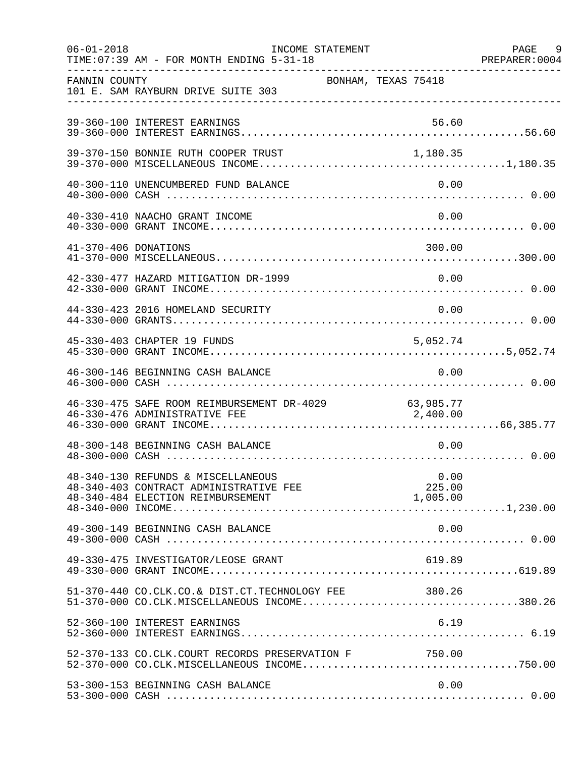FANNIN COUNTY — BONHAM, TEXAS 75418
101 E. SAM RAYBURN DRIVE SUITE 303

INCOME STATEMENT
TIME:07:39 AM - FOR MONTH ENDING 5-31-18

| Account | Description | Amount | Total |
|---|---|---|---|
| 39-360-100 | INTEREST EARNINGS | 56.60 | |
| 39-360-000 | INTEREST EARNINGS | | 56.60 |
| 39-370-150 | BONNIE RUTH COOPER TRUST | 1,180.35 | |
| 39-370-000 | MISCELLANEOUS INCOME | | 1,180.35 |
| 40-300-110 | UNENCUMBERED FUND BALANCE | 0.00 | |
| 40-300-000 | CASH | | 0.00 |
| 40-330-410 | NAACHO GRANT INCOME | 0.00 | |
| 40-330-000 | GRANT INCOME | | 0.00 |
| 41-370-406 | DONATIONS | 300.00 | |
| 41-370-000 | MISCELLANEOUS | | 300.00 |
| 42-330-477 | HAZARD MITIGATION DR-1999 | 0.00 | |
| 42-330-000 | GRANT INCOME | | 0.00 |
| 44-330-423 | 2016 HOMELAND SECURITY | 0.00 | |
| 44-330-000 | GRANTS | | 0.00 |
| 45-330-403 | CHAPTER 19 FUNDS | 5,052.74 | |
| 45-330-000 | GRANT INCOME | | 5,052.74 |
| 46-300-146 | BEGINNING CASH BALANCE | 0.00 | |
| 46-300-000 | CASH | | 0.00 |
| 46-330-475 | SAFE ROOM REIMBURSEMENT DR-4029 | 63,985.77 | |
| 46-330-476 | ADMINISTRATIVE FEE | 2,400.00 | |
| 46-330-000 | GRANT INCOME | | 66,385.77 |
| 48-300-148 | BEGINNING CASH BALANCE | 0.00 | |
| 48-300-000 | CASH | | 0.00 |
| 48-340-130 | REFUNDS & MISCELLANEOUS | 0.00 | |
| 48-340-403 | CONTRACT ADMINISTRATIVE FEE | 225.00 | |
| 48-340-484 | ELECTION REIMBURSEMENT | 1,005.00 | |
| 48-340-000 | INCOME | | 1,230.00 |
| 49-300-149 | BEGINNING CASH BALANCE | 0.00 | |
| 49-300-000 | CASH | | 0.00 |
| 49-330-475 | INVESTIGATOR/LEOSE GRANT | 619.89 | |
| 49-330-000 | GRANT INCOME | | 619.89 |
| 51-370-440 | CO.CLK.CO.& DIST.CT.TECHNOLOGY FEE | 380.26 | |
| 51-370-000 | CO.CLK.MISCELLANEOUS INCOME | | 380.26 |
| 52-360-100 | INTEREST EARNINGS | 6.19 | |
| 52-360-000 | INTEREST EARNINGS | | 6.19 |
| 52-370-133 | CO.CLK.COURT RECORDS PRESERVATION F | 750.00 | |
| 52-370-000 | CO.CLK.MISCELLANEOUS INCOME | | 750.00 |
| 53-300-153 | BEGINNING CASH BALANCE | 0.00 | |
| 53-300-000 | CASH | | 0.00 |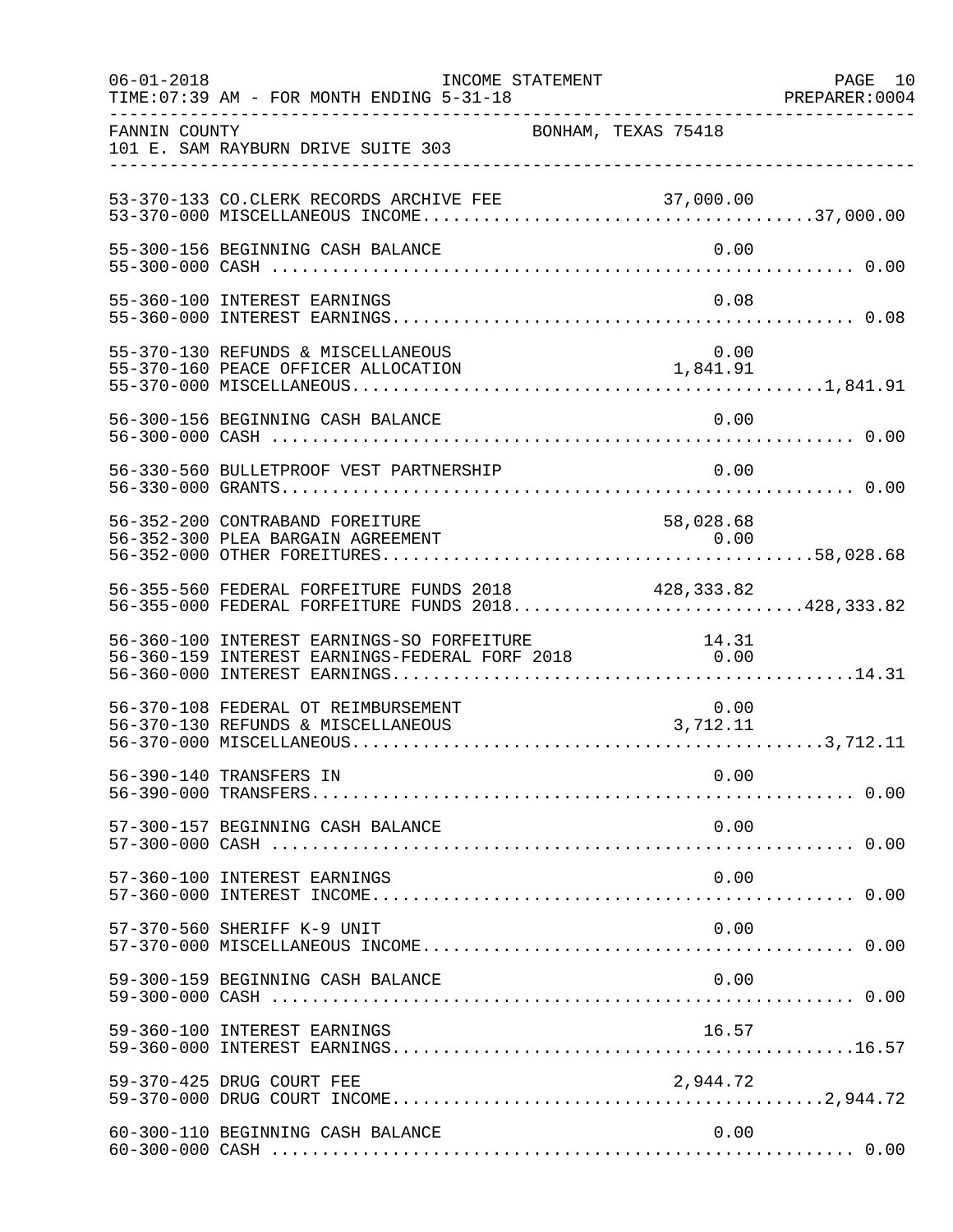FANNIN COUNTY BONHAM, TEXAS 75418
101 E. SAM RAYBURN DRIVE SUITE 303

| Account | Description | Amount | Total |
|---|---|---|---|
| 53-370-133 | CO.CLERK RECORDS ARCHIVE FEE | 37,000.00 | |
| 53-370-000 | MISCELLANEOUS INCOME | | 37,000.00 |
| 55-300-156 | BEGINNING CASH BALANCE | 0.00 | |
| 55-300-000 | CASH | | 0.00 |
| 55-360-100 | INTEREST EARNINGS | 0.08 | |
| 55-360-000 | INTEREST EARNINGS | | 0.08 |
| 55-370-130 | REFUNDS & MISCELLANEOUS | 0.00 | |
| 55-370-160 | PEACE OFFICER ALLOCATION | 1,841.91 | |
| 55-370-000 | MISCELLANEOUS | | 1,841.91 |
| 56-300-156 | BEGINNING CASH BALANCE | 0.00 | |
| 56-300-000 | CASH | | 0.00 |
| 56-330-560 | BULLETPROOF VEST PARTNERSHIP | 0.00 | |
| 56-330-000 | GRANTS | | 0.00 |
| 56-352-200 | CONTRABAND FOREITURE | 58,028.68 | |
| 56-352-300 | PLEA BARGAIN AGREEMENT | 0.00 | |
| 56-352-000 | OTHER FOREITURES | | 58,028.68 |
| 56-355-560 | FEDERAL FORFEITURE FUNDS 2018 | 428,333.82 | |
| 56-355-000 | FEDERAL FORFEITURE FUNDS 2018 | | 428,333.82 |
| 56-360-100 | INTEREST EARNINGS-SO FORFEITURE | 14.31 | |
| 56-360-159 | INTEREST EARNINGS-FEDERAL FORF 2018 | 0.00 | |
| 56-360-000 | INTEREST EARNINGS | | 14.31 |
| 56-370-108 | FEDERAL OT REIMBURSEMENT | 0.00 | |
| 56-370-130 | REFUNDS & MISCELLANEOUS | 3,712.11 | |
| 56-370-000 | MISCELLANEOUS | | 3,712.11 |
| 56-390-140 | TRANSFERS IN | 0.00 | |
| 56-390-000 | TRANSFERS | | 0.00 |
| 57-300-157 | BEGINNING CASH BALANCE | 0.00 | |
| 57-300-000 | CASH | | 0.00 |
| 57-360-100 | INTEREST EARNINGS | 0.00 | |
| 57-360-000 | INTEREST INCOME | | 0.00 |
| 57-370-560 | SHERIFF K-9 UNIT | 0.00 | |
| 57-370-000 | MISCELLANEOUS INCOME | | 0.00 |
| 59-300-159 | BEGINNING CASH BALANCE | 0.00 | |
| 59-300-000 | CASH | | 0.00 |
| 59-360-100 | INTEREST EARNINGS | 16.57 | |
| 59-360-000 | INTEREST EARNINGS | | 16.57 |
| 59-370-425 | DRUG COURT FEE | 2,944.72 | |
| 59-370-000 | DRUG COURT INCOME | | 2,944.72 |
| 60-300-110 | BEGINNING CASH BALANCE | 0.00 | |
| 60-300-000 | CASH | | 0.00 |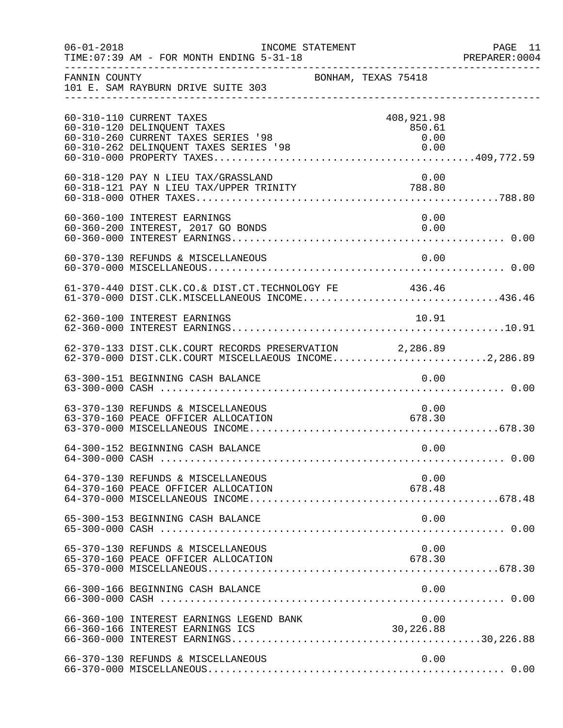FANNIN COUNTY — BONHAM, TEXAS 75418
101 E. SAM RAYBURN DRIVE SUITE 303

INCOME STATEMENT — FOR MONTH ENDING 5-31-18

| Account | Description | Amount | Total |
|---|---|---|---|
| 60-310-110 | CURRENT TAXES | 408,921.98 | |
| 60-310-120 | DELINQUENT TAXES | 850.61 | |
| 60-310-260 | CURRENT TAXES SERIES '98 | 0.00 | |
| 60-310-262 | DELINQUENT TAXES SERIES '98 | 0.00 | |
| 60-310-000 | PROPERTY TAXES | | 409,772.59 |
| 60-318-120 | PAY N LIEU TAX/GRASSLAND | 0.00 | |
| 60-318-121 | PAY N LIEU TAX/UPPER TRINITY | 788.80 | |
| 60-318-000 | OTHER TAXES | | 788.80 |
| 60-360-100 | INTEREST EARNINGS | 0.00 | |
| 60-360-200 | INTEREST, 2017 GO BONDS | 0.00 | |
| 60-360-000 | INTEREST EARNINGS | | 0.00 |
| 60-370-130 | REFUNDS & MISCELLANEOUS | 0.00 | |
| 60-370-000 | MISCELLANEOUS | | 0.00 |
| 61-370-440 | DIST.CLK.CO.& DIST.CT.TECHNOLOGY FE | 436.46 | |
| 61-370-000 | DIST.CLK.MISCELLANEOUS INCOME | | 436.46 |
| 62-360-100 | INTEREST EARNINGS | 10.91 | |
| 62-360-000 | INTEREST EARNINGS | | 10.91 |
| 62-370-133 | DIST.CLK.COURT RECORDS PRESERVATION | 2,286.89 | |
| 62-370-000 | DIST.CLK.COURT MISCELLAEOUS INCOME | | 2,286.89 |
| 63-300-151 | BEGINNING CASH BALANCE | 0.00 | |
| 63-300-000 | CASH | | 0.00 |
| 63-370-130 | REFUNDS & MISCELLANEOUS | 0.00 | |
| 63-370-160 | PEACE OFFICER ALLOCATION | 678.30 | |
| 63-370-000 | MISCELLANEOUS INCOME | | 678.30 |
| 64-300-152 | BEGINNING CASH BALANCE | 0.00 | |
| 64-300-000 | CASH | | 0.00 |
| 64-370-130 | REFUNDS & MISCELLANEOUS | 0.00 | |
| 64-370-160 | PEACE OFFICER ALLOCATION | 678.48 | |
| 64-370-000 | MISCELLANEOUS INCOME | | 678.48 |
| 65-300-153 | BEGINNING CASH BALANCE | 0.00 | |
| 65-300-000 | CASH | | 0.00 |
| 65-370-130 | REFUNDS & MISCELLANEOUS | 0.00 | |
| 65-370-160 | PEACE OFFICER ALLOCATION | 678.30 | |
| 65-370-000 | MISCELLANEOUS | | 678.30 |
| 66-300-166 | BEGINNING CASH BALANCE | 0.00 | |
| 66-300-000 | CASH | | 0.00 |
| 66-360-100 | INTEREST EARNINGS LEGEND BANK | 0.00 | |
| 66-360-166 | INTEREST EARNINGS ICS | 30,226.88 | |
| 66-360-000 | INTEREST EARNINGS | | 30,226.88 |
| 66-370-130 | REFUNDS & MISCELLANEOUS | 0.00 | |
| 66-370-000 | MISCELLANEOUS | | 0.00 |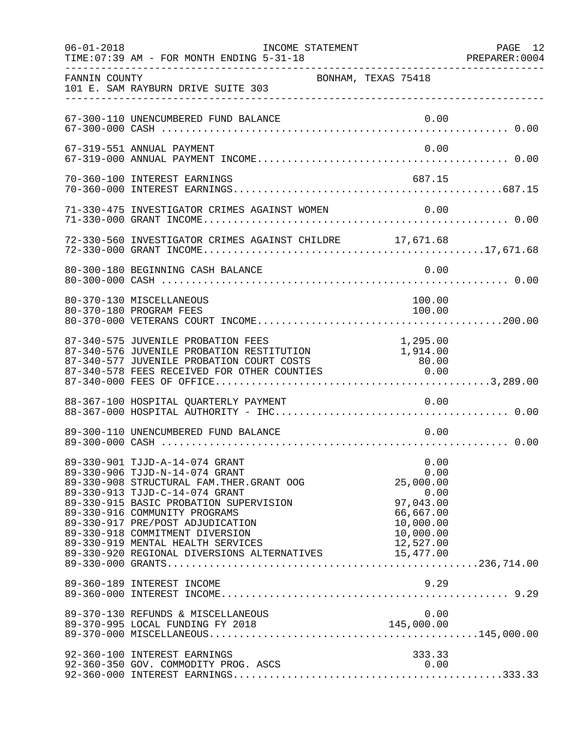FANNIN COUNTY — BONHAM, TEXAS 75418
101 E. SAM RAYBURN DRIVE SUITE 303

INCOME STATEMENT
TIME:07:39 AM - FOR MONTH ENDING 5-31-18

| Account | Description | Amount | Total |
|---|---|---|---|
| 67-300-110 | UNENCUMBERED FUND BALANCE | 0.00 | |
| 67-300-000 | CASH | | 0.00 |
| 67-319-551 | ANNUAL PAYMENT | 0.00 | |
| 67-319-000 | ANNUAL PAYMENT INCOME | | 0.00 |
| 70-360-100 | INTEREST EARNINGS | 687.15 | |
| 70-360-000 | INTEREST EARNINGS | | 687.15 |
| 71-330-475 | INVESTIGATOR CRIMES AGAINST WOMEN | 0.00 | |
| 71-330-000 | GRANT INCOME | | 0.00 |
| 72-330-560 | INVESTIGATOR CRIMES AGAINST CHILDRE | 17,671.68 | |
| 72-330-000 | GRANT INCOME | | 17,671.68 |
| 80-300-180 | BEGINNING CASH BALANCE | 0.00 | |
| 80-300-000 | CASH | | 0.00 |
| 80-370-130 | MISCELLANEOUS | 100.00 | |
| 80-370-180 | PROGRAM FEES | 100.00 | |
| 80-370-000 | VETERANS COURT INCOME | | 200.00 |
| 87-340-575 | JUVENILE PROBATION FEES | 1,295.00 | |
| 87-340-576 | JUVENILE PROBATION RESTITUTION | 1,914.00 | |
| 87-340-577 | JUVENILE PROBATION COURT COSTS | 80.00 | |
| 87-340-578 | FEES RECEIVED FOR OTHER COUNTIES | 0.00 | |
| 87-340-000 | FEES OF OFFICE | | 3,289.00 |
| 88-367-100 | HOSPITAL QUARTERLY PAYMENT | 0.00 | |
| 88-367-000 | HOSPITAL AUTHORITY - IHC | | 0.00 |
| 89-300-110 | UNENCUMBERED FUND BALANCE | 0.00 | |
| 89-300-000 | CASH | | 0.00 |
| 89-330-901 | TJJD-A-14-074 GRANT | 0.00 | |
| 89-330-906 | TJJD-N-14-074 GRANT | 0.00 | |
| 89-330-908 | STRUCTURAL FAM.THER.GRANT OOG | 25,000.00 | |
| 89-330-913 | TJJD-C-14-074 GRANT | 0.00 | |
| 89-330-915 | BASIC PROBATION SUPERVISION | 97,043.00 | |
| 89-330-916 | COMMUNITY PROGRAMS | 66,667.00 | |
| 89-330-917 | PRE/POST ADJUDICATION | 10,000.00 | |
| 89-330-918 | COMMITMENT DIVERSION | 10,000.00 | |
| 89-330-919 | MENTAL HEALTH SERVICES | 12,527.00 | |
| 89-330-920 | REGIONAL DIVERSIONS ALTERNATIVES | 15,477.00 | |
| 89-330-000 | GRANTS | | 236,714.00 |
| 89-360-189 | INTEREST INCOME | 9.29 | |
| 89-360-000 | INTEREST INCOME | | 9.29 |
| 89-370-130 | REFUNDS & MISCELLANEOUS | 0.00 | |
| 89-370-995 | LOCAL FUNDING FY 2018 | 145,000.00 | |
| 89-370-000 | MISCELLANEOUS | | 145,000.00 |
| 92-360-100 | INTEREST EARNINGS | 333.33 | |
| 92-360-350 | GOV. COMMODITY PROG. ASCS | 0.00 | |
| 92-360-000 | INTEREST EARNINGS | | 333.33 |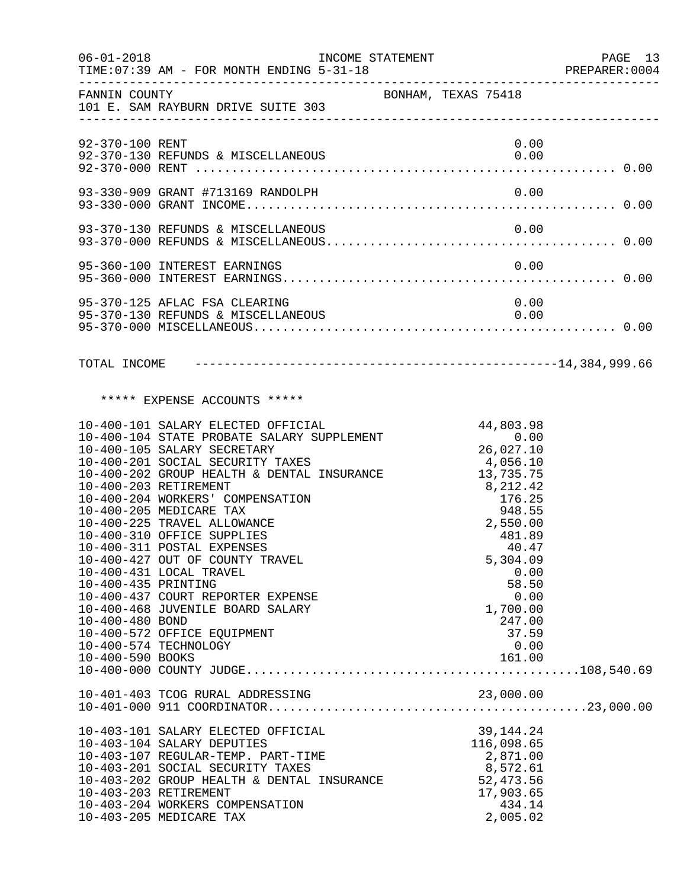FANNIN COUNTY — BONHAM, TEXAS 75418
101 E. SAM RAYBURN DRIVE SUITE 303

INCOME STATEMENT — 06-01-2018 — TIME:07:39 AM - FOR MONTH ENDING 5-31-18 — PREPARER:0004

| Account | Description | Amount | Total |
|---|---|---|---|
| 92-370-100 | RENT | 0.00 | |
| 92-370-130 | REFUNDS & MISCELLANEOUS | 0.00 | |
| 92-370-000 | RENT | | 0.00 |
| 93-330-909 | GRANT #713169 RANDOLPH | 0.00 | |
| 93-330-000 | GRANT INCOME | | 0.00 |
| 93-370-130 | REFUNDS & MISCELLANEOUS | 0.00 | |
| 93-370-000 | REFUNDS & MISCELLANEOUS | | 0.00 |
| 95-360-100 | INTEREST EARNINGS | 0.00 | |
| 95-360-000 | INTEREST EARNINGS | | 0.00 |
| 95-370-125 | AFLAC FSA CLEARING | 0.00 | |
| 95-370-130 | REFUNDS & MISCELLANEOUS | 0.00 | |
| 95-370-000 | MISCELLANEOUS | | 0.00 |
| | TOTAL INCOME | | 14,384,999.66 |

***** EXPENSE ACCOUNTS *****

| Account | Description | Amount | Total |
|---|---|---|---|
| 10-400-101 | SALARY ELECTED OFFICIAL | 44,803.98 | |
| 10-400-104 | STATE PROBATE SALARY SUPPLEMENT | 0.00 | |
| 10-400-105 | SALARY SECRETARY | 26,027.10 | |
| 10-400-201 | SOCIAL SECURITY TAXES | 4,056.10 | |
| 10-400-202 | GROUP HEALTH & DENTAL INSURANCE | 13,735.75 | |
| 10-400-203 | RETIREMENT | 8,212.42 | |
| 10-400-204 | WORKERS' COMPENSATION | 176.25 | |
| 10-400-205 | MEDICARE TAX | 948.55 | |
| 10-400-225 | TRAVEL ALLOWANCE | 2,550.00 | |
| 10-400-310 | OFFICE SUPPLIES | 481.89 | |
| 10-400-311 | POSTAL EXPENSES | 40.47 | |
| 10-400-427 | OUT OF COUNTY TRAVEL | 5,304.09 | |
| 10-400-431 | LOCAL TRAVEL | 0.00 | |
| 10-400-435 | PRINTING | 58.50 | |
| 10-400-437 | COURT REPORTER EXPENSE | 0.00 | |
| 10-400-468 | JUVENILE BOARD SALARY | 1,700.00 | |
| 10-400-480 | BOND | 247.00 | |
| 10-400-572 | OFFICE EQUIPMENT | 37.59 | |
| 10-400-574 | TECHNOLOGY | 0.00 | |
| 10-400-590 | BOOKS | 161.00 | |
| 10-400-000 | COUNTY JUDGE | | 108,540.69 |
| 10-401-403 | TCOG RURAL ADDRESSING | 23,000.00 | |
| 10-401-000 | 911 COORDINATOR | | 23,000.00 |
| 10-403-101 | SALARY ELECTED OFFICIAL | 39,144.24 | |
| 10-403-104 | SALARY DEPUTIES | 116,098.65 | |
| 10-403-107 | REGULAR-TEMP. PART-TIME | 2,871.00 | |
| 10-403-201 | SOCIAL SECURITY TAXES | 8,572.61 | |
| 10-403-202 | GROUP HEALTH & DENTAL INSURANCE | 52,473.56 | |
| 10-403-203 | RETIREMENT | 17,903.65 | |
| 10-403-204 | WORKERS COMPENSATION | 434.14 | |
| 10-403-205 | MEDICARE TAX | 2,005.02 | |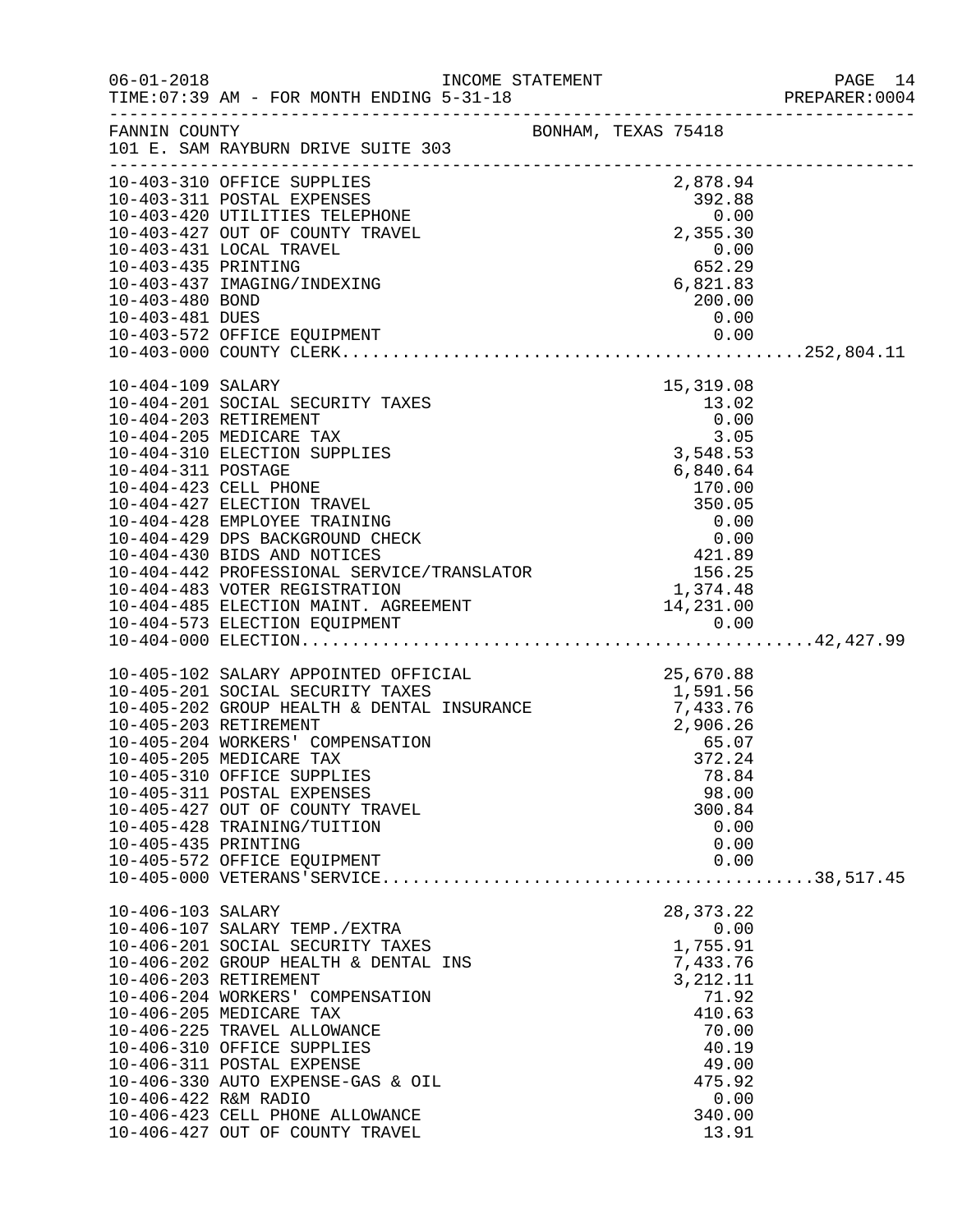FANNIN COUNTY BONHAM, TEXAS 75418
101 E. SAM RAYBURN DRIVE SUITE 303

| Account | Description | Amount | Total |
|---|---|---|---|
| 10-403-310 | OFFICE SUPPLIES | 2,878.94 | |
| 10-403-311 | POSTAL EXPENSES | 392.88 | |
| 10-403-420 | UTILITIES TELEPHONE | 0.00 | |
| 10-403-427 | OUT OF COUNTY TRAVEL | 2,355.30 | |
| 10-403-431 | LOCAL TRAVEL | 0.00 | |
| 10-403-435 | PRINTING | 652.29 | |
| 10-403-437 | IMAGING/INDEXING | 6,821.83 | |
| 10-403-480 | BOND | 200.00 | |
| 10-403-481 | DUES | 0.00 | |
| 10-403-572 | OFFICE EQUIPMENT | 0.00 | |
| 10-403-000 | COUNTY CLERK | | 252,804.11 |
| 10-404-109 | SALARY | 15,319.08 | |
| 10-404-201 | SOCIAL SECURITY TAXES | 13.02 | |
| 10-404-203 | RETIREMENT | 0.00 | |
| 10-404-205 | MEDICARE TAX | 3.05 | |
| 10-404-310 | ELECTION SUPPLIES | 3,548.53 | |
| 10-404-311 | POSTAGE | 6,840.64 | |
| 10-404-423 | CELL PHONE | 170.00 | |
| 10-404-427 | ELECTION TRAVEL | 350.05 | |
| 10-404-428 | EMPLOYEE TRAINING | 0.00 | |
| 10-404-429 | DPS BACKGROUND CHECK | 0.00 | |
| 10-404-430 | BIDS AND NOTICES | 421.89 | |
| 10-404-442 | PROFESSIONAL SERVICE/TRANSLATOR | 156.25 | |
| 10-404-483 | VOTER REGISTRATION | 1,374.48 | |
| 10-404-485 | ELECTION MAINT. AGREEMENT | 14,231.00 | |
| 10-404-573 | ELECTION EQUIPMENT | 0.00 | |
| 10-404-000 | ELECTION | | 42,427.99 |
| 10-405-102 | SALARY APPOINTED OFFICIAL | 25,670.88 | |
| 10-405-201 | SOCIAL SECURITY TAXES | 1,591.56 | |
| 10-405-202 | GROUP HEALTH & DENTAL INSURANCE | 7,433.76 | |
| 10-405-203 | RETIREMENT | 2,906.26 | |
| 10-405-204 | WORKERS' COMPENSATION | 65.07 | |
| 10-405-205 | MEDICARE TAX | 372.24 | |
| 10-405-310 | OFFICE SUPPLIES | 78.84 | |
| 10-405-311 | POSTAL EXPENSES | 98.00 | |
| 10-405-427 | OUT OF COUNTY TRAVEL | 300.84 | |
| 10-405-428 | TRAINING/TUITION | 0.00 | |
| 10-405-435 | PRINTING | 0.00 | |
| 10-405-572 | OFFICE EQUIPMENT | 0.00 | |
| 10-405-000 | VETERANS'SERVICE | | 38,517.45 |
| 10-406-103 | SALARY | 28,373.22 | |
| 10-406-107 | SALARY TEMP./EXTRA | 0.00 | |
| 10-406-201 | SOCIAL SECURITY TAXES | 1,755.91 | |
| 10-406-202 | GROUP HEALTH & DENTAL INS | 7,433.76 | |
| 10-406-203 | RETIREMENT | 3,212.11 | |
| 10-406-204 | WORKERS' COMPENSATION | 71.92 | |
| 10-406-205 | MEDICARE TAX | 410.63 | |
| 10-406-225 | TRAVEL ALLOWANCE | 70.00 | |
| 10-406-310 | OFFICE SUPPLIES | 40.19 | |
| 10-406-311 | POSTAL EXPENSE | 49.00 | |
| 10-406-330 | AUTO EXPENSE-GAS & OIL | 475.92 | |
| 10-406-422 | R&M RADIO | 0.00 | |
| 10-406-423 | CELL PHONE ALLOWANCE | 340.00 | |
| 10-406-427 | OUT OF COUNTY TRAVEL | 13.91 | |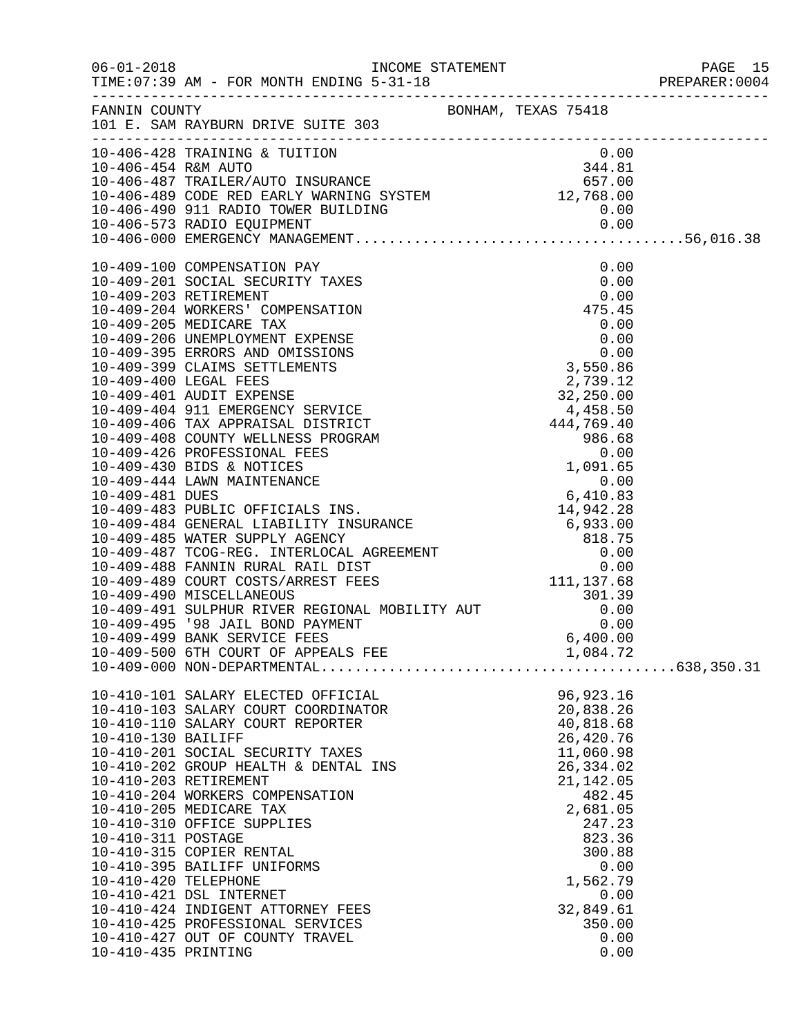FANNIN COUNTY BONHAM, TEXAS 75418
101 E. SAM RAYBURN DRIVE SUITE 303

| Account | Description | Amount | Total |
|---|---|---|---|
| 10-406-428 | TRAINING & TUITION | 0.00 | |
| 10-406-454 | R&M AUTO | 344.81 | |
| 10-406-487 | TRAILER/AUTO INSURANCE | 657.00 | |
| 10-406-489 | CODE RED EARLY WARNING SYSTEM | 12,768.00 | |
| 10-406-490 | 911 RADIO TOWER BUILDING | 0.00 | |
| 10-406-573 | RADIO EQUIPMENT | 0.00 | |
| 10-406-000 | EMERGENCY MANAGEMENT | | 56,016.38 |
| 10-409-100 | COMPENSATION PAY | 0.00 | |
| 10-409-201 | SOCIAL SECURITY TAXES | 0.00 | |
| 10-409-203 | RETIREMENT | 0.00 | |
| 10-409-204 | WORKERS' COMPENSATION | 475.45 | |
| 10-409-205 | MEDICARE TAX | 0.00 | |
| 10-409-206 | UNEMPLOYMENT EXPENSE | 0.00 | |
| 10-409-395 | ERRORS AND OMISSIONS | 0.00 | |
| 10-409-399 | CLAIMS SETTLEMENTS | 3,550.86 | |
| 10-409-400 | LEGAL FEES | 2,739.12 | |
| 10-409-401 | AUDIT EXPENSE | 32,250.00 | |
| 10-409-404 | 911 EMERGENCY SERVICE | 4,458.50 | |
| 10-409-406 | TAX APPRAISAL DISTRICT | 444,769.40 | |
| 10-409-408 | COUNTY WELLNESS PROGRAM | 986.68 | |
| 10-409-426 | PROFESSIONAL FEES | 0.00 | |
| 10-409-430 | BIDS & NOTICES | 1,091.65 | |
| 10-409-444 | LAWN MAINTENANCE | 0.00 | |
| 10-409-481 | DUES | 6,410.83 | |
| 10-409-483 | PUBLIC OFFICIALS INS. | 14,942.28 | |
| 10-409-484 | GENERAL LIABILITY INSURANCE | 6,933.00 | |
| 10-409-485 | WATER SUPPLY AGENCY | 818.75 | |
| 10-409-487 | TCOG-REG. INTERLOCAL AGREEMENT | 0.00 | |
| 10-409-488 | FANNIN RURAL RAIL DIST | 0.00 | |
| 10-409-489 | COURT COSTS/ARREST FEES | 111,137.68 | |
| 10-409-490 | MISCELLANEOUS | 301.39 | |
| 10-409-491 | SULPHUR RIVER REGIONAL MOBILITY AUT | 0.00 | |
| 10-409-495 | '98 JAIL BOND PAYMENT | 0.00 | |
| 10-409-499 | BANK SERVICE FEES | 6,400.00 | |
| 10-409-500 | 6TH COURT OF APPEALS FEE | 1,084.72 | |
| 10-409-000 | NON-DEPARTMENTAL | | 638,350.31 |
| 10-410-101 | SALARY ELECTED OFFICIAL | 96,923.16 | |
| 10-410-103 | SALARY COURT COORDINATOR | 20,838.26 | |
| 10-410-110 | SALARY COURT REPORTER | 40,818.68 | |
| 10-410-130 | BAILIFF | 26,420.76 | |
| 10-410-201 | SOCIAL SECURITY TAXES | 11,060.98 | |
| 10-410-202 | GROUP HEALTH & DENTAL INS | 26,334.02 | |
| 10-410-203 | RETIREMENT | 21,142.05 | |
| 10-410-204 | WORKERS COMPENSATION | 482.45 | |
| 10-410-205 | MEDICARE TAX | 2,681.05 | |
| 10-410-310 | OFFICE SUPPLIES | 247.23 | |
| 10-410-311 | POSTAGE | 823.36 | |
| 10-410-315 | COPIER RENTAL | 300.88 | |
| 10-410-395 | BAILIFF UNIFORMS | 0.00 | |
| 10-410-420 | TELEPHONE | 1,562.79 | |
| 10-410-421 | DSL INTERNET | 0.00 | |
| 10-410-424 | INDIGENT ATTORNEY FEES | 32,849.61 | |
| 10-410-425 | PROFESSIONAL SERVICES | 350.00 | |
| 10-410-427 | OUT OF COUNTY TRAVEL | 0.00 | |
| 10-410-435 | PRINTING | 0.00 | |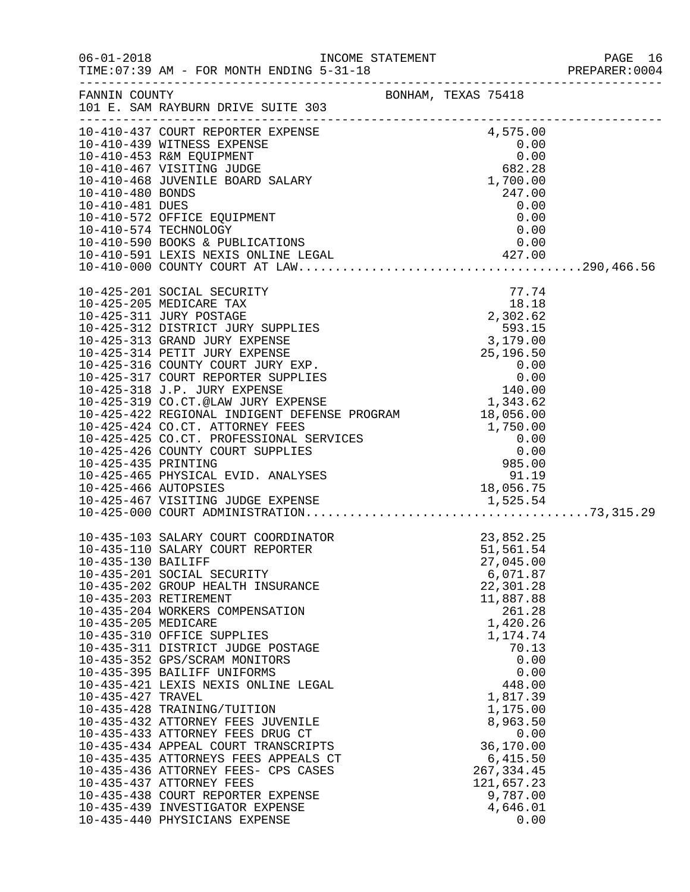FANNIN COUNTY BONHAM, TEXAS 75418
101 E. SAM RAYBURN DRIVE SUITE 303

| Account | Description | Amount | Total |
|---|---|---|---|
| 10-410-437 | COURT REPORTER EXPENSE | 4,575.00 | |
| 10-410-439 | WITNESS EXPENSE | 0.00 | |
| 10-410-453 | R&M EQUIPMENT | 0.00 | |
| 10-410-467 | VISITING JUDGE | 682.28 | |
| 10-410-468 | JUVENILE BOARD SALARY | 1,700.00 | |
| 10-410-480 | BONDS | 247.00 | |
| 10-410-481 | DUES | 0.00 | |
| 10-410-572 | OFFICE EQUIPMENT | 0.00 | |
| 10-410-574 | TECHNOLOGY | 0.00 | |
| 10-410-590 | BOOKS & PUBLICATIONS | 0.00 | |
| 10-410-591 | LEXIS NEXIS ONLINE LEGAL | 427.00 | |
| 10-410-000 | COUNTY COURT AT LAW | | 290,466.56 |
| 10-425-201 | SOCIAL SECURITY | 77.74 | |
| 10-425-205 | MEDICARE TAX | 18.18 | |
| 10-425-311 | JURY POSTAGE | 2,302.62 | |
| 10-425-312 | DISTRICT JURY SUPPLIES | 593.15 | |
| 10-425-313 | GRAND JURY EXPENSE | 3,179.00 | |
| 10-425-314 | PETIT JURY EXPENSE | 25,196.50 | |
| 10-425-316 | COUNTY COURT JURY EXP. | 0.00 | |
| 10-425-317 | COURT REPORTER SUPPLIES | 0.00 | |
| 10-425-318 | J.P. JURY EXPENSE | 140.00 | |
| 10-425-319 | CO.CT.@LAW JURY EXPENSE | 1,343.62 | |
| 10-425-422 | REGIONAL INDIGENT DEFENSE PROGRAM | 18,056.00 | |
| 10-425-424 | CO.CT. ATTORNEY FEES | 1,750.00 | |
| 10-425-425 | CO.CT. PROFESSIONAL SERVICES | 0.00 | |
| 10-425-426 | COUNTY COURT SUPPLIES | 0.00 | |
| 10-425-435 | PRINTING | 985.00 | |
| 10-425-465 | PHYSICAL EVID. ANALYSES | 91.19 | |
| 10-425-466 | AUTOPSIES | 18,056.75 | |
| 10-425-467 | VISITING JUDGE EXPENSE | 1,525.54 | |
| 10-425-000 | COURT ADMINISTRATION | | 73,315.29 |
| 10-435-103 | SALARY COURT COORDINATOR | 23,852.25 | |
| 10-435-110 | SALARY COURT REPORTER | 51,561.54 | |
| 10-435-130 | BAILIFF | 27,045.00 | |
| 10-435-201 | SOCIAL SECURITY | 6,071.87 | |
| 10-435-202 | GROUP HEALTH INSURANCE | 22,301.28 | |
| 10-435-203 | RETIREMENT | 11,887.88 | |
| 10-435-204 | WORKERS COMPENSATION | 261.28 | |
| 10-435-205 | MEDICARE | 1,420.26 | |
| 10-435-310 | OFFICE SUPPLIES | 1,174.74 | |
| 10-435-311 | DISTRICT JUDGE POSTAGE | 70.13 | |
| 10-435-352 | GPS/SCRAM MONITORS | 0.00 | |
| 10-435-395 | BAILIFF UNIFORMS | 0.00 | |
| 10-435-421 | LEXIS NEXIS ONLINE LEGAL | 448.00 | |
| 10-435-427 | TRAVEL | 1,817.39 | |
| 10-435-428 | TRAINING/TUITION | 1,175.00 | |
| 10-435-432 | ATTORNEY FEES JUVENILE | 8,963.50 | |
| 10-435-433 | ATTORNEY FEES DRUG CT | 0.00 | |
| 10-435-434 | APPEAL COURT TRANSCRIPTS | 36,170.00 | |
| 10-435-435 | ATTORNEYS FEES APPEALS CT | 6,415.50 | |
| 10-435-436 | ATTORNEY FEES- CPS CASES | 267,334.45 | |
| 10-435-437 | ATTORNEY FEES | 121,657.23 | |
| 10-435-438 | COURT REPORTER EXPENSE | 9,787.00 | |
| 10-435-439 | INVESTIGATOR EXPENSE | 4,646.01 | |
| 10-435-440 | PHYSICIANS EXPENSE | 0.00 | |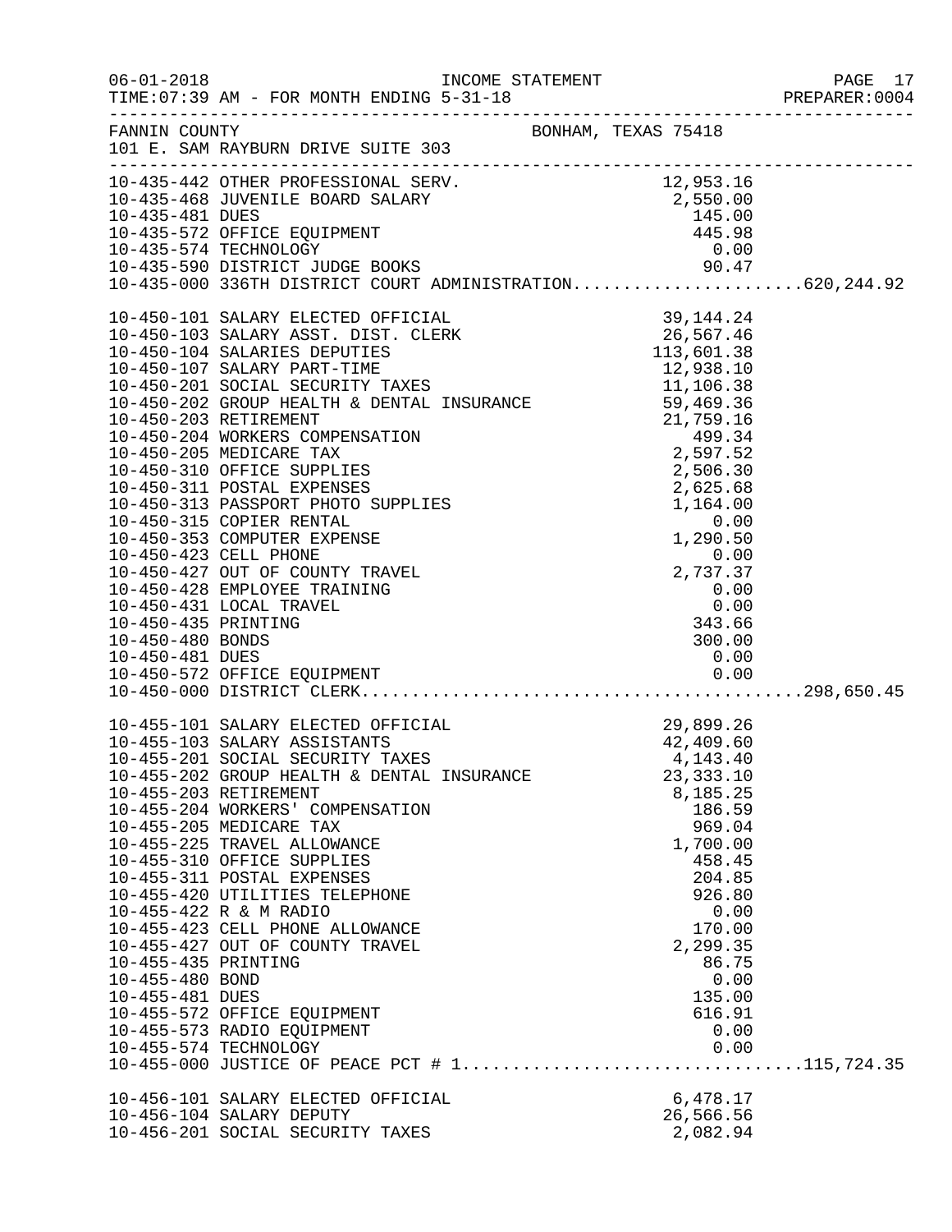FANNIN COUNTY — BONHAM, TEXAS 75418
101 E. SAM RAYBURN DRIVE SUITE 303

| Account | Description | Amount | Total |
|---|---|---|---|
| 10-435-442 | OTHER PROFESSIONAL SERV. | 12,953.16 | |
| 10-435-468 | JUVENILE BOARD SALARY | 2,550.00 | |
| 10-435-481 | DUES | 145.00 | |
| 10-435-572 | OFFICE EQUIPMENT | 445.98 | |
| 10-435-574 | TECHNOLOGY | 0.00 | |
| 10-435-590 | DISTRICT JUDGE BOOKS | 90.47 | |
| 10-435-000 | 336TH DISTRICT COURT ADMINISTRATION | | 620,244.92 |
| 10-450-101 | SALARY ELECTED OFFICIAL | 39,144.24 | |
| 10-450-103 | SALARY ASST. DIST. CLERK | 26,567.46 | |
| 10-450-104 | SALARIES DEPUTIES | 113,601.38 | |
| 10-450-107 | SALARY PART-TIME | 12,938.10 | |
| 10-450-201 | SOCIAL SECURITY TAXES | 11,106.38 | |
| 10-450-202 | GROUP HEALTH & DENTAL INSURANCE | 59,469.36 | |
| 10-450-203 | RETIREMENT | 21,759.16 | |
| 10-450-204 | WORKERS COMPENSATION | 499.34 | |
| 10-450-205 | MEDICARE TAX | 2,597.52 | |
| 10-450-310 | OFFICE SUPPLIES | 2,506.30 | |
| 10-450-311 | POSTAL EXPENSES | 2,625.68 | |
| 10-450-313 | PASSPORT PHOTO SUPPLIES | 1,164.00 | |
| 10-450-315 | COPIER RENTAL | 0.00 | |
| 10-450-353 | COMPUTER EXPENSE | 1,290.50 | |
| 10-450-423 | CELL PHONE | 0.00 | |
| 10-450-427 | OUT OF COUNTY TRAVEL | 2,737.37 | |
| 10-450-428 | EMPLOYEE TRAINING | 0.00 | |
| 10-450-431 | LOCAL TRAVEL | 0.00 | |
| 10-450-435 | PRINTING | 343.66 | |
| 10-450-480 | BONDS | 300.00 | |
| 10-450-481 | DUES | 0.00 | |
| 10-450-572 | OFFICE EQUIPMENT | 0.00 | |
| 10-450-000 | DISTRICT CLERK | | 298,650.45 |
| 10-455-101 | SALARY ELECTED OFFICIAL | 29,899.26 | |
| 10-455-103 | SALARY ASSISTANTS | 42,409.60 | |
| 10-455-201 | SOCIAL SECURITY TAXES | 4,143.40 | |
| 10-455-202 | GROUP HEALTH & DENTAL INSURANCE | 23,333.10 | |
| 10-455-203 | RETIREMENT | 8,185.25 | |
| 10-455-204 | WORKERS' COMPENSATION | 186.59 | |
| 10-455-205 | MEDICARE TAX | 969.04 | |
| 10-455-225 | TRAVEL ALLOWANCE | 1,700.00 | |
| 10-455-310 | OFFICE SUPPLIES | 458.45 | |
| 10-455-311 | POSTAL EXPENSES | 204.85 | |
| 10-455-420 | UTILITIES TELEPHONE | 926.80 | |
| 10-455-422 | R & M RADIO | 0.00 | |
| 10-455-423 | CELL PHONE ALLOWANCE | 170.00 | |
| 10-455-427 | OUT OF COUNTY TRAVEL | 2,299.35 | |
| 10-455-435 | PRINTING | 86.75 | |
| 10-455-480 | BOND | 0.00 | |
| 10-455-481 | DUES | 135.00 | |
| 10-455-572 | OFFICE EQUIPMENT | 616.91 | |
| 10-455-573 | RADIO EQUIPMENT | 0.00 | |
| 10-455-574 | TECHNOLOGY | 0.00 | |
| 10-455-000 | JUSTICE OF PEACE PCT # 1 | | 115,724.35 |
| 10-456-101 | SALARY ELECTED OFFICIAL | 6,478.17 | |
| 10-456-104 | SALARY DEPUTY | 26,566.56 | |
| 10-456-201 | SOCIAL SECURITY TAXES | 2,082.94 | |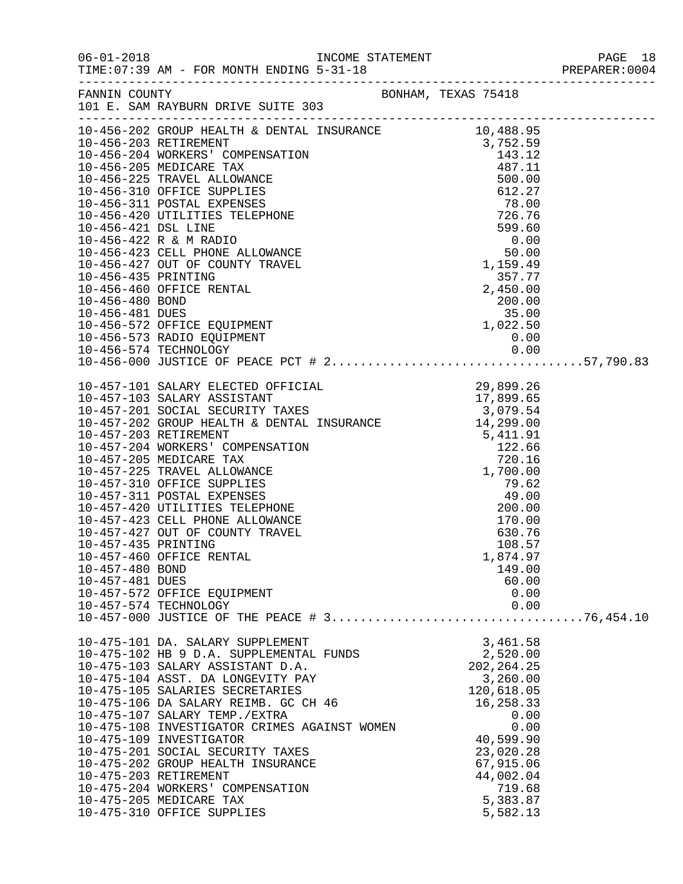FANNIN COUNTY — BONHAM, TEXAS 75418
101 E. SAM RAYBURN DRIVE SUITE 303

| Account | Description | Amount | Total |
|---|---|---|---|
| 10-456-202 | GROUP HEALTH & DENTAL INSURANCE | 10,488.95 | |
| 10-456-203 | RETIREMENT | 3,752.59 | |
| 10-456-204 | WORKERS' COMPENSATION | 143.12 | |
| 10-456-205 | MEDICARE TAX | 487.11 | |
| 10-456-225 | TRAVEL ALLOWANCE | 500.00 | |
| 10-456-310 | OFFICE SUPPLIES | 612.27 | |
| 10-456-311 | POSTAL EXPENSES | 78.00 | |
| 10-456-420 | UTILITIES TELEPHONE | 726.76 | |
| 10-456-421 | DSL LINE | 599.60 | |
| 10-456-422 | R & M RADIO | 0.00 | |
| 10-456-423 | CELL PHONE ALLOWANCE | 50.00 | |
| 10-456-427 | OUT OF COUNTY TRAVEL | 1,159.49 | |
| 10-456-435 | PRINTING | 357.77 | |
| 10-456-460 | OFFICE RENTAL | 2,450.00 | |
| 10-456-480 | BOND | 200.00 | |
| 10-456-481 | DUES | 35.00 | |
| 10-456-572 | OFFICE EQUIPMENT | 1,022.50 | |
| 10-456-573 | RADIO EQUIPMENT | 0.00 | |
| 10-456-574 | TECHNOLOGY | 0.00 | |
| 10-456-000 | JUSTICE OF PEACE PCT # 2 | | 57,790.83 |
| 10-457-101 | SALARY ELECTED OFFICIAL | 29,899.26 | |
| 10-457-103 | SALARY ASSISTANT | 17,899.65 | |
| 10-457-201 | SOCIAL SECURITY TAXES | 3,079.54 | |
| 10-457-202 | GROUP HEALTH & DENTAL INSURANCE | 14,299.00 | |
| 10-457-203 | RETIREMENT | 5,411.91 | |
| 10-457-204 | WORKERS' COMPENSATION | 122.66 | |
| 10-457-205 | MEDICARE TAX | 720.16 | |
| 10-457-225 | TRAVEL ALLOWANCE | 1,700.00 | |
| 10-457-310 | OFFICE SUPPLIES | 79.62 | |
| 10-457-311 | POSTAL EXPENSES | 49.00 | |
| 10-457-420 | UTILITIES TELEPHONE | 200.00 | |
| 10-457-423 | CELL PHONE ALLOWANCE | 170.00 | |
| 10-457-427 | OUT OF COUNTY TRAVEL | 630.76 | |
| 10-457-435 | PRINTING | 108.57 | |
| 10-457-460 | OFFICE RENTAL | 1,874.97 | |
| 10-457-480 | BOND | 149.00 | |
| 10-457-481 | DUES | 60.00 | |
| 10-457-572 | OFFICE EQUIPMENT | 0.00 | |
| 10-457-574 | TECHNOLOGY | 0.00 | |
| 10-457-000 | JUSTICE OF THE PEACE # 3 | | 76,454.10 |
| 10-475-101 | DA. SALARY SUPPLEMENT | 3,461.58 | |
| 10-475-102 | HB 9 D.A. SUPPLEMENTAL FUNDS | 2,520.00 | |
| 10-475-103 | SALARY ASSISTANT D.A. | 202,264.25 | |
| 10-475-104 | ASST. DA LONGEVITY PAY | 3,260.00 | |
| 10-475-105 | SALARIES SECRETARIES | 120,618.05 | |
| 10-475-106 | DA SALARY REIMB. GC CH 46 | 16,258.33 | |
| 10-475-107 | SALARY TEMP./EXTRA | 0.00 | |
| 10-475-108 | INVESTIGATOR CRIMES AGAINST WOMEN | 0.00 | |
| 10-475-109 | INVESTIGATOR | 40,599.90 | |
| 10-475-201 | SOCIAL SECURITY TAXES | 23,020.28 | |
| 10-475-202 | GROUP HEALTH INSURANCE | 67,915.06 | |
| 10-475-203 | RETIREMENT | 44,002.04 | |
| 10-475-204 | WORKERS' COMPENSATION | 719.68 | |
| 10-475-205 | MEDICARE TAX | 5,383.87 | |
| 10-475-310 | OFFICE SUPPLIES | 5,582.13 | |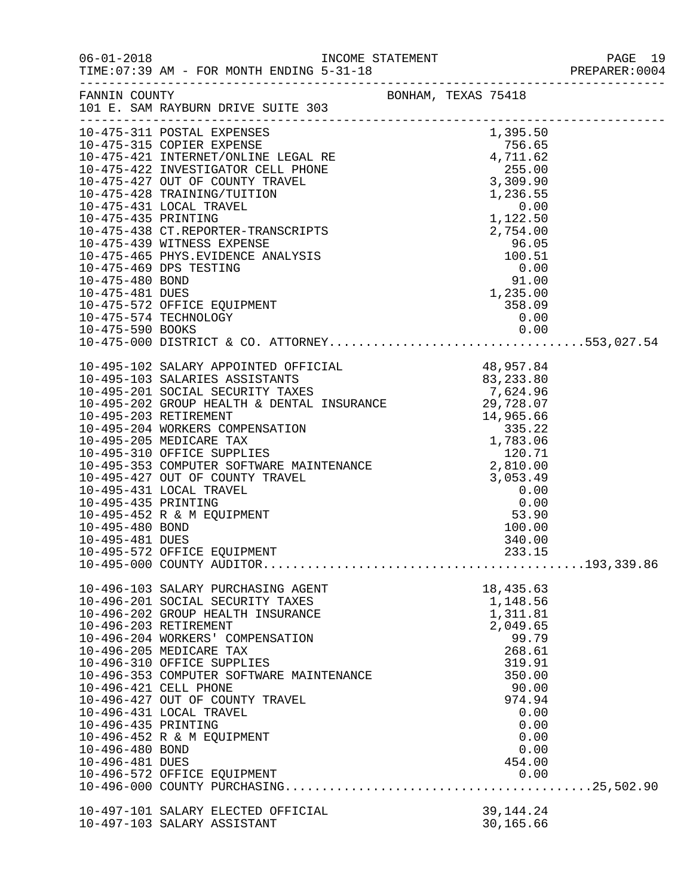FANNIN COUNTY — BONHAM, TEXAS 75418
101 E. SAM RAYBURN DRIVE SUITE 303

INCOME STATEMENT — FOR MONTH ENDING 5-31-18

| Account | Description | Amount | Total |
|---|---|---|---|
| 10-475-311 | POSTAL EXPENSES | 1,395.50 | |
| 10-475-315 | COPIER EXPENSE | 756.65 | |
| 10-475-421 | INTERNET/ONLINE LEGAL RE | 4,711.62 | |
| 10-475-422 | INVESTIGATOR CELL PHONE | 255.00 | |
| 10-475-427 | OUT OF COUNTY TRAVEL | 3,309.90 | |
| 10-475-428 | TRAINING/TUITION | 1,236.55 | |
| 10-475-431 | LOCAL TRAVEL | 0.00 | |
| 10-475-435 | PRINTING | 1,122.50 | |
| 10-475-438 | CT.REPORTER-TRANSCRIPTS | 2,754.00 | |
| 10-475-439 | WITNESS EXPENSE | 96.05 | |
| 10-475-465 | PHYS.EVIDENCE ANALYSIS | 100.51 | |
| 10-475-469 | DPS TESTING | 0.00 | |
| 10-475-480 | BOND | 91.00 | |
| 10-475-481 | DUES | 1,235.00 | |
| 10-475-572 | OFFICE EQUIPMENT | 358.09 | |
| 10-475-574 | TECHNOLOGY | 0.00 | |
| 10-475-590 | BOOKS | 0.00 | |
| 10-475-000 | DISTRICT & CO. ATTORNEY | | 553,027.54 |
| 10-495-102 | SALARY APPOINTED OFFICIAL | 48,957.84 | |
| 10-495-103 | SALARIES ASSISTANTS | 83,233.80 | |
| 10-495-201 | SOCIAL SECURITY TAXES | 7,624.96 | |
| 10-495-202 | GROUP HEALTH & DENTAL INSURANCE | 29,728.07 | |
| 10-495-203 | RETIREMENT | 14,965.66 | |
| 10-495-204 | WORKERS COMPENSATION | 335.22 | |
| 10-495-205 | MEDICARE TAX | 1,783.06 | |
| 10-495-310 | OFFICE SUPPLIES | 120.71 | |
| 10-495-353 | COMPUTER SOFTWARE MAINTENANCE | 2,810.00 | |
| 10-495-427 | OUT OF COUNTY TRAVEL | 3,053.49 | |
| 10-495-431 | LOCAL TRAVEL | 0.00 | |
| 10-495-435 | PRINTING | 0.00 | |
| 10-495-452 | R & M EQUIPMENT | 53.90 | |
| 10-495-480 | BOND | 100.00 | |
| 10-495-481 | DUES | 340.00 | |
| 10-495-572 | OFFICE EQUIPMENT | 233.15 | |
| 10-495-000 | COUNTY AUDITOR | | 193,339.86 |
| 10-496-103 | SALARY PURCHASING AGENT | 18,435.63 | |
| 10-496-201 | SOCIAL SECURITY TAXES | 1,148.56 | |
| 10-496-202 | GROUP HEALTH INSURANCE | 1,311.81 | |
| 10-496-203 | RETIREMENT | 2,049.65 | |
| 10-496-204 | WORKERS' COMPENSATION | 99.79 | |
| 10-496-205 | MEDICARE TAX | 268.61 | |
| 10-496-310 | OFFICE SUPPLIES | 319.91 | |
| 10-496-353 | COMPUTER SOFTWARE MAINTENANCE | 350.00 | |
| 10-496-421 | CELL PHONE | 90.00 | |
| 10-496-427 | OUT OF COUNTY TRAVEL | 974.94 | |
| 10-496-431 | LOCAL TRAVEL | 0.00 | |
| 10-496-435 | PRINTING | 0.00 | |
| 10-496-452 | R & M EQUIPMENT | 0.00 | |
| 10-496-480 | BOND | 0.00 | |
| 10-496-481 | DUES | 454.00 | |
| 10-496-572 | OFFICE EQUIPMENT | 0.00 | |
| 10-496-000 | COUNTY PURCHASING | | 25,502.90 |
| 10-497-101 | SALARY ELECTED OFFICIAL | 39,144.24 | |
| 10-497-103 | SALARY ASSISTANT | 30,165.66 | |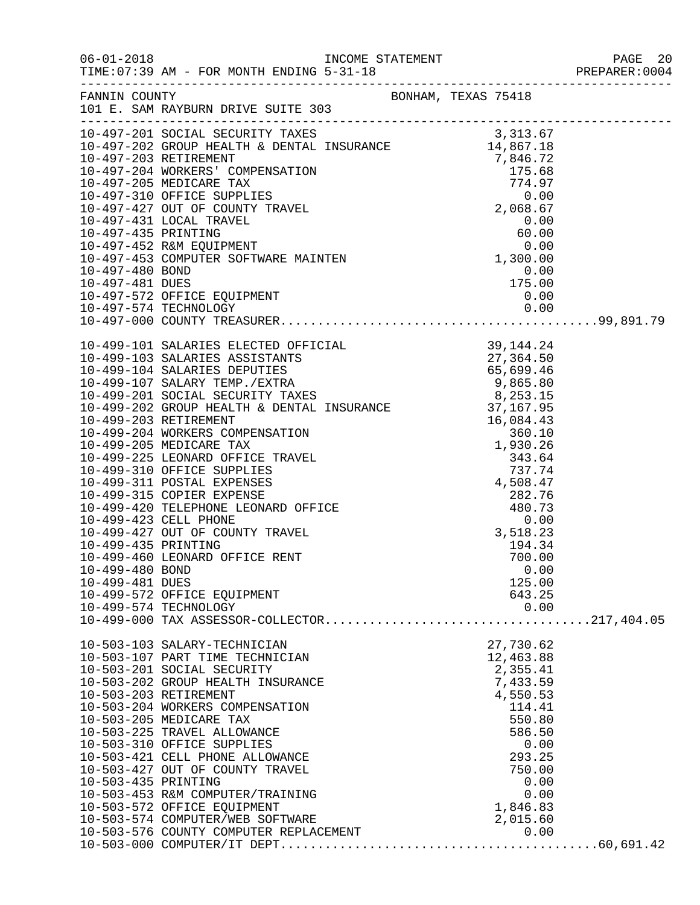FANNIN COUNTY BONHAM, TEXAS 75418
101 E. SAM RAYBURN DRIVE SUITE 303

| Account | Description | Amount | Total |
|---|---|---|---|
| 10-497-201 | SOCIAL SECURITY TAXES | 3,313.67 | |
| 10-497-202 | GROUP HEALTH & DENTAL INSURANCE | 14,867.18 | |
| 10-497-203 | RETIREMENT | 7,846.72 | |
| 10-497-204 | WORKERS' COMPENSATION | 175.68 | |
| 10-497-205 | MEDICARE TAX | 774.97 | |
| 10-497-310 | OFFICE SUPPLIES | 0.00 | |
| 10-497-427 | OUT OF COUNTY TRAVEL | 2,068.67 | |
| 10-497-431 | LOCAL TRAVEL | 0.00 | |
| 10-497-435 | PRINTING | 60.00 | |
| 10-497-452 | R&M EQUIPMENT | 0.00 | |
| 10-497-453 | COMPUTER SOFTWARE MAINTEN | 1,300.00 | |
| 10-497-480 | BOND | 0.00 | |
| 10-497-481 | DUES | 175.00 | |
| 10-497-572 | OFFICE EQUIPMENT | 0.00 | |
| 10-497-574 | TECHNOLOGY | 0.00 | |
| 10-497-000 | COUNTY TREASURER | | 99,891.79 |
| 10-499-101 | SALARIES ELECTED OFFICIAL | 39,144.24 | |
| 10-499-103 | SALARIES ASSISTANTS | 27,364.50 | |
| 10-499-104 | SALARIES DEPUTIES | 65,699.46 | |
| 10-499-107 | SALARY TEMP./EXTRA | 9,865.80 | |
| 10-499-201 | SOCIAL SECURITY TAXES | 8,253.15 | |
| 10-499-202 | GROUP HEALTH & DENTAL INSURANCE | 37,167.95 | |
| 10-499-203 | RETIREMENT | 16,084.43 | |
| 10-499-204 | WORKERS COMPENSATION | 360.10 | |
| 10-499-205 | MEDICARE TAX | 1,930.26 | |
| 10-499-225 | LEONARD OFFICE TRAVEL | 343.64 | |
| 10-499-310 | OFFICE SUPPLIES | 737.74 | |
| 10-499-311 | POSTAL EXPENSES | 4,508.47 | |
| 10-499-315 | COPIER EXPENSE | 282.76 | |
| 10-499-420 | TELEPHONE LEONARD OFFICE | 480.73 | |
| 10-499-423 | CELL PHONE | 0.00 | |
| 10-499-427 | OUT OF COUNTY TRAVEL | 3,518.23 | |
| 10-499-435 | PRINTING | 194.34 | |
| 10-499-460 | LEONARD OFFICE RENT | 700.00 | |
| 10-499-480 | BOND | 0.00 | |
| 10-499-481 | DUES | 125.00 | |
| 10-499-572 | OFFICE EQUIPMENT | 643.25 | |
| 10-499-574 | TECHNOLOGY | 0.00 | |
| 10-499-000 | TAX ASSESSOR-COLLECTOR | | 217,404.05 |
| 10-503-103 | SALARY-TECHNICIAN | 27,730.62 | |
| 10-503-107 | PART TIME TECHNICIAN | 12,463.88 | |
| 10-503-201 | SOCIAL SECURITY | 2,355.41 | |
| 10-503-202 | GROUP HEALTH INSURANCE | 7,433.59 | |
| 10-503-203 | RETIREMENT | 4,550.53 | |
| 10-503-204 | WORKERS COMPENSATION | 114.41 | |
| 10-503-205 | MEDICARE TAX | 550.80 | |
| 10-503-225 | TRAVEL ALLOWANCE | 586.50 | |
| 10-503-310 | OFFICE SUPPLIES | 0.00 | |
| 10-503-421 | CELL PHONE ALLOWANCE | 293.25 | |
| 10-503-427 | OUT OF COUNTY TRAVEL | 750.00 | |
| 10-503-435 | PRINTING | 0.00 | |
| 10-503-453 | R&M COMPUTER/TRAINING | 0.00 | |
| 10-503-572 | OFFICE EQUIPMENT | 1,846.83 | |
| 10-503-574 | COMPUTER/WEB SOFTWARE | 2,015.60 | |
| 10-503-576 | COUNTY COMPUTER REPLACEMENT | 0.00 | |
| 10-503-000 | COMPUTER/IT DEPT | | 60,691.42 |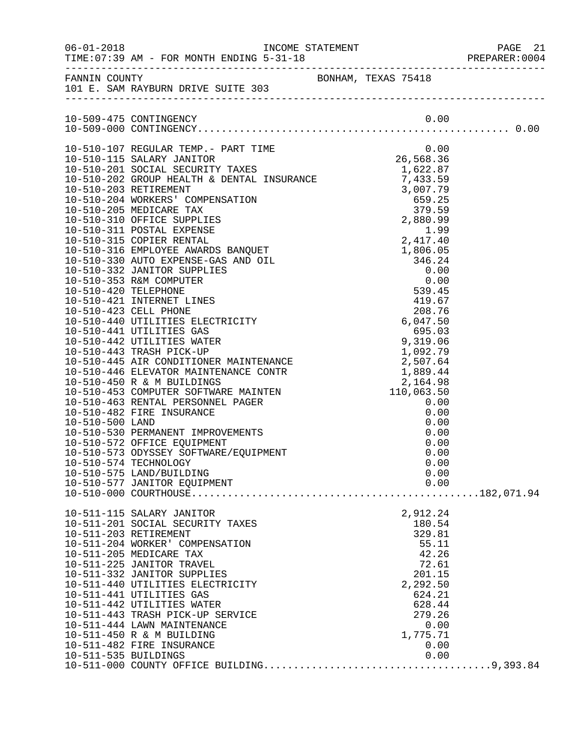FANNIN COUNTY BONHAM, TEXAS 75418
101 E. SAM RAYBURN DRIVE SUITE 303

INCOME STATEMENT
TIME:07:39 AM - FOR MONTH ENDING 5-31-18

| Account | Description | Amount | Total |
|---|---|---|---|
| 10-509-475 | CONTINGENCY | 0.00 | |
| 10-509-000 | CONTINGENCY | | 0.00 |
| 10-510-107 | REGULAR TEMP.- PART TIME | 0.00 | |
| 10-510-115 | SALARY JANITOR | 26,568.36 | |
| 10-510-201 | SOCIAL SECURITY TAXES | 1,622.87 | |
| 10-510-202 | GROUP HEALTH & DENTAL INSURANCE | 7,433.59 | |
| 10-510-203 | RETIREMENT | 3,007.79 | |
| 10-510-204 | WORKERS' COMPENSATION | 659.25 | |
| 10-510-205 | MEDICARE TAX | 379.59 | |
| 10-510-310 | OFFICE SUPPLIES | 2,880.99 | |
| 10-510-311 | POSTAL EXPENSE | 1.99 | |
| 10-510-315 | COPIER RENTAL | 2,417.40 | |
| 10-510-316 | EMPLOYEE AWARDS BANQUET | 1,806.05 | |
| 10-510-330 | AUTO EXPENSE-GAS AND OIL | 346.24 | |
| 10-510-332 | JANITOR SUPPLIES | 0.00 | |
| 10-510-353 | R&M COMPUTER | 0.00 | |
| 10-510-420 | TELEPHONE | 539.45 | |
| 10-510-421 | INTERNET LINES | 419.67 | |
| 10-510-423 | CELL PHONE | 208.76 | |
| 10-510-440 | UTILITIES ELECTRICITY | 6,047.50 | |
| 10-510-441 | UTILITIES GAS | 695.03 | |
| 10-510-442 | UTILITIES WATER | 9,319.06 | |
| 10-510-443 | TRASH PICK-UP | 1,092.79 | |
| 10-510-445 | AIR CONDITIONER MAINTENANCE | 2,507.64 | |
| 10-510-446 | ELEVATOR MAINTENANCE CONTR | 1,889.44 | |
| 10-510-450 | R & M BUILDINGS | 2,164.98 | |
| 10-510-453 | COMPUTER SOFTWARE MAINTEN | 110,063.50 | |
| 10-510-463 | RENTAL PERSONNEL PAGER | 0.00 | |
| 10-510-482 | FIRE INSURANCE | 0.00 | |
| 10-510-500 | LAND | 0.00 | |
| 10-510-530 | PERMANENT IMPROVEMENTS | 0.00 | |
| 10-510-572 | OFFICE EQUIPMENT | 0.00 | |
| 10-510-573 | ODYSSEY SOFTWARE/EQUIPMENT | 0.00 | |
| 10-510-574 | TECHNOLOGY | 0.00 | |
| 10-510-575 | LAND/BUILDING | 0.00 | |
| 10-510-577 | JANITOR EQUIPMENT | 0.00 | |
| 10-510-000 | COURTHOUSE | | 182,071.94 |
| 10-511-115 | SALARY JANITOR | 2,912.24 | |
| 10-511-201 | SOCIAL SECURITY TAXES | 180.54 | |
| 10-511-203 | RETIREMENT | 329.81 | |
| 10-511-204 | WORKER' COMPENSATION | 55.11 | |
| 10-511-205 | MEDICARE TAX | 42.26 | |
| 10-511-225 | JANITOR TRAVEL | 72.61 | |
| 10-511-332 | JANITOR SUPPLIES | 201.15 | |
| 10-511-440 | UTILITIES ELECTRICITY | 2,292.50 | |
| 10-511-441 | UTILITIES GAS | 624.21 | |
| 10-511-442 | UTILITIES WATER | 628.44 | |
| 10-511-443 | TRASH PICK-UP SERVICE | 279.26 | |
| 10-511-444 | LAWN MAINTENANCE | 0.00 | |
| 10-511-450 | R & M BUILDING | 1,775.71 | |
| 10-511-482 | FIRE INSURANCE | 0.00 | |
| 10-511-535 | BUILDINGS | 0.00 | |
| 10-511-000 | COUNTY OFFICE BUILDING | | 9,393.84 |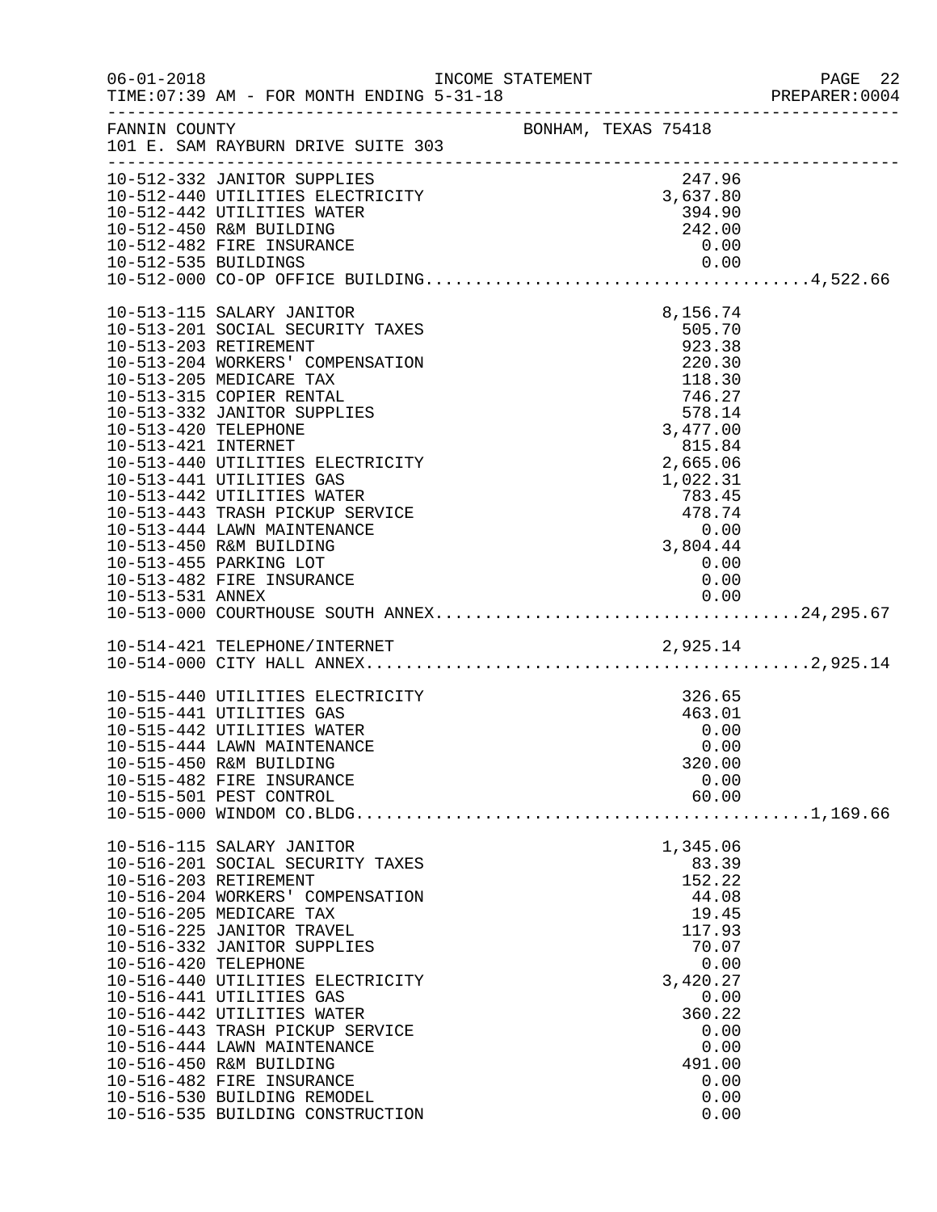FANNIN COUNTY BONHAM, TEXAS 75418
101 E. SAM RAYBURN DRIVE SUITE 303

| Account | Description | Amount | Total |
|---|---|---|---|
| 10-512-332 | JANITOR SUPPLIES | 247.96 | |
| 10-512-440 | UTILITIES ELECTRICITY | 3,637.80 | |
| 10-512-442 | UTILITIES WATER | 394.90 | |
| 10-512-450 | R&M BUILDING | 242.00 | |
| 10-512-482 | FIRE INSURANCE | 0.00 | |
| 10-512-535 | BUILDINGS | 0.00 | |
| 10-512-000 | CO-OP OFFICE BUILDING | | 4,522.66 |
| 10-513-115 | SALARY JANITOR | 8,156.74 | |
| 10-513-201 | SOCIAL SECURITY TAXES | 505.70 | |
| 10-513-203 | RETIREMENT | 923.38 | |
| 10-513-204 | WORKERS' COMPENSATION | 220.30 | |
| 10-513-205 | MEDICARE TAX | 118.30 | |
| 10-513-315 | COPIER RENTAL | 746.27 | |
| 10-513-332 | JANITOR SUPPLIES | 578.14 | |
| 10-513-420 | TELEPHONE | 3,477.00 | |
| 10-513-421 | INTERNET | 815.84 | |
| 10-513-440 | UTILITIES ELECTRICITY | 2,665.06 | |
| 10-513-441 | UTILITIES GAS | 1,022.31 | |
| 10-513-442 | UTILITIES WATER | 783.45 | |
| 10-513-443 | TRASH PICKUP SERVICE | 478.74 | |
| 10-513-444 | LAWN MAINTENANCE | 0.00 | |
| 10-513-450 | R&M BUILDING | 3,804.44 | |
| 10-513-455 | PARKING LOT | 0.00 | |
| 10-513-482 | FIRE INSURANCE | 0.00 | |
| 10-513-531 | ANNEX | 0.00 | |
| 10-513-000 | COURTHOUSE SOUTH ANNEX | | 24,295.67 |
| 10-514-421 | TELEPHONE/INTERNET | 2,925.14 | |
| 10-514-000 | CITY HALL ANNEX | | 2,925.14 |
| 10-515-440 | UTILITIES ELECTRICITY | 326.65 | |
| 10-515-441 | UTILITIES GAS | 463.01 | |
| 10-515-442 | UTILITIES WATER | 0.00 | |
| 10-515-444 | LAWN MAINTENANCE | 0.00 | |
| 10-515-450 | R&M BUILDING | 320.00 | |
| 10-515-482 | FIRE INSURANCE | 0.00 | |
| 10-515-501 | PEST CONTROL | 60.00 | |
| 10-515-000 | WINDOM CO.BLDG. | | 1,169.66 |
| 10-516-115 | SALARY JANITOR | 1,345.06 | |
| 10-516-201 | SOCIAL SECURITY TAXES | 83.39 | |
| 10-516-203 | RETIREMENT | 152.22 | |
| 10-516-204 | WORKERS' COMPENSATION | 44.08 | |
| 10-516-205 | MEDICARE TAX | 19.45 | |
| 10-516-225 | JANITOR TRAVEL | 117.93 | |
| 10-516-332 | JANITOR SUPPLIES | 70.07 | |
| 10-516-420 | TELEPHONE | 0.00 | |
| 10-516-440 | UTILITIES ELECTRICITY | 3,420.27 | |
| 10-516-441 | UTILITIES GAS | 0.00 | |
| 10-516-442 | UTILITIES WATER | 360.22 | |
| 10-516-443 | TRASH PICKUP SERVICE | 0.00 | |
| 10-516-444 | LAWN MAINTENANCE | 0.00 | |
| 10-516-450 | R&M BUILDING | 491.00 | |
| 10-516-482 | FIRE INSURANCE | 0.00 | |
| 10-516-530 | BUILDING REMODEL | 0.00 | |
| 10-516-535 | BUILDING CONSTRUCTION | 0.00 | |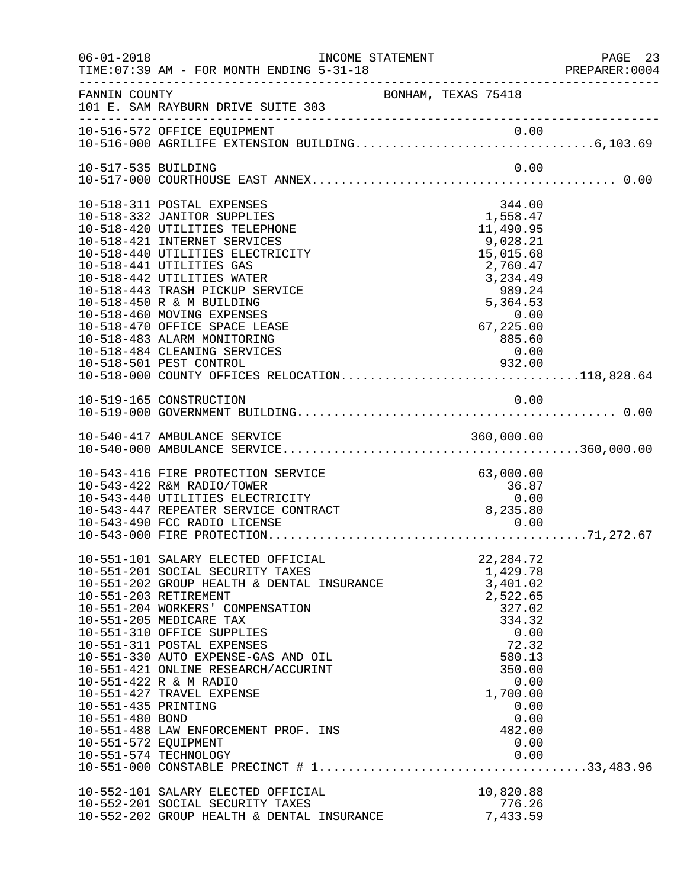FANNIN COUNTY BONHAM, TEXAS 75418
101 E. SAM RAYBURN DRIVE SUITE 303

| Account | Description | Amount | Total |
|---|---|---|---|
| 10-516-572 | OFFICE EQUIPMENT | 0.00 | |
| 10-516-000 | AGRILIFE EXTENSION BUILDING | | 6,103.69 |
| 10-517-535 | BUILDING | 0.00 | |
| 10-517-000 | COURTHOUSE EAST ANNEX | | 0.00 |
| 10-518-311 | POSTAL EXPENSES | 344.00 | |
| 10-518-332 | JANITOR SUPPLIES | 1,558.47 | |
| 10-518-420 | UTILITIES TELEPHONE | 11,490.95 | |
| 10-518-421 | INTERNET SERVICES | 9,028.21 | |
| 10-518-440 | UTILITIES ELECTRICITY | 15,015.68 | |
| 10-518-441 | UTILITIES GAS | 2,760.47 | |
| 10-518-442 | UTILITIES WATER | 3,234.49 | |
| 10-518-443 | TRASH PICKUP SERVICE | 989.24 | |
| 10-518-450 | R & M BUILDING | 5,364.53 | |
| 10-518-460 | MOVING EXPENSES | 0.00 | |
| 10-518-470 | OFFICE SPACE LEASE | 67,225.00 | |
| 10-518-483 | ALARM MONITORING | 885.60 | |
| 10-518-484 | CLEANING SERVICES | 0.00 | |
| 10-518-501 | PEST CONTROL | 932.00 | |
| 10-518-000 | COUNTY OFFICES RELOCATION | | 118,828.64 |
| 10-519-165 | CONSTRUCTION | 0.00 | |
| 10-519-000 | GOVERNMENT BUILDING | | 0.00 |
| 10-540-417 | AMBULANCE SERVICE | 360,000.00 | |
| 10-540-000 | AMBULANCE SERVICE | | 360,000.00 |
| 10-543-416 | FIRE PROTECTION SERVICE | 63,000.00 | |
| 10-543-422 | R&M RADIO/TOWER | 36.87 | |
| 10-543-440 | UTILITIES ELECTRICITY | 0.00 | |
| 10-543-447 | REPEATER SERVICE CONTRACT | 8,235.80 | |
| 10-543-490 | FCC RADIO LICENSE | 0.00 | |
| 10-543-000 | FIRE PROTECTION | | 71,272.67 |
| 10-551-101 | SALARY ELECTED OFFICIAL | 22,284.72 | |
| 10-551-201 | SOCIAL SECURITY TAXES | 1,429.78 | |
| 10-551-202 | GROUP HEALTH & DENTAL INSURANCE | 3,401.02 | |
| 10-551-203 | RETIREMENT | 2,522.65 | |
| 10-551-204 | WORKERS' COMPENSATION | 327.02 | |
| 10-551-205 | MEDICARE TAX | 334.32 | |
| 10-551-310 | OFFICE SUPPLIES | 0.00 | |
| 10-551-311 | POSTAL EXPENSES | 72.32 | |
| 10-551-330 | AUTO EXPENSE-GAS AND OIL | 580.13 | |
| 10-551-421 | ONLINE RESEARCH/ACCURINT | 350.00 | |
| 10-551-422 | R & M RADIO | 0.00 | |
| 10-551-427 | TRAVEL EXPENSE | 1,700.00 | |
| 10-551-435 | PRINTING | 0.00 | |
| 10-551-480 | BOND | 0.00 | |
| 10-551-488 | LAW ENFORCEMENT PROF. INS | 482.00 | |
| 10-551-572 | EQUIPMENT | 0.00 | |
| 10-551-574 | TECHNOLOGY | 0.00 | |
| 10-551-000 | CONSTABLE PRECINCT # 1 | | 33,483.96 |
| 10-552-101 | SALARY ELECTED OFFICIAL | 10,820.88 | |
| 10-552-201 | SOCIAL SECURITY TAXES | 776.26 | |
| 10-552-202 | GROUP HEALTH & DENTAL INSURANCE | 7,433.59 | |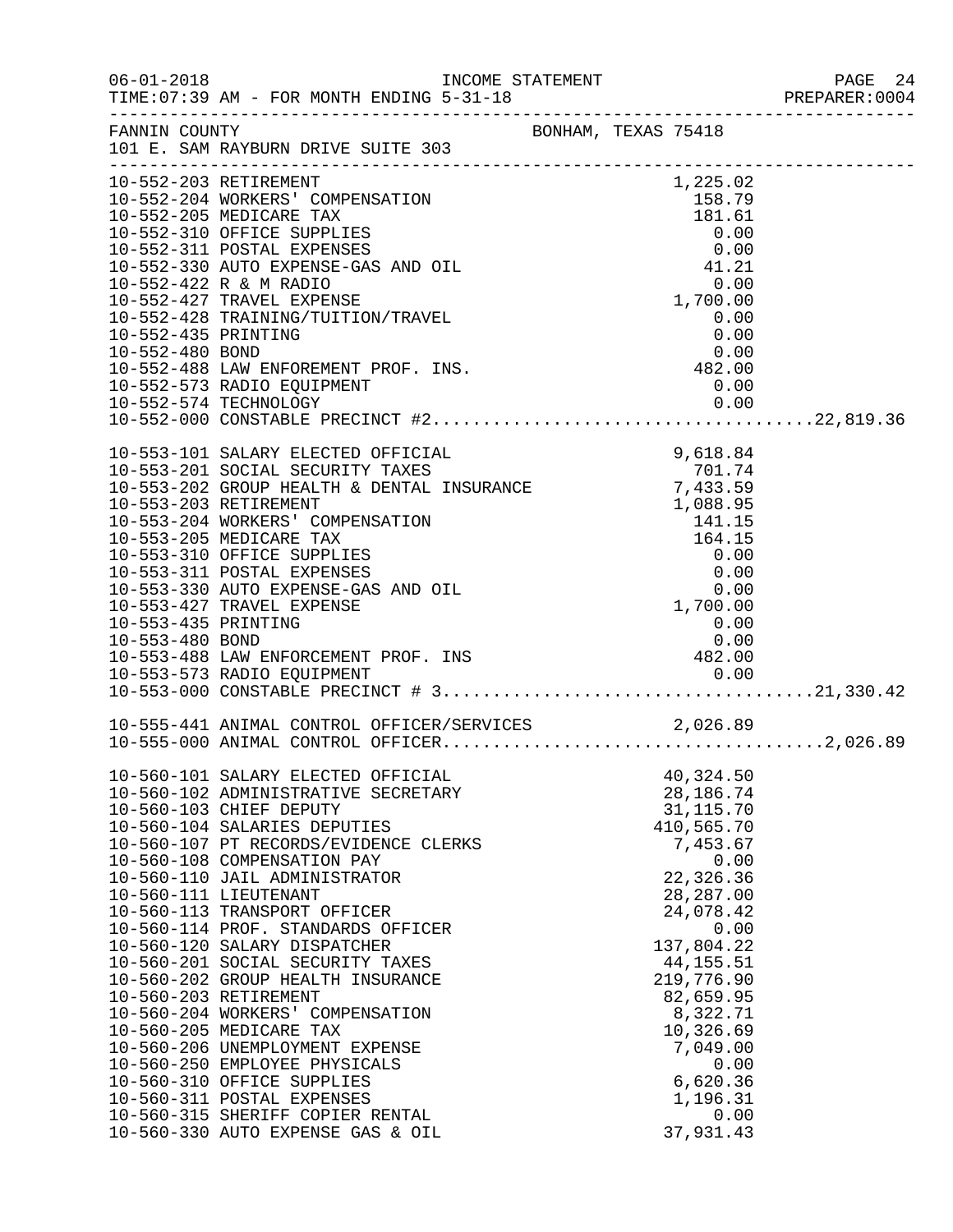FANNIN COUNTY BONHAM, TEXAS 75418
101 E. SAM RAYBURN DRIVE SUITE 303

| Account | Description | Amount | Total |
|---|---|---|---|
| 10-552-203 | RETIREMENT | 1,225.02 | |
| 10-552-204 | WORKERS' COMPENSATION | 158.79 | |
| 10-552-205 | MEDICARE TAX | 181.61 | |
| 10-552-310 | OFFICE SUPPLIES | 0.00 | |
| 10-552-311 | POSTAL EXPENSES | 0.00 | |
| 10-552-330 | AUTO EXPENSE-GAS AND OIL | 41.21 | |
| 10-552-422 | R & M RADIO | 0.00 | |
| 10-552-427 | TRAVEL EXPENSE | 1,700.00 | |
| 10-552-428 | TRAINING/TUITION/TRAVEL | 0.00 | |
| 10-552-435 | PRINTING | 0.00 | |
| 10-552-480 | BOND | 0.00 | |
| 10-552-488 | LAW ENFOREMENT PROF. INS. | 482.00 | |
| 10-552-573 | RADIO EQUIPMENT | 0.00 | |
| 10-552-574 | TECHNOLOGY | 0.00 | |
| 10-552-000 | CONSTABLE PRECINCT #2 | | 22,819.36 |
| 10-553-101 | SALARY ELECTED OFFICIAL | 9,618.84 | |
| 10-553-201 | SOCIAL SECURITY TAXES | 701.74 | |
| 10-553-202 | GROUP HEALTH & DENTAL INSURANCE | 7,433.59 | |
| 10-553-203 | RETIREMENT | 1,088.95 | |
| 10-553-204 | WORKERS' COMPENSATION | 141.15 | |
| 10-553-205 | MEDICARE TAX | 164.15 | |
| 10-553-310 | OFFICE SUPPLIES | 0.00 | |
| 10-553-311 | POSTAL EXPENSES | 0.00 | |
| 10-553-330 | AUTO EXPENSE-GAS AND OIL | 0.00 | |
| 10-553-427 | TRAVEL EXPENSE | 1,700.00 | |
| 10-553-435 | PRINTING | 0.00 | |
| 10-553-480 | BOND | 0.00 | |
| 10-553-488 | LAW ENFORCEMENT PROF. INS | 482.00 | |
| 10-553-573 | RADIO EQUIPMENT | 0.00 | |
| 10-553-000 | CONSTABLE PRECINCT # 3 | | 21,330.42 |
| 10-555-441 | ANIMAL CONTROL OFFICER/SERVICES | 2,026.89 | |
| 10-555-000 | ANIMAL CONTROL OFFICER | | 2,026.89 |
| 10-560-101 | SALARY ELECTED OFFICIAL | 40,324.50 | |
| 10-560-102 | ADMINISTRATIVE SECRETARY | 28,186.74 | |
| 10-560-103 | CHIEF DEPUTY | 31,115.70 | |
| 10-560-104 | SALARIES DEPUTIES | 410,565.70 | |
| 10-560-107 | PT RECORDS/EVIDENCE CLERKS | 7,453.67 | |
| 10-560-108 | COMPENSATION PAY | 0.00 | |
| 10-560-110 | JAIL ADMINISTRATOR | 22,326.36 | |
| 10-560-111 | LIEUTENANT | 28,287.00 | |
| 10-560-113 | TRANSPORT OFFICER | 24,078.42 | |
| 10-560-114 | PROF. STANDARDS OFFICER | 0.00 | |
| 10-560-120 | SALARY DISPATCHER | 137,804.22 | |
| 10-560-201 | SOCIAL SECURITY TAXES | 44,155.51 | |
| 10-560-202 | GROUP HEALTH INSURANCE | 219,776.90 | |
| 10-560-203 | RETIREMENT | 82,659.95 | |
| 10-560-204 | WORKERS' COMPENSATION | 8,322.71 | |
| 10-560-205 | MEDICARE TAX | 10,326.69 | |
| 10-560-206 | UNEMPLOYMENT EXPENSE | 7,049.00 | |
| 10-560-250 | EMPLOYEE PHYSICALS | 0.00 | |
| 10-560-310 | OFFICE SUPPLIES | 6,620.36 | |
| 10-560-311 | POSTAL EXPENSES | 1,196.31 | |
| 10-560-315 | SHERIFF COPIER RENTAL | 0.00 | |
| 10-560-330 | AUTO EXPENSE GAS & OIL | 37,931.43 | |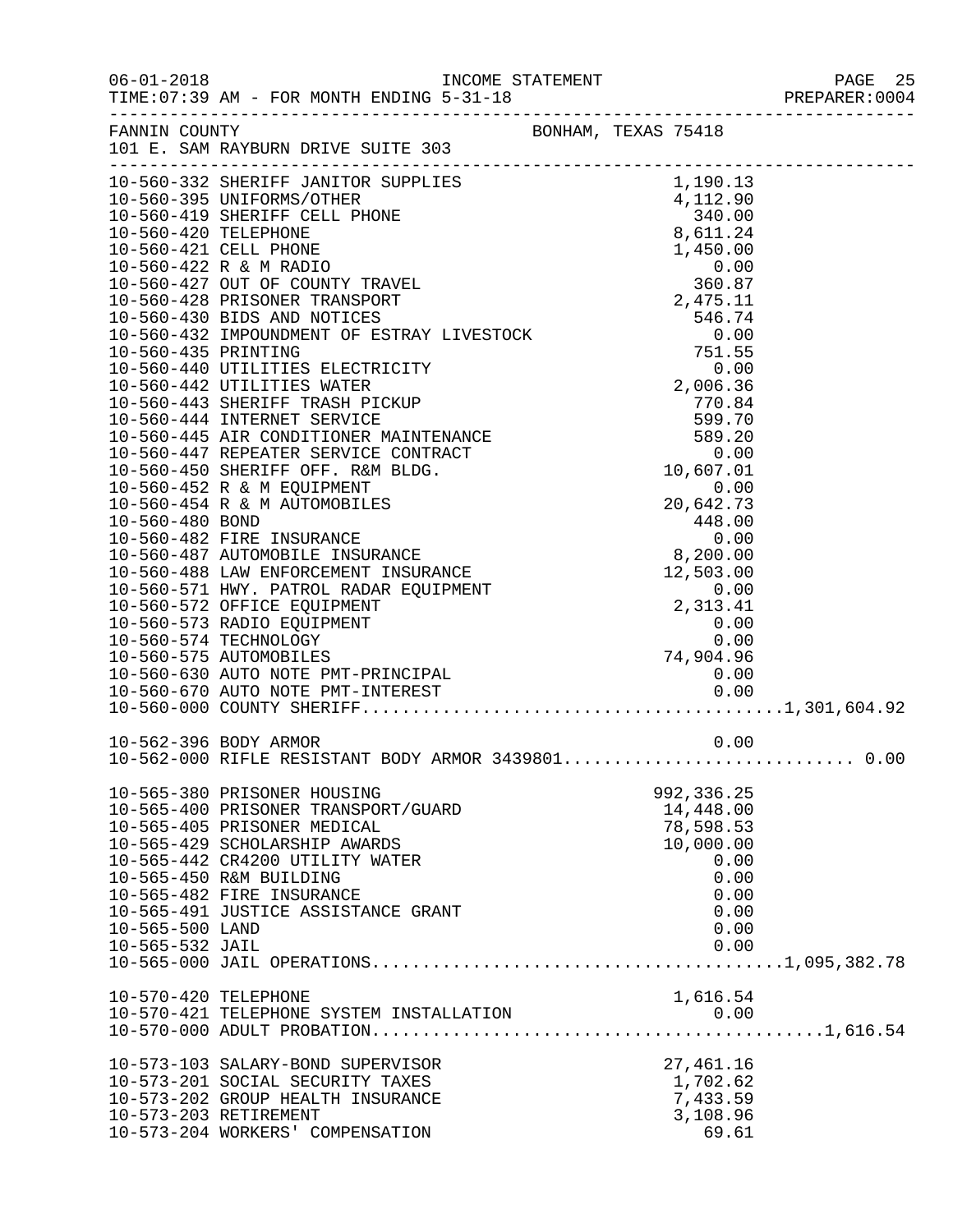FANNIN COUNTY  
101 E. SAM RAYBURN DRIVE SUITE 303  
BONHAM, TEXAS 75418

| Account | Description | Amount | Total |
|---|---|---|---|
| 10-560-332 | SHERIFF JANITOR SUPPLIES | 1,190.13 | |
| 10-560-395 | UNIFORMS/OTHER | 4,112.90 | |
| 10-560-419 | SHERIFF CELL PHONE | 340.00 | |
| 10-560-420 | TELEPHONE | 8,611.24 | |
| 10-560-421 | CELL PHONE | 1,450.00 | |
| 10-560-422 | R & M RADIO | 0.00 | |
| 10-560-427 | OUT OF COUNTY TRAVEL | 360.87 | |
| 10-560-428 | PRISONER TRANSPORT | 2,475.11 | |
| 10-560-430 | BIDS AND NOTICES | 546.74 | |
| 10-560-432 | IMPOUNDMENT OF ESTRAY LIVESTOCK | 0.00 | |
| 10-560-435 | PRINTING | 751.55 | |
| 10-560-440 | UTILITIES ELECTRICITY | 0.00 | |
| 10-560-442 | UTILITIES WATER | 2,006.36 | |
| 10-560-443 | SHERIFF TRASH PICKUP | 770.84 | |
| 10-560-444 | INTERNET SERVICE | 599.70 | |
| 10-560-445 | AIR CONDITIONER MAINTENANCE | 589.20 | |
| 10-560-447 | REPEATER SERVICE CONTRACT | 0.00 | |
| 10-560-450 | SHERIFF OFF. R&M BLDG. | 10,607.01 | |
| 10-560-452 | R & M EQUIPMENT | 0.00 | |
| 10-560-454 | R & M AUTOMOBILES | 20,642.73 | |
| 10-560-480 | BOND | 448.00 | |
| 10-560-482 | FIRE INSURANCE | 0.00 | |
| 10-560-487 | AUTOMOBILE INSURANCE | 8,200.00 | |
| 10-560-488 | LAW ENFORCEMENT INSURANCE | 12,503.00 | |
| 10-560-571 | HWY. PATROL RADAR EQUIPMENT | 0.00 | |
| 10-560-572 | OFFICE EQUIPMENT | 2,313.41 | |
| 10-560-573 | RADIO EQUIPMENT | 0.00 | |
| 10-560-574 | TECHNOLOGY | 0.00 | |
| 10-560-575 | AUTOMOBILES | 74,904.96 | |
| 10-560-630 | AUTO NOTE PMT-PRINCIPAL | 0.00 | |
| 10-560-670 | AUTO NOTE PMT-INTEREST | 0.00 | |
| 10-560-000 | COUNTY SHERIFF | | 1,301,604.92 |
| 10-562-396 | BODY ARMOR | 0.00 | |
| 10-562-000 | RIFLE RESISTANT BODY ARMOR 3439801 | | 0.00 |
| 10-565-380 | PRISONER HOUSING | 992,336.25 | |
| 10-565-400 | PRISONER TRANSPORT/GUARD | 14,448.00 | |
| 10-565-405 | PRISONER MEDICAL | 78,598.53 | |
| 10-565-429 | SCHOLARSHIP AWARDS | 10,000.00 | |
| 10-565-442 | CR4200 UTILITY WATER | 0.00 | |
| 10-565-450 | R&M BUILDING | 0.00 | |
| 10-565-482 | FIRE INSURANCE | 0.00 | |
| 10-565-491 | JUSTICE ASSISTANCE GRANT | 0.00 | |
| 10-565-500 | LAND | 0.00 | |
| 10-565-532 | JAIL | 0.00 | |
| 10-565-000 | JAIL OPERATIONS | | 1,095,382.78 |
| 10-570-420 | TELEPHONE | 1,616.54 | |
| 10-570-421 | TELEPHONE SYSTEM INSTALLATION | 0.00 | |
| 10-570-000 | ADULT PROBATION | | 1,616.54 |
| 10-573-103 | SALARY-BOND SUPERVISOR | 27,461.16 | |
| 10-573-201 | SOCIAL SECURITY TAXES | 1,702.62 | |
| 10-573-202 | GROUP HEALTH INSURANCE | 7,433.59 | |
| 10-573-203 | RETIREMENT | 3,108.96 | |
| 10-573-204 | WORKERS' COMPENSATION | 69.61 | |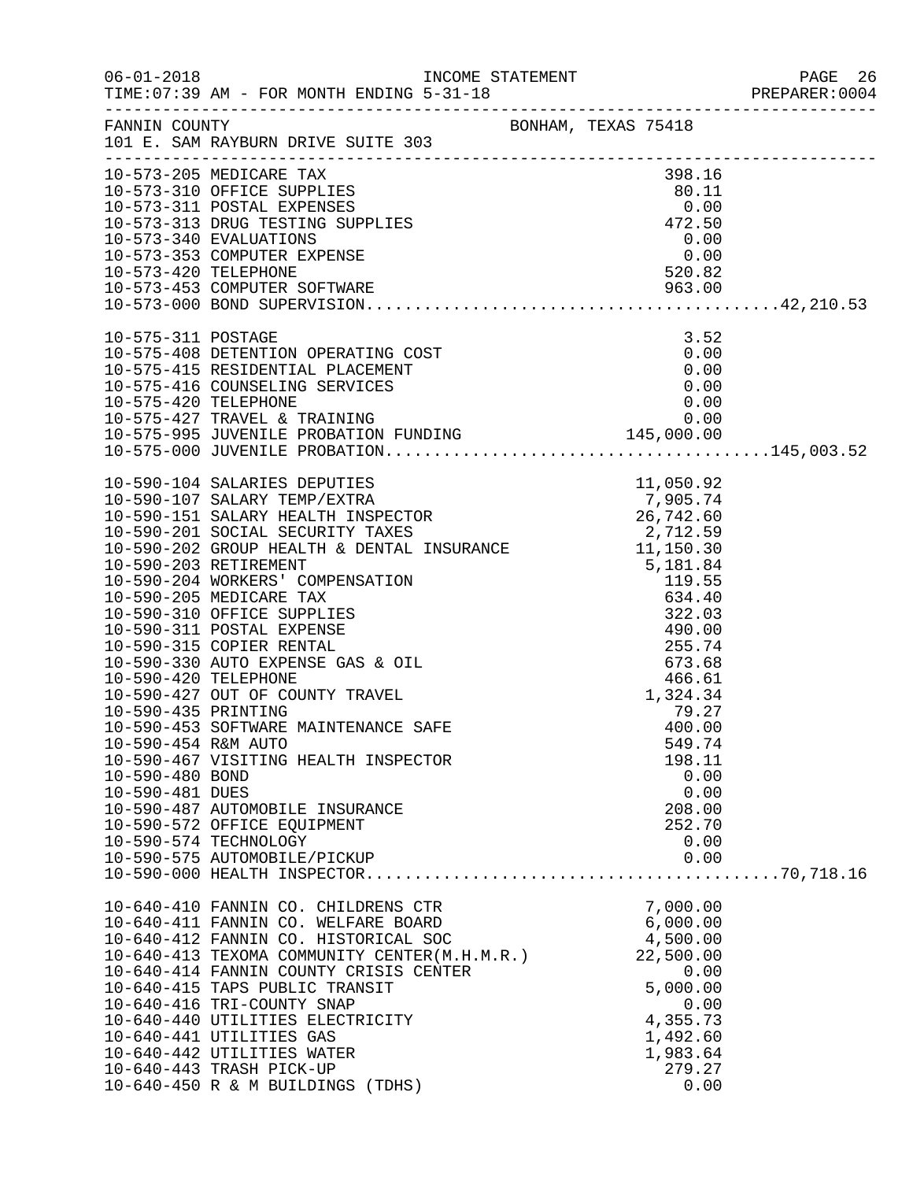FANNIN COUNTY — BONHAM, TEXAS 75418
101 E. SAM RAYBURN DRIVE SUITE 303

INCOME STATEMENT — FOR MONTH ENDING 5-31-18

| Account | Description | Amount | Total |
|---|---|---|---|
| 10-573-205 | MEDICARE TAX | 398.16 | |
| 10-573-310 | OFFICE SUPPLIES | 80.11 | |
| 10-573-311 | POSTAL EXPENSES | 0.00 | |
| 10-573-313 | DRUG TESTING SUPPLIES | 472.50 | |
| 10-573-340 | EVALUATIONS | 0.00 | |
| 10-573-353 | COMPUTER EXPENSE | 0.00 | |
| 10-573-420 | TELEPHONE | 520.82 | |
| 10-573-453 | COMPUTER SOFTWARE | 963.00 | |
| 10-573-000 | BOND SUPERVISION | | 42,210.53 |
| 10-575-311 | POSTAGE | 3.52 | |
| 10-575-408 | DETENTION OPERATING COST | 0.00 | |
| 10-575-415 | RESIDENTIAL PLACEMENT | 0.00 | |
| 10-575-416 | COUNSELING SERVICES | 0.00 | |
| 10-575-420 | TELEPHONE | 0.00 | |
| 10-575-427 | TRAVEL & TRAINING | 0.00 | |
| 10-575-995 | JUVENILE PROBATION FUNDING | 145,000.00 | |
| 10-575-000 | JUVENILE PROBATION | | 145,003.52 |
| 10-590-104 | SALARIES DEPUTIES | 11,050.92 | |
| 10-590-107 | SALARY TEMP/EXTRA | 7,905.74 | |
| 10-590-151 | SALARY HEALTH INSPECTOR | 26,742.60 | |
| 10-590-201 | SOCIAL SECURITY TAXES | 2,712.59 | |
| 10-590-202 | GROUP HEALTH & DENTAL INSURANCE | 11,150.30 | |
| 10-590-203 | RETIREMENT | 5,181.84 | |
| 10-590-204 | WORKERS' COMPENSATION | 119.55 | |
| 10-590-205 | MEDICARE TAX | 634.40 | |
| 10-590-310 | OFFICE SUPPLIES | 322.03 | |
| 10-590-311 | POSTAL EXPENSE | 490.00 | |
| 10-590-315 | COPIER RENTAL | 255.74 | |
| 10-590-330 | AUTO EXPENSE GAS & OIL | 673.68 | |
| 10-590-420 | TELEPHONE | 466.61 | |
| 10-590-427 | OUT OF COUNTY TRAVEL | 1,324.34 | |
| 10-590-435 | PRINTING | 79.27 | |
| 10-590-453 | SOFTWARE MAINTENANCE SAFE | 400.00 | |
| 10-590-454 | R&M AUTO | 549.74 | |
| 10-590-467 | VISITING HEALTH INSPECTOR | 198.11 | |
| 10-590-480 | BOND | 0.00 | |
| 10-590-481 | DUES | 0.00 | |
| 10-590-487 | AUTOMOBILE INSURANCE | 208.00 | |
| 10-590-572 | OFFICE EQUIPMENT | 252.70 | |
| 10-590-574 | TECHNOLOGY | 0.00 | |
| 10-590-575 | AUTOMOBILE/PICKUP | 0.00 | |
| 10-590-000 | HEALTH INSPECTOR | | 70,718.16 |
| 10-640-410 | FANNIN CO. CHILDRENS CTR | 7,000.00 | |
| 10-640-411 | FANNIN CO. WELFARE BOARD | 6,000.00 | |
| 10-640-412 | FANNIN CO. HISTORICAL SOC | 4,500.00 | |
| 10-640-413 | TEXOMA COMMUNITY CENTER(M.H.M.R.) | 22,500.00 | |
| 10-640-414 | FANNIN COUNTY CRISIS CENTER | 0.00 | |
| 10-640-415 | TAPS PUBLIC TRANSIT | 5,000.00 | |
| 10-640-416 | TRI-COUNTY SNAP | 0.00 | |
| 10-640-440 | UTILITIES ELECTRICITY | 4,355.73 | |
| 10-640-441 | UTILITIES GAS | 1,492.60 | |
| 10-640-442 | UTILITIES WATER | 1,983.64 | |
| 10-640-443 | TRASH PICK-UP | 279.27 | |
| 10-640-450 | R & M BUILDINGS (TDHS) | 0.00 | |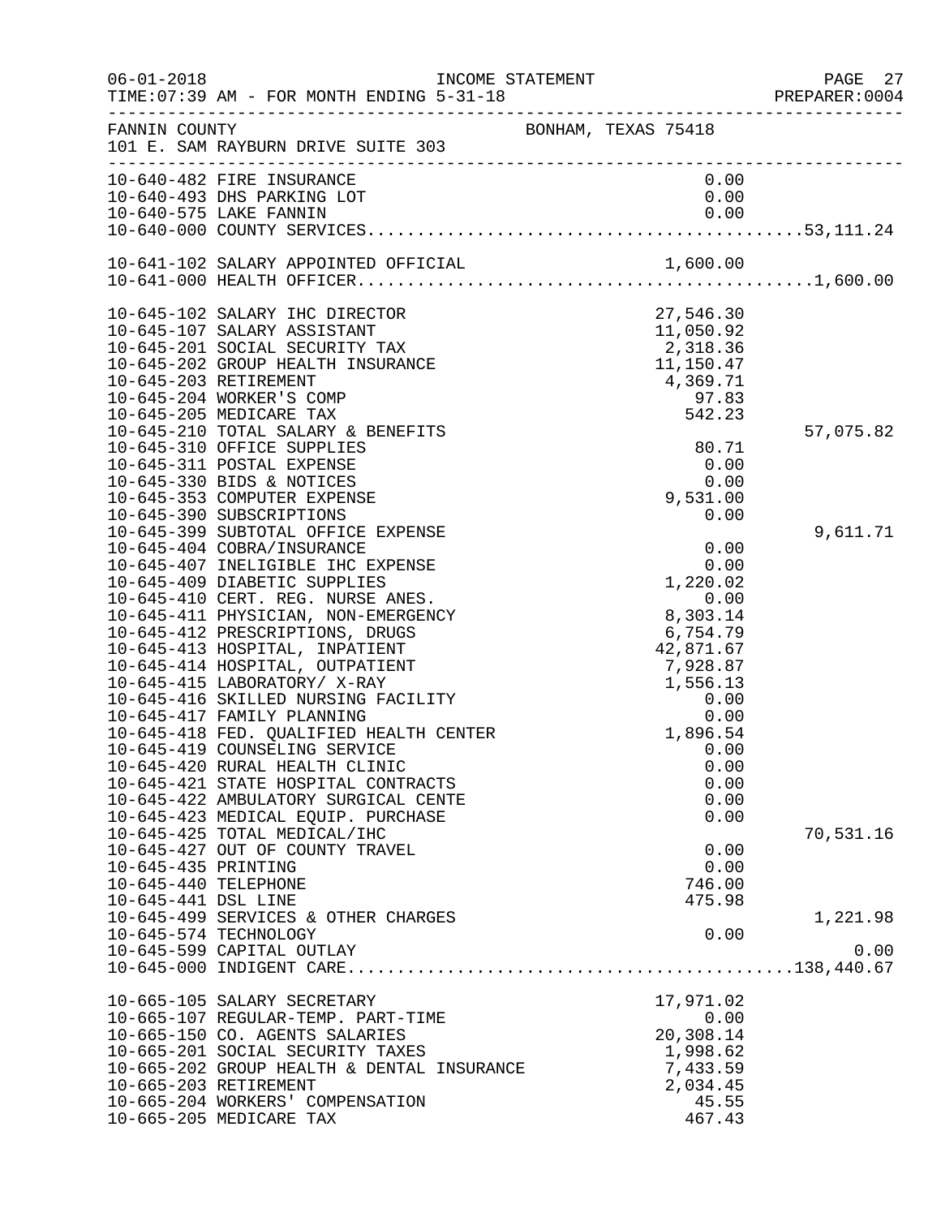FANNIN COUNTY — BONHAM, TEXAS 75418
101 E. SAM RAYBURN DRIVE SUITE 303

INCOME STATEMENT — TIME:07:39 AM - FOR MONTH ENDING 5-31-18

| Account | Description | Amount | Total |
|---|---|---|---|
| 10-640-482 | FIRE INSURANCE | 0.00 | |
| 10-640-493 | DHS PARKING LOT | 0.00 | |
| 10-640-575 | LAKE FANNIN | 0.00 | |
| 10-640-000 | COUNTY SERVICES | | 53,111.24 |
| 10-641-102 | SALARY APPOINTED OFFICIAL | 1,600.00 | |
| 10-641-000 | HEALTH OFFICER | | 1,600.00 |
| 10-645-102 | SALARY IHC DIRECTOR | 27,546.30 | |
| 10-645-107 | SALARY ASSISTANT | 11,050.92 | |
| 10-645-201 | SOCIAL SECURITY TAX | 2,318.36 | |
| 10-645-202 | GROUP HEALTH INSURANCE | 11,150.47 | |
| 10-645-203 | RETIREMENT | 4,369.71 | |
| 10-645-204 | WORKER'S COMP | 97.83 | |
| 10-645-205 | MEDICARE TAX | 542.23 | |
| 10-645-210 | TOTAL SALARY & BENEFITS | | 57,075.82 |
| 10-645-310 | OFFICE SUPPLIES | 80.71 | |
| 10-645-311 | POSTAL EXPENSE | 0.00 | |
| 10-645-330 | BIDS & NOTICES | 0.00 | |
| 10-645-353 | COMPUTER EXPENSE | 9,531.00 | |
| 10-645-390 | SUBSCRIPTIONS | 0.00 | |
| 10-645-399 | SUBTOTAL OFFICE EXPENSE | | 9,611.71 |
| 10-645-404 | COBRA/INSURANCE | 0.00 | |
| 10-645-407 | INELIGIBLE IHC EXPENSE | 0.00 | |
| 10-645-409 | DIABETIC SUPPLIES | 1,220.02 | |
| 10-645-410 | CERT. REG. NURSE ANES. | 0.00 | |
| 10-645-411 | PHYSICIAN, NON-EMERGENCY | 8,303.14 | |
| 10-645-412 | PRESCRIPTIONS, DRUGS | 6,754.79 | |
| 10-645-413 | HOSPITAL, INPATIENT | 42,871.67 | |
| 10-645-414 | HOSPITAL, OUTPATIENT | 7,928.87 | |
| 10-645-415 | LABORATORY/ X-RAY | 1,556.13 | |
| 10-645-416 | SKILLED NURSING FACILITY | 0.00 | |
| 10-645-417 | FAMILY PLANNING | 0.00 | |
| 10-645-418 | FED. QUALIFIED HEALTH CENTER | 1,896.54 | |
| 10-645-419 | COUNSELING SERVICE | 0.00 | |
| 10-645-420 | RURAL HEALTH CLINIC | 0.00 | |
| 10-645-421 | STATE HOSPITAL CONTRACTS | 0.00 | |
| 10-645-422 | AMBULATORY SURGICAL CENTE | 0.00 | |
| 10-645-423 | MEDICAL EQUIP. PURCHASE | 0.00 | |
| 10-645-425 | TOTAL MEDICAL/IHC | | 70,531.16 |
| 10-645-427 | OUT OF COUNTY TRAVEL | 0.00 | |
| 10-645-435 | PRINTING | 0.00 | |
| 10-645-440 | TELEPHONE | 746.00 | |
| 10-645-441 | DSL LINE | 475.98 | |
| 10-645-499 | SERVICES & OTHER CHARGES | | 1,221.98 |
| 10-645-574 | TECHNOLOGY | 0.00 | |
| 10-645-599 | CAPITAL OUTLAY | | 0.00 |
| 10-645-000 | INDIGENT CARE | | 138,440.67 |
| 10-665-105 | SALARY SECRETARY | 17,971.02 | |
| 10-665-107 | REGULAR-TEMP. PART-TIME | 0.00 | |
| 10-665-150 | CO. AGENTS SALARIES | 20,308.14 | |
| 10-665-201 | SOCIAL SECURITY TAXES | 1,998.62 | |
| 10-665-202 | GROUP HEALTH & DENTAL INSURANCE | 7,433.59 | |
| 10-665-203 | RETIREMENT | 2,034.45 | |
| 10-665-204 | WORKERS' COMPENSATION | 45.55 | |
| 10-665-205 | MEDICARE TAX | 467.43 | |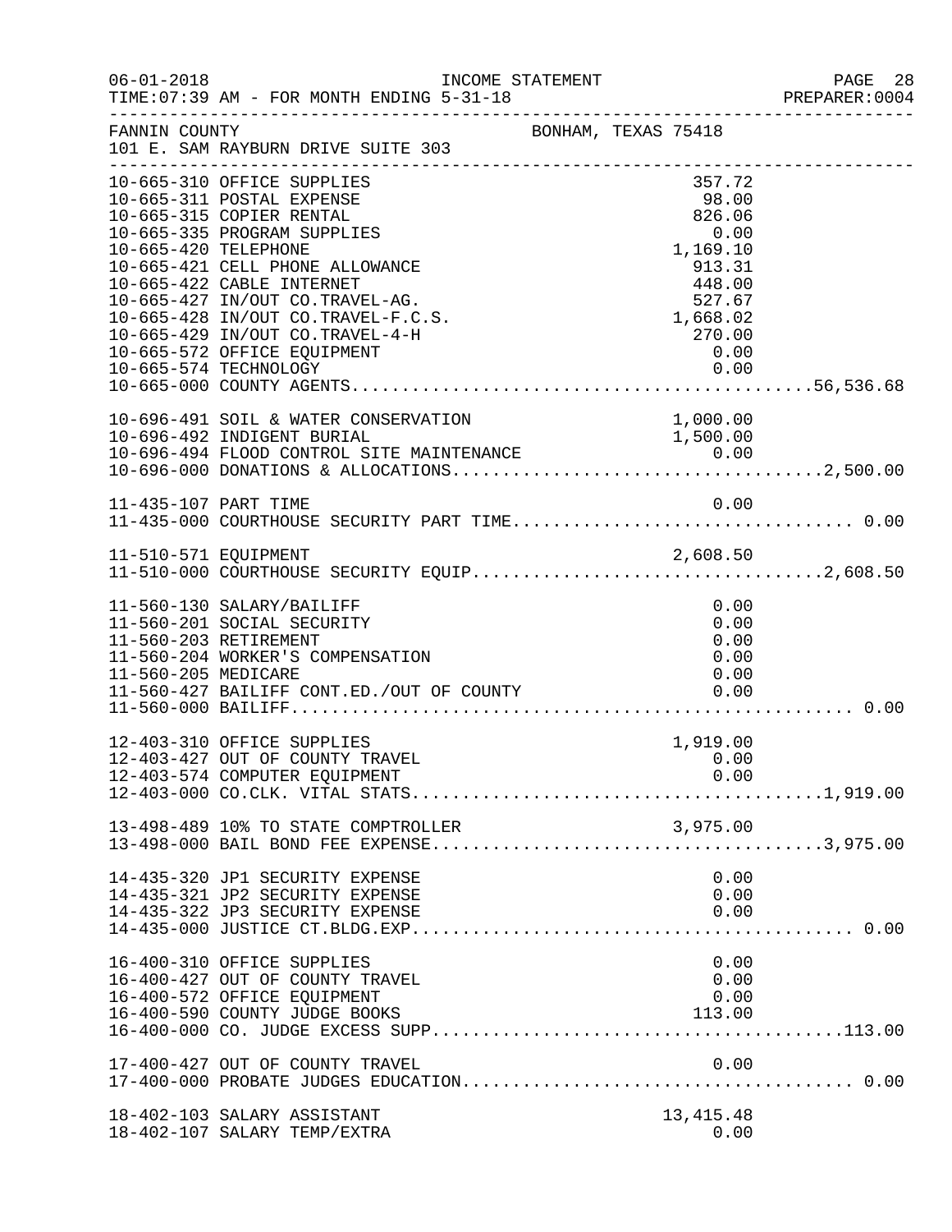FANNIN COUNTY — BONHAM, TEXAS 75418
101 E. SAM RAYBURN DRIVE SUITE 303

INCOME STATEMENT — TIME:07:39 AM - FOR MONTH ENDING 5-31-18

| Account | Description | Amount | Total |
|---|---|---|---|
| 10-665-310 | OFFICE SUPPLIES | 357.72 | |
| 10-665-311 | POSTAL EXPENSE | 98.00 | |
| 10-665-315 | COPIER RENTAL | 826.06 | |
| 10-665-335 | PROGRAM SUPPLIES | 0.00 | |
| 10-665-420 | TELEPHONE | 1,169.10 | |
| 10-665-421 | CELL PHONE ALLOWANCE | 913.31 | |
| 10-665-422 | CABLE INTERNET | 448.00 | |
| 10-665-427 | IN/OUT CO.TRAVEL-AG. | 527.67 | |
| 10-665-428 | IN/OUT CO.TRAVEL-F.C.S. | 1,668.02 | |
| 10-665-429 | IN/OUT CO.TRAVEL-4-H | 270.00 | |
| 10-665-572 | OFFICE EQUIPMENT | 0.00 | |
| 10-665-574 | TECHNOLOGY | 0.00 | |
| 10-665-000 | COUNTY AGENTS | | 56,536.68 |
| 10-696-491 | SOIL & WATER CONSERVATION | 1,000.00 | |
| 10-696-492 | INDIGENT BURIAL | 1,500.00 | |
| 10-696-494 | FLOOD CONTROL SITE MAINTENANCE | 0.00 | |
| 10-696-000 | DONATIONS & ALLOCATIONS | | 2,500.00 |
| 11-435-107 | PART TIME | 0.00 | |
| 11-435-000 | COURTHOUSE SECURITY PART TIME | | 0.00 |
| 11-510-571 | EQUIPMENT | 2,608.50 | |
| 11-510-000 | COURTHOUSE SECURITY EQUIP | | 2,608.50 |
| 11-560-130 | SALARY/BAILIFF | 0.00 | |
| 11-560-201 | SOCIAL SECURITY | 0.00 | |
| 11-560-203 | RETIREMENT | 0.00 | |
| 11-560-204 | WORKER'S COMPENSATION | 0.00 | |
| 11-560-205 | MEDICARE | 0.00 | |
| 11-560-427 | BAILIFF CONT.ED./OUT OF COUNTY | 0.00 | |
| 11-560-000 | BAILIFF | | 0.00 |
| 12-403-310 | OFFICE SUPPLIES | 1,919.00 | |
| 12-403-427 | OUT OF COUNTY TRAVEL | 0.00 | |
| 12-403-574 | COMPUTER EQUIPMENT | 0.00 | |
| 12-403-000 | CO.CLK. VITAL STATS | | 1,919.00 |
| 13-498-489 | 10% TO STATE COMPTROLLER | 3,975.00 | |
| 13-498-000 | BAIL BOND FEE EXPENSE | | 3,975.00 |
| 14-435-320 | JP1 SECURITY EXPENSE | 0.00 | |
| 14-435-321 | JP2 SECURITY EXPENSE | 0.00 | |
| 14-435-322 | JP3 SECURITY EXPENSE | 0.00 | |
| 14-435-000 | JUSTICE CT.BLDG.EXP | | 0.00 |
| 16-400-310 | OFFICE SUPPLIES | 0.00 | |
| 16-400-427 | OUT OF COUNTY TRAVEL | 0.00 | |
| 16-400-572 | OFFICE EQUIPMENT | 0.00 | |
| 16-400-590 | COUNTY JUDGE BOOKS | 113.00 | |
| 16-400-000 | CO. JUDGE EXCESS SUPP | | 113.00 |
| 17-400-427 | OUT OF COUNTY TRAVEL | 0.00 | |
| 17-400-000 | PROBATE JUDGES EDUCATION | | 0.00 |
| 18-402-103 | SALARY ASSISTANT | 13,415.48 | |
| 18-402-107 | SALARY TEMP/EXTRA | 0.00 | |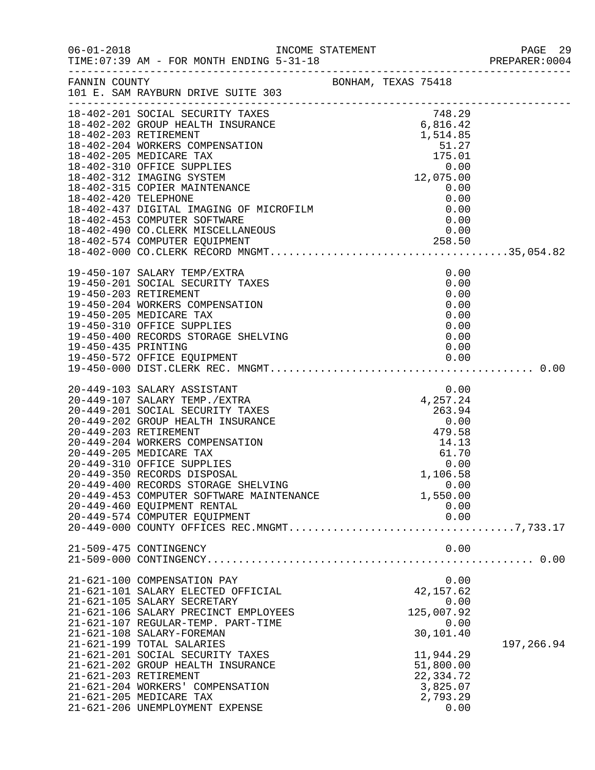FANNIN COUNTY BONHAM, TEXAS 75418
101 E. SAM RAYBURN DRIVE SUITE 303

| Account | Description | Amount | Total |
|---|---|---|---|
| 18-402-201 | SOCIAL SECURITY TAXES | 748.29 | |
| 18-402-202 | GROUP HEALTH INSURANCE | 6,816.42 | |
| 18-402-203 | RETIREMENT | 1,514.85 | |
| 18-402-204 | WORKERS COMPENSATION | 51.27 | |
| 18-402-205 | MEDICARE TAX | 175.01 | |
| 18-402-310 | OFFICE SUPPLIES | 0.00 | |
| 18-402-312 | IMAGING SYSTEM | 12,075.00 | |
| 18-402-315 | COPIER MAINTENANCE | 0.00 | |
| 18-402-420 | TELEPHONE | 0.00 | |
| 18-402-437 | DIGITAL IMAGING OF MICROFILM | 0.00 | |
| 18-402-453 | COMPUTER SOFTWARE | 0.00 | |
| 18-402-490 | CO.CLERK MISCELLANEOUS | 0.00 | |
| 18-402-574 | COMPUTER EQUIPMENT | 258.50 | |
| 18-402-000 | CO.CLERK RECORD MNGMT. | | 35,054.82 |
| 19-450-107 | SALARY TEMP/EXTRA | 0.00 | |
| 19-450-201 | SOCIAL SECURITY TAXES | 0.00 | |
| 19-450-203 | RETIREMENT | 0.00 | |
| 19-450-204 | WORKERS COMPENSATION | 0.00 | |
| 19-450-205 | MEDICARE TAX | 0.00 | |
| 19-450-310 | OFFICE SUPPLIES | 0.00 | |
| 19-450-400 | RECORDS STORAGE SHELVING | 0.00 | |
| 19-450-435 | PRINTING | 0.00 | |
| 19-450-572 | OFFICE EQUIPMENT | 0.00 | |
| 19-450-000 | DIST.CLERK REC. MNGMT. | | 0.00 |
| 20-449-103 | SALARY ASSISTANT | 0.00 | |
| 20-449-107 | SALARY TEMP./EXTRA | 4,257.24 | |
| 20-449-201 | SOCIAL SECURITY TAXES | 263.94 | |
| 20-449-202 | GROUP HEALTH INSURANCE | 0.00 | |
| 20-449-203 | RETIREMENT | 479.58 | |
| 20-449-204 | WORKERS COMPENSATION | 14.13 | |
| 20-449-205 | MEDICARE TAX | 61.70 | |
| 20-449-310 | OFFICE SUPPLIES | 0.00 | |
| 20-449-350 | RECORDS DISPOSAL | 1,106.58 | |
| 20-449-400 | RECORDS STORAGE SHELVING | 0.00 | |
| 20-449-453 | COMPUTER SOFTWARE MAINTENANCE | 1,550.00 | |
| 20-449-460 | EQUIPMENT RENTAL | 0.00 | |
| 20-449-574 | COMPUTER EQUIPMENT | 0.00 | |
| 20-449-000 | COUNTY OFFICES REC.MNGMT. | | 7,733.17 |
| 21-509-475 | CONTINGENCY | 0.00 | |
| 21-509-000 | CONTINGENCY | | 0.00 |
| 21-621-100 | COMPENSATION PAY | 0.00 | |
| 21-621-101 | SALARY ELECTED OFFICIAL | 42,157.62 | |
| 21-621-105 | SALARY SECRETARY | 0.00 | |
| 21-621-106 | SALARY PRECINCT EMPLOYEES | 125,007.92 | |
| 21-621-107 | REGULAR-TEMP. PART-TIME | 0.00 | |
| 21-621-108 | SALARY-FOREMAN | 30,101.40 | |
| 21-621-199 | TOTAL SALARIES | | 197,266.94 |
| 21-621-201 | SOCIAL SECURITY TAXES | 11,944.29 | |
| 21-621-202 | GROUP HEALTH INSURANCE | 51,800.00 | |
| 21-621-203 | RETIREMENT | 22,334.72 | |
| 21-621-204 | WORKERS' COMPENSATION | 3,825.07 | |
| 21-621-205 | MEDICARE TAX | 2,793.29 | |
| 21-621-206 | UNEMPLOYMENT EXPENSE | 0.00 | |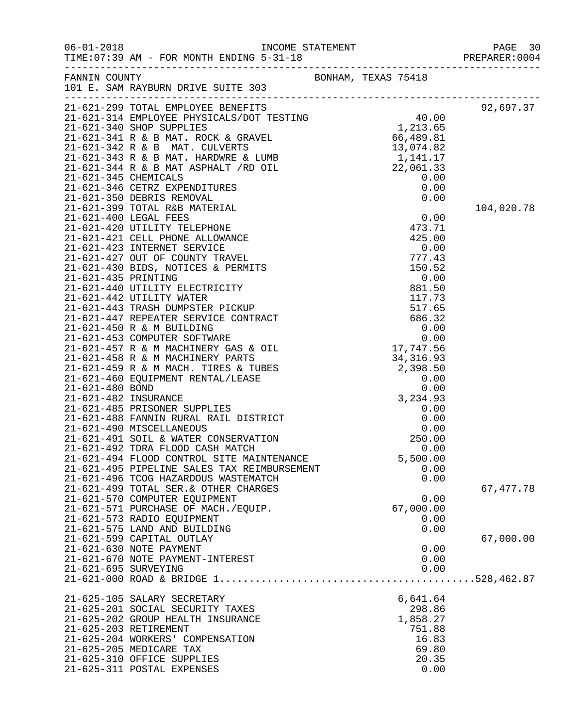FANNIN COUNTY BONHAM, TEXAS 75418
101 E. SAM RAYBURN DRIVE SUITE 303

| Account | Description | Amount | Total |
|---|---|---|---|
| 21-621-299 | TOTAL EMPLOYEE BENEFITS | | 92,697.37 |
| 21-621-314 | EMPLOYEE PHYSICALS/DOT TESTING | 40.00 | |
| 21-621-340 | SHOP SUPPLIES | 1,213.65 | |
| 21-621-341 | R & B MAT. ROCK & GRAVEL | 66,489.81 | |
| 21-621-342 | R & B MAT. CULVERTS | 13,074.82 | |
| 21-621-343 | R & B MAT. HARDWRE & LUMB | 1,141.17 | |
| 21-621-344 | R & B MAT ASPHALT /RD OIL | 22,061.33 | |
| 21-621-345 | CHEMICALS | 0.00 | |
| 21-621-346 | CETRZ EXPENDITURES | 0.00 | |
| 21-621-350 | DEBRIS REMOVAL | 0.00 | |
| 21-621-399 | TOTAL R&B MATERIAL | | 104,020.78 |
| 21-621-400 | LEGAL FEES | 0.00 | |
| 21-621-420 | UTILITY TELEPHONE | 473.71 | |
| 21-621-421 | CELL PHONE ALLOWANCE | 425.00 | |
| 21-621-423 | INTERNET SERVICE | 0.00 | |
| 21-621-427 | OUT OF COUNTY TRAVEL | 777.43 | |
| 21-621-430 | BIDS, NOTICES & PERMITS | 150.52 | |
| 21-621-435 | PRINTING | 0.00 | |
| 21-621-440 | UTILITY ELECTRICITY | 881.50 | |
| 21-621-442 | UTILITY WATER | 117.73 | |
| 21-621-443 | TRASH DUMPSTER PICKUP | 517.65 | |
| 21-621-447 | REPEATER SERVICE CONTRACT | 686.32 | |
| 21-621-450 | R & M BUILDING | 0.00 | |
| 21-621-453 | COMPUTER SOFTWARE | 0.00 | |
| 21-621-457 | R & M MACHINERY GAS & OIL | 17,747.56 | |
| 21-621-458 | R & M MACHINERY PARTS | 34,316.93 | |
| 21-621-459 | R & M MACH. TIRES & TUBES | 2,398.50 | |
| 21-621-460 | EQUIPMENT RENTAL/LEASE | 0.00 | |
| 21-621-480 | BOND | 0.00 | |
| 21-621-482 | INSURANCE | 3,234.93 | |
| 21-621-485 | PRISONER SUPPLIES | 0.00 | |
| 21-621-488 | FANNIN RURAL RAIL DISTRICT | 0.00 | |
| 21-621-490 | MISCELLANEOUS | 0.00 | |
| 21-621-491 | SOIL & WATER CONSERVATION | 250.00 | |
| 21-621-492 | TDRA FLOOD CASH MATCH | 0.00 | |
| 21-621-494 | FLOOD CONTROL SITE MAINTENANCE | 5,500.00 | |
| 21-621-495 | PIPELINE SALES TAX REIMBURSEMENT | 0.00 | |
| 21-621-496 | TCOG HAZARDOUS WASTEMATCH | 0.00 | |
| 21-621-499 | TOTAL SER.& OTHER CHARGES | | 67,477.78 |
| 21-621-570 | COMPUTER EQUIPMENT | 0.00 | |
| 21-621-571 | PURCHASE OF MACH./EQUIP. | 67,000.00 | |
| 21-621-573 | RADIO EQUIPMENT | 0.00 | |
| 21-621-575 | LAND AND BUILDING | 0.00 | |
| 21-621-599 | CAPITAL OUTLAY | | 67,000.00 |
| 21-621-630 | NOTE PAYMENT | 0.00 | |
| 21-621-670 | NOTE PAYMENT-INTEREST | 0.00 | |
| 21-621-695 | SURVEYING | 0.00 | |
| 21-621-000 | ROAD & BRIDGE 1 | | 528,462.87 |
| 21-625-105 | SALARY SECRETARY | 6,641.64 | |
| 21-625-201 | SOCIAL SECURITY TAXES | 298.86 | |
| 21-625-202 | GROUP HEALTH INSURANCE | 1,858.27 | |
| 21-625-203 | RETIREMENT | 751.88 | |
| 21-625-204 | WORKERS' COMPENSATION | 16.83 | |
| 21-625-205 | MEDICARE TAX | 69.80 | |
| 21-625-310 | OFFICE SUPPLIES | 20.35 | |
| 21-625-311 | POSTAL EXPENSES | 0.00 | |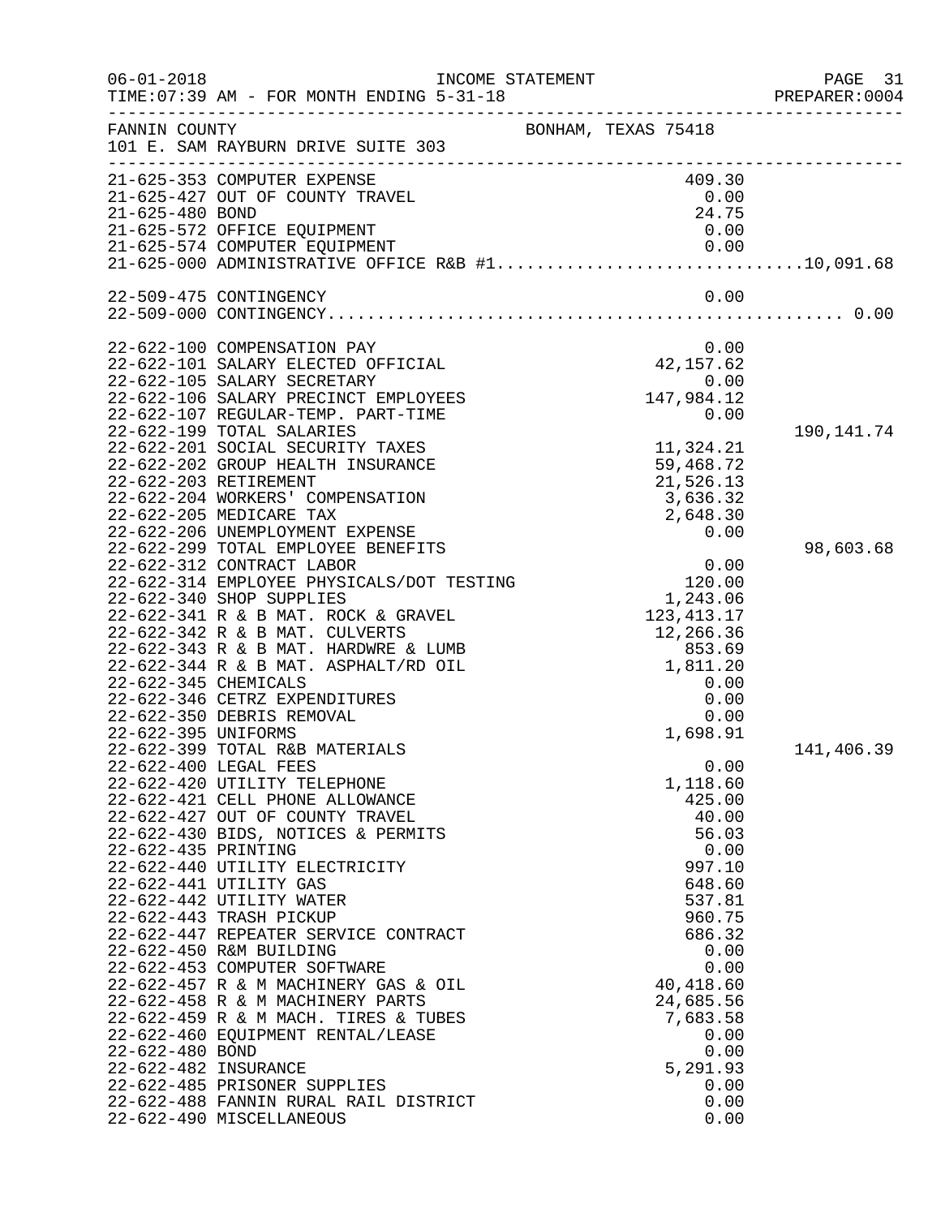FANNIN COUNTY BONHAM, TEXAS 75418
101 E. SAM RAYBURN DRIVE SUITE 303

INCOME STATEMENT — FOR MONTH ENDING 5-31-18

| Account | Description | Amount | Total |
|---|---|---|---|
| 21-625-353 | COMPUTER EXPENSE | 409.30 | |
| 21-625-427 | OUT OF COUNTY TRAVEL | 0.00 | |
| 21-625-480 | BOND | 24.75 | |
| 21-625-572 | OFFICE EQUIPMENT | 0.00 | |
| 21-625-574 | COMPUTER EQUIPMENT | 0.00 | |
| 21-625-000 | ADMINISTRATIVE OFFICE R&B #1 | | 10,091.68 |
| 22-509-475 | CONTINGENCY | 0.00 | |
| 22-509-000 | CONTINGENCY | | 0.00 |
| 22-622-100 | COMPENSATION PAY | 0.00 | |
| 22-622-101 | SALARY ELECTED OFFICIAL | 42,157.62 | |
| 22-622-105 | SALARY SECRETARY | 0.00 | |
| 22-622-106 | SALARY PRECINCT EMPLOYEES | 147,984.12 | |
| 22-622-107 | REGULAR-TEMP. PART-TIME | 0.00 | |
| 22-622-199 | TOTAL SALARIES | | 190,141.74 |
| 22-622-201 | SOCIAL SECURITY TAXES | 11,324.21 | |
| 22-622-202 | GROUP HEALTH INSURANCE | 59,468.72 | |
| 22-622-203 | RETIREMENT | 21,526.13 | |
| 22-622-204 | WORKERS' COMPENSATION | 3,636.32 | |
| 22-622-205 | MEDICARE TAX | 2,648.30 | |
| 22-622-206 | UNEMPLOYMENT EXPENSE | 0.00 | |
| 22-622-299 | TOTAL EMPLOYEE BENEFITS | | 98,603.68 |
| 22-622-312 | CONTRACT LABOR | 0.00 | |
| 22-622-314 | EMPLOYEE PHYSICALS/DOT TESTING | 120.00 | |
| 22-622-340 | SHOP SUPPLIES | 1,243.06 | |
| 22-622-341 | R & B MAT. ROCK & GRAVEL | 123,413.17 | |
| 22-622-342 | R & B MAT. CULVERTS | 12,266.36 | |
| 22-622-343 | R & B MAT. HARDWRE & LUMB | 853.69 | |
| 22-622-344 | R & B MAT. ASPHALT/RD OIL | 1,811.20 | |
| 22-622-345 | CHEMICALS | 0.00 | |
| 22-622-346 | CETRZ EXPENDITURES | 0.00 | |
| 22-622-350 | DEBRIS REMOVAL | 0.00 | |
| 22-622-395 | UNIFORMS | 1,698.91 | |
| 22-622-399 | TOTAL R&B MATERIALS | | 141,406.39 |
| 22-622-400 | LEGAL FEES | 0.00 | |
| 22-622-420 | UTILITY TELEPHONE | 1,118.60 | |
| 22-622-421 | CELL PHONE ALLOWANCE | 425.00 | |
| 22-622-427 | OUT OF COUNTY TRAVEL | 40.00 | |
| 22-622-430 | BIDS, NOTICES & PERMITS | 56.03 | |
| 22-622-435 | PRINTING | 0.00 | |
| 22-622-440 | UTILITY ELECTRICITY | 997.10 | |
| 22-622-441 | UTILITY GAS | 648.60 | |
| 22-622-442 | UTILITY WATER | 537.81 | |
| 22-622-443 | TRASH PICKUP | 960.75 | |
| 22-622-447 | REPEATER SERVICE CONTRACT | 686.32 | |
| 22-622-450 | R&M BUILDING | 0.00 | |
| 22-622-453 | COMPUTER SOFTWARE | 0.00 | |
| 22-622-457 | R & M MACHINERY GAS & OIL | 40,418.60 | |
| 22-622-458 | R & M MACHINERY PARTS | 24,685.56 | |
| 22-622-459 | R & M MACH. TIRES & TUBES | 7,683.58 | |
| 22-622-460 | EQUIPMENT RENTAL/LEASE | 0.00 | |
| 22-622-480 | BOND | 0.00 | |
| 22-622-482 | INSURANCE | 5,291.93 | |
| 22-622-485 | PRISONER SUPPLIES | 0.00 | |
| 22-622-488 | FANNIN RURAL RAIL DISTRICT | 0.00 | |
| 22-622-490 | MISCELLANEOUS | 0.00 | |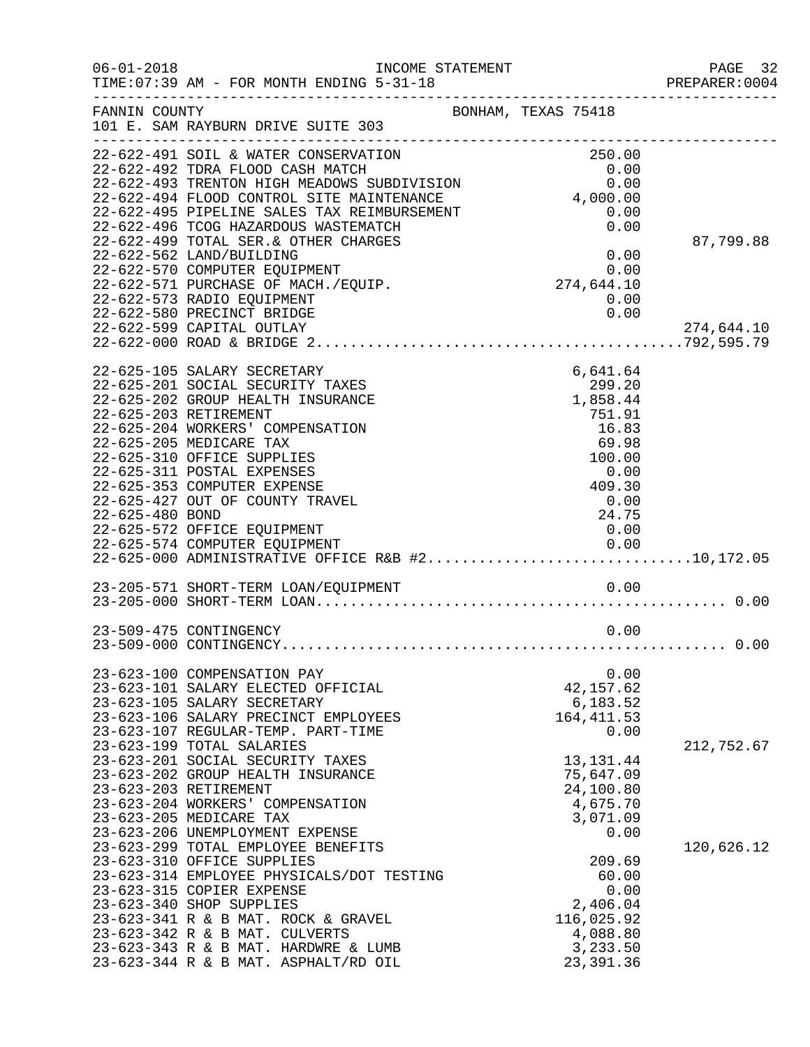FANNIN COUNTY — BONHAM, TEXAS 75418
101 E. SAM RAYBURN DRIVE SUITE 303

INCOME STATEMENT
06-01-2018 TIME:07:39 AM - FOR MONTH ENDING 5-31-18

| Account | Description | Amount | Total |
|---|---|---|---|
| 22-622-491 | SOIL & WATER CONSERVATION | 250.00 | |
| 22-622-492 | TDRA FLOOD CASH MATCH | 0.00 | |
| 22-622-493 | TRENTON HIGH MEADOWS SUBDIVISION | 0.00 | |
| 22-622-494 | FLOOD CONTROL SITE MAINTENANCE | 4,000.00 | |
| 22-622-495 | PIPELINE SALES TAX REIMBURSEMENT | 0.00 | |
| 22-622-496 | TCOG HAZARDOUS WASTEMATCH | 0.00 | |
| 22-622-499 | TOTAL SER.& OTHER CHARGES | | 87,799.88 |
| 22-622-562 | LAND/BUILDING | 0.00 | |
| 22-622-570 | COMPUTER EQUIPMENT | 0.00 | |
| 22-622-571 | PURCHASE OF MACH./EQUIP. | 274,644.10 | |
| 22-622-573 | RADIO EQUIPMENT | 0.00 | |
| 22-622-580 | PRECINCT BRIDGE | 0.00 | |
| 22-622-599 | CAPITAL OUTLAY | | 274,644.10 |
| 22-622-000 | ROAD & BRIDGE 2 | | 792,595.79 |
| 22-625-105 | SALARY SECRETARY | 6,641.64 | |
| 22-625-201 | SOCIAL SECURITY TAXES | 299.20 | |
| 22-625-202 | GROUP HEALTH INSURANCE | 1,858.44 | |
| 22-625-203 | RETIREMENT | 751.91 | |
| 22-625-204 | WORKERS' COMPENSATION | 16.83 | |
| 22-625-205 | MEDICARE TAX | 69.98 | |
| 22-625-310 | OFFICE SUPPLIES | 100.00 | |
| 22-625-311 | POSTAL EXPENSES | 0.00 | |
| 22-625-353 | COMPUTER EXPENSE | 409.30 | |
| 22-625-427 | OUT OF COUNTY TRAVEL | 0.00 | |
| 22-625-480 | BOND | 24.75 | |
| 22-625-572 | OFFICE EQUIPMENT | 0.00 | |
| 22-625-574 | COMPUTER EQUIPMENT | 0.00 | |
| 22-625-000 | ADMINISTRATIVE OFFICE R&B #2 | | 10,172.05 |
| 23-205-571 | SHORT-TERM LOAN/EQUIPMENT | 0.00 | |
| 23-205-000 | SHORT-TERM LOAN | | 0.00 |
| 23-509-475 | CONTINGENCY | 0.00 | |
| 23-509-000 | CONTINGENCY | | 0.00 |
| 23-623-100 | COMPENSATION PAY | 0.00 | |
| 23-623-101 | SALARY ELECTED OFFICIAL | 42,157.62 | |
| 23-623-105 | SALARY SECRETARY | 6,183.52 | |
| 23-623-106 | SALARY PRECINCT EMPLOYEES | 164,411.53 | |
| 23-623-107 | REGULAR-TEMP. PART-TIME | 0.00 | |
| 23-623-199 | TOTAL SALARIES | | 212,752.67 |
| 23-623-201 | SOCIAL SECURITY TAXES | 13,131.44 | |
| 23-623-202 | GROUP HEALTH INSURANCE | 75,647.09 | |
| 23-623-203 | RETIREMENT | 24,100.80 | |
| 23-623-204 | WORKERS' COMPENSATION | 4,675.70 | |
| 23-623-205 | MEDICARE TAX | 3,071.09 | |
| 23-623-206 | UNEMPLOYMENT EXPENSE | 0.00 | |
| 23-623-299 | TOTAL EMPLOYEE BENEFITS | | 120,626.12 |
| 23-623-310 | OFFICE SUPPLIES | 209.69 | |
| 23-623-314 | EMPLOYEE PHYSICALS/DOT TESTING | 60.00 | |
| 23-623-315 | COPIER EXPENSE | 0.00 | |
| 23-623-340 | SHOP SUPPLIES | 2,406.04 | |
| 23-623-341 | R & B MAT. ROCK & GRAVEL | 116,025.92 | |
| 23-623-342 | R & B MAT. CULVERTS | 4,088.80 | |
| 23-623-343 | R & B MAT. HARDWRE & LUMB | 3,233.50 | |
| 23-623-344 | R & B MAT. ASPHALT/RD OIL | 23,391.36 | |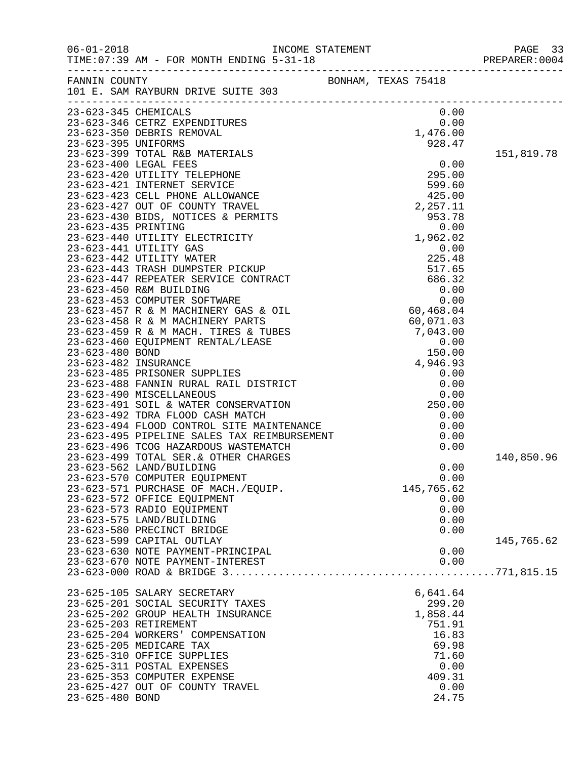INCOME STATEMENT

TIME:07:39 AM - FOR MONTH ENDING 5-31-18

FANNIN COUNTY — BONHAM, TEXAS 75418
101 E. SAM RAYBURN DRIVE SUITE 303

| Account | Description | Amount | Total |
|---|---|---|---|
| 23-623-345 | CHEMICALS | 0.00 | |
| 23-623-346 | CETRZ EXPENDITURES | 0.00 | |
| 23-623-350 | DEBRIS REMOVAL | 1,476.00 | |
| 23-623-395 | UNIFORMS | 928.47 | |
| 23-623-399 | TOTAL R&B MATERIALS | | 151,819.78 |
| 23-623-400 | LEGAL FEES | 0.00 | |
| 23-623-420 | UTILITY TELEPHONE | 295.00 | |
| 23-623-421 | INTERNET SERVICE | 599.60 | |
| 23-623-423 | CELL PHONE ALLOWANCE | 425.00 | |
| 23-623-427 | OUT OF COUNTY TRAVEL | 2,257.11 | |
| 23-623-430 | BIDS, NOTICES & PERMITS | 953.78 | |
| 23-623-435 | PRINTING | 0.00 | |
| 23-623-440 | UTILITY ELECTRICITY | 1,962.02 | |
| 23-623-441 | UTILITY GAS | 0.00 | |
| 23-623-442 | UTILITY WATER | 225.48 | |
| 23-623-443 | TRASH DUMPSTER PICKUP | 517.65 | |
| 23-623-447 | REPEATER SERVICE CONTRACT | 686.32 | |
| 23-623-450 | R&M BUILDING | 0.00 | |
| 23-623-453 | COMPUTER SOFTWARE | 0.00 | |
| 23-623-457 | R & M MACHINERY GAS & OIL | 60,468.04 | |
| 23-623-458 | R & M MACHINERY PARTS | 60,071.03 | |
| 23-623-459 | R & M MACH. TIRES & TUBES | 7,043.00 | |
| 23-623-460 | EQUIPMENT RENTAL/LEASE | 0.00 | |
| 23-623-480 | BOND | 150.00 | |
| 23-623-482 | INSURANCE | 4,946.93 | |
| 23-623-485 | PRISONER SUPPLIES | 0.00 | |
| 23-623-488 | FANNIN RURAL RAIL DISTRICT | 0.00 | |
| 23-623-490 | MISCELLANEOUS | 0.00 | |
| 23-623-491 | SOIL & WATER CONSERVATION | 250.00 | |
| 23-623-492 | TDRA FLOOD CASH MATCH | 0.00 | |
| 23-623-494 | FLOOD CONTROL SITE MAINTENANCE | 0.00 | |
| 23-623-495 | PIPELINE SALES TAX REIMBURSEMENT | 0.00 | |
| 23-623-496 | TCOG HAZARDOUS WASTEMATCH | 0.00 | |
| 23-623-499 | TOTAL SER.& OTHER CHARGES | | 140,850.96 |
| 23-623-562 | LAND/BUILDING | 0.00 | |
| 23-623-570 | COMPUTER EQUIPMENT | 0.00 | |
| 23-623-571 | PURCHASE OF MACH./EQUIP. | 145,765.62 | |
| 23-623-572 | OFFICE EQUIPMENT | 0.00 | |
| 23-623-573 | RADIO EQUIPMENT | 0.00 | |
| 23-623-575 | LAND/BUILDING | 0.00 | |
| 23-623-580 | PRECINCT BRIDGE | 0.00 | |
| 23-623-599 | CAPITAL OUTLAY | | 145,765.62 |
| 23-623-630 | NOTE PAYMENT-PRINCIPAL | 0.00 | |
| 23-623-670 | NOTE PAYMENT-INTEREST | 0.00 | |
| 23-623-000 | ROAD & BRIDGE 3 | | 771,815.15 |
| 23-625-105 | SALARY SECRETARY | 6,641.64 | |
| 23-625-201 | SOCIAL SECURITY TAXES | 299.20 | |
| 23-625-202 | GROUP HEALTH INSURANCE | 1,858.44 | |
| 23-625-203 | RETIREMENT | 751.91 | |
| 23-625-204 | WORKERS' COMPENSATION | 16.83 | |
| 23-625-205 | MEDICARE TAX | 69.98 | |
| 23-625-310 | OFFICE SUPPLIES | 71.60 | |
| 23-625-311 | POSTAL EXPENSES | 0.00 | |
| 23-625-353 | COMPUTER EXPENSE | 409.31 | |
| 23-625-427 | OUT OF COUNTY TRAVEL | 0.00 | |
| 23-625-480 | BOND | 24.75 | |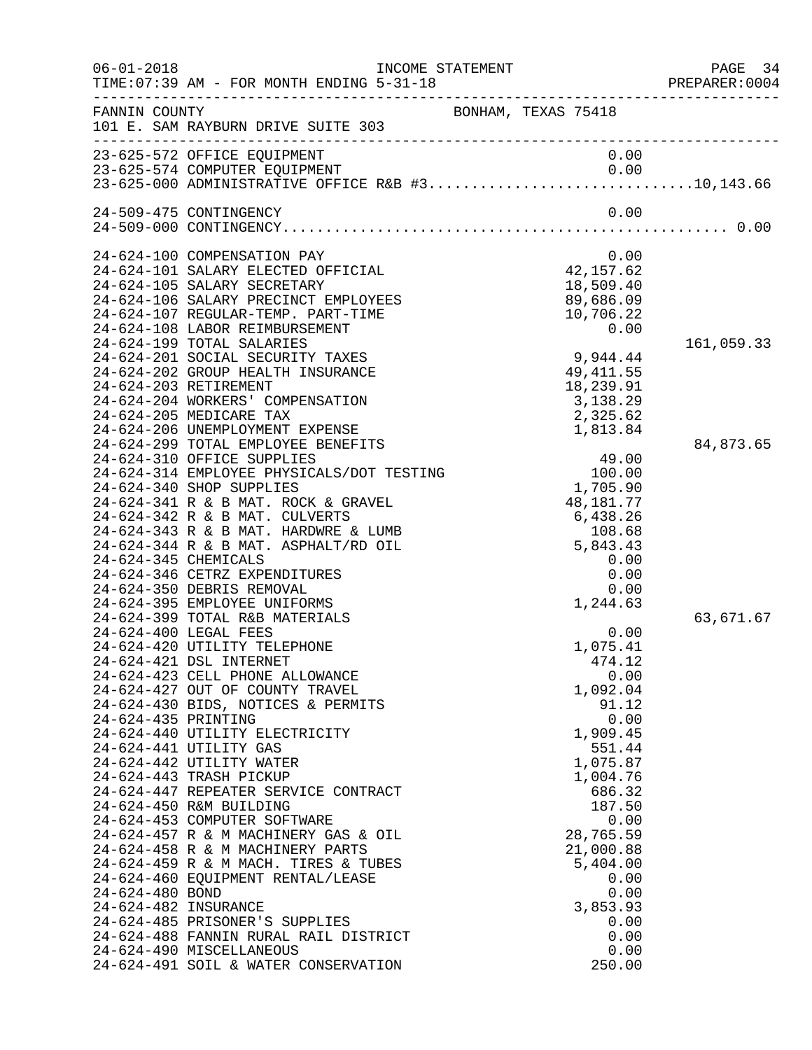06-01-2018 INCOME STATEMENT
TIME:07:39 AM - FOR MONTH ENDING 5-31-18

FANNIN COUNTY BONHAM, TEXAS 75418
101 E. SAM RAYBURN DRIVE SUITE 303

| Account | Description | Amount | Total |
|---|---|---|---|
| 23-625-572 | OFFICE EQUIPMENT | 0.00 | |
| 23-625-574 | COMPUTER EQUIPMENT | 0.00 | |
| 23-625-000 | ADMINISTRATIVE OFFICE R&B #3 | | 10,143.66 |
| 24-509-475 | CONTINGENCY | 0.00 | |
| 24-509-000 | CONTINGENCY | | 0.00 |
| 24-624-100 | COMPENSATION PAY | 0.00 | |
| 24-624-101 | SALARY ELECTED OFFICIAL | 42,157.62 | |
| 24-624-105 | SALARY SECRETARY | 18,509.40 | |
| 24-624-106 | SALARY PRECINCT EMPLOYEES | 89,686.09 | |
| 24-624-107 | REGULAR-TEMP. PART-TIME | 10,706.22 | |
| 24-624-108 | LABOR REIMBURSEMENT | 0.00 | |
| 24-624-199 | TOTAL SALARIES | | 161,059.33 |
| 24-624-201 | SOCIAL SECURITY TAXES | 9,944.44 | |
| 24-624-202 | GROUP HEALTH INSURANCE | 49,411.55 | |
| 24-624-203 | RETIREMENT | 18,239.91 | |
| 24-624-204 | WORKERS' COMPENSATION | 3,138.29 | |
| 24-624-205 | MEDICARE TAX | 2,325.62 | |
| 24-624-206 | UNEMPLOYMENT EXPENSE | 1,813.84 | |
| 24-624-299 | TOTAL EMPLOYEE BENEFITS | | 84,873.65 |
| 24-624-310 | OFFICE SUPPLIES | 49.00 | |
| 24-624-314 | EMPLOYEE PHYSICALS/DOT TESTING | 100.00 | |
| 24-624-340 | SHOP SUPPLIES | 1,705.90 | |
| 24-624-341 | R & B MAT. ROCK & GRAVEL | 48,181.77 | |
| 24-624-342 | R & B MAT. CULVERTS | 6,438.26 | |
| 24-624-343 | R & B MAT. HARDWRE & LUMB | 108.68 | |
| 24-624-344 | R & B MAT. ASPHALT/RD OIL | 5,843.43 | |
| 24-624-345 | CHEMICALS | 0.00 | |
| 24-624-346 | CETRZ EXPENDITURES | 0.00 | |
| 24-624-350 | DEBRIS REMOVAL | 0.00 | |
| 24-624-395 | EMPLOYEE UNIFORMS | 1,244.63 | |
| 24-624-399 | TOTAL R&B MATERIALS | | 63,671.67 |
| 24-624-400 | LEGAL FEES | 0.00 | |
| 24-624-420 | UTILITY TELEPHONE | 1,075.41 | |
| 24-624-421 | DSL INTERNET | 474.12 | |
| 24-624-423 | CELL PHONE ALLOWANCE | 0.00 | |
| 24-624-427 | OUT OF COUNTY TRAVEL | 1,092.04 | |
| 24-624-430 | BIDS, NOTICES & PERMITS | 91.12 | |
| 24-624-435 | PRINTING | 0.00 | |
| 24-624-440 | UTILITY ELECTRICITY | 1,909.45 | |
| 24-624-441 | UTILITY GAS | 551.44 | |
| 24-624-442 | UTILITY WATER | 1,075.87 | |
| 24-624-443 | TRASH PICKUP | 1,004.76 | |
| 24-624-447 | REPEATER SERVICE CONTRACT | 686.32 | |
| 24-624-450 | R&M BUILDING | 187.50 | |
| 24-624-453 | COMPUTER SOFTWARE | 0.00 | |
| 24-624-457 | R & M MACHINERY GAS & OIL | 28,765.59 | |
| 24-624-458 | R & M MACHINERY PARTS | 21,000.88 | |
| 24-624-459 | R & M MACH. TIRES & TUBES | 5,404.00 | |
| 24-624-460 | EQUIPMENT RENTAL/LEASE | 0.00 | |
| 24-624-480 | BOND | 0.00 | |
| 24-624-482 | INSURANCE | 3,853.93 | |
| 24-624-485 | PRISONER'S SUPPLIES | 0.00 | |
| 24-624-488 | FANNIN RURAL RAIL DISTRICT | 0.00 | |
| 24-624-490 | MISCELLANEOUS | 0.00 | |
| 24-624-491 | SOIL & WATER CONSERVATION | 250.00 | |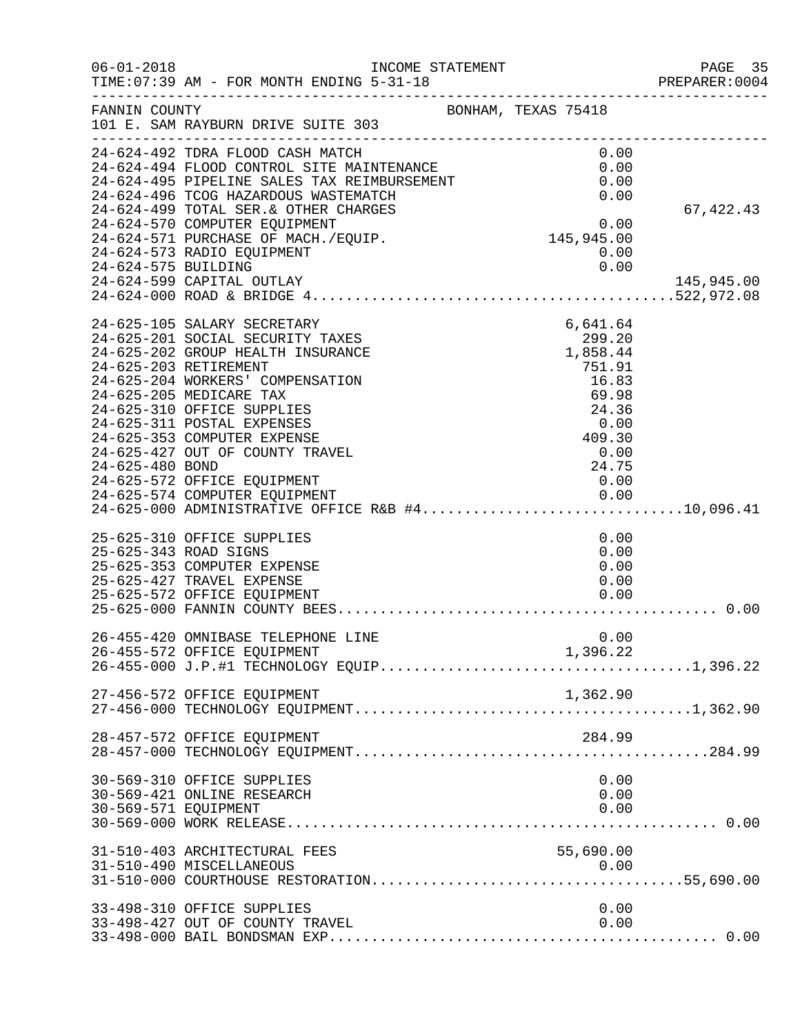FANNIN COUNTY — BONHAM, TEXAS 75418
101 E. SAM RAYBURN DRIVE SUITE 303

INCOME STATEMENT — FOR MONTH ENDING 5-31-18

| Account | Description | Amount | Total |
|---|---|---|---|
| 24-624-492 | TDRA FLOOD CASH MATCH | 0.00 | |
| 24-624-494 | FLOOD CONTROL SITE MAINTENANCE | 0.00 | |
| 24-624-495 | PIPELINE SALES TAX REIMBURSEMENT | 0.00 | |
| 24-624-496 | TCOG HAZARDOUS WASTEMATCH | 0.00 | |
| 24-624-499 | TOTAL SER.& OTHER CHARGES | | 67,422.43 |
| 24-624-570 | COMPUTER EQUIPMENT | 0.00 | |
| 24-624-571 | PURCHASE OF MACH./EQUIP. | 145,945.00 | |
| 24-624-573 | RADIO EQUIPMENT | 0.00 | |
| 24-624-575 | BUILDING | 0.00 | |
| 24-624-599 | CAPITAL OUTLAY | | 145,945.00 |
| 24-624-000 | ROAD & BRIDGE 4 | | 522,972.08 |
| 24-625-105 | SALARY SECRETARY | 6,641.64 | |
| 24-625-201 | SOCIAL SECURITY TAXES | 299.20 | |
| 24-625-202 | GROUP HEALTH INSURANCE | 1,858.44 | |
| 24-625-203 | RETIREMENT | 751.91 | |
| 24-625-204 | WORKERS' COMPENSATION | 16.83 | |
| 24-625-205 | MEDICARE TAX | 69.98 | |
| 24-625-310 | OFFICE SUPPLIES | 24.36 | |
| 24-625-311 | POSTAL EXPENSES | 0.00 | |
| 24-625-353 | COMPUTER EXPENSE | 409.30 | |
| 24-625-427 | OUT OF COUNTY TRAVEL | 0.00 | |
| 24-625-480 | BOND | 24.75 | |
| 24-625-572 | OFFICE EQUIPMENT | 0.00 | |
| 24-625-574 | COMPUTER EQUIPMENT | 0.00 | |
| 24-625-000 | ADMINISTRATIVE OFFICE R&B #4 | | 10,096.41 |
| 25-625-310 | OFFICE SUPPLIES | 0.00 | |
| 25-625-343 | ROAD SIGNS | 0.00 | |
| 25-625-353 | COMPUTER EXPENSE | 0.00 | |
| 25-625-427 | TRAVEL EXPENSE | 0.00 | |
| 25-625-572 | OFFICE EQUIPMENT | 0.00 | |
| 25-625-000 | FANNIN COUNTY BEES | | 0.00 |
| 26-455-420 | OMNIBASE TELEPHONE LINE | 0.00 | |
| 26-455-572 | OFFICE EQUIPMENT | 1,396.22 | |
| 26-455-000 | J.P.#1 TECHNOLOGY EQUIP. | | 1,396.22 |
| 27-456-572 | OFFICE EQUIPMENT | 1,362.90 | |
| 27-456-000 | TECHNOLOGY EQUIPMENT | | 1,362.90 |
| 28-457-572 | OFFICE EQUIPMENT | 284.99 | |
| 28-457-000 | TECHNOLOGY EQUIPMENT | | 284.99 |
| 30-569-310 | OFFICE SUPPLIES | 0.00 | |
| 30-569-421 | ONLINE RESEARCH | 0.00 | |
| 30-569-571 | EQUIPMENT | 0.00 | |
| 30-569-000 | WORK RELEASE | | 0.00 |
| 31-510-403 | ARCHITECTURAL FEES | 55,690.00 | |
| 31-510-490 | MISCELLANEOUS | 0.00 | |
| 31-510-000 | COURTHOUSE RESTORATION | | 55,690.00 |
| 33-498-310 | OFFICE SUPPLIES | 0.00 | |
| 33-498-427 | OUT OF COUNTY TRAVEL | 0.00 | |
| 33-498-000 | BAIL BONDSMAN EXP. | | 0.00 |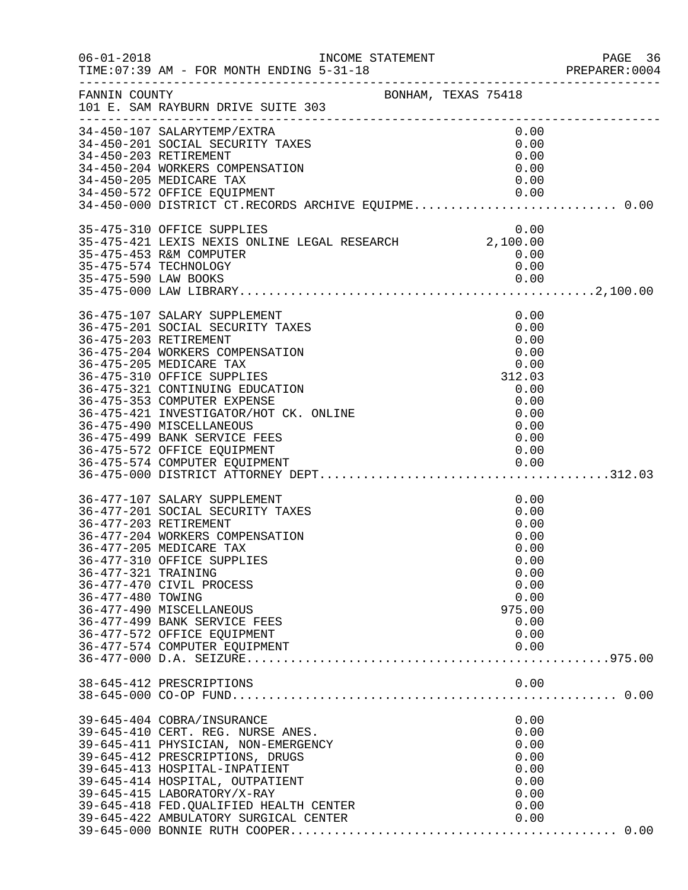FANNIN COUNTY BONHAM, TEXAS 75418
101 E. SAM RAYBURN DRIVE SUITE 303

| Account | Description | Amount | Total |
|---|---|---|---|
| 34-450-107 | SALARYTEMP/EXTRA | 0.00 | |
| 34-450-201 | SOCIAL SECURITY TAXES | 0.00 | |
| 34-450-203 | RETIREMENT | 0.00 | |
| 34-450-204 | WORKERS COMPENSATION | 0.00 | |
| 34-450-205 | MEDICARE TAX | 0.00 | |
| 34-450-572 | OFFICE EQUIPMENT | 0.00 | |
| 34-450-000 | DISTRICT CT.RECORDS ARCHIVE EQUIPME | | 0.00 |
| 35-475-310 | OFFICE SUPPLIES | 0.00 | |
| 35-475-421 | LEXIS NEXIS ONLINE LEGAL RESEARCH | 2,100.00 | |
| 35-475-453 | R&M COMPUTER | 0.00 | |
| 35-475-574 | TECHNOLOGY | 0.00 | |
| 35-475-590 | LAW BOOKS | 0.00 | |
| 35-475-000 | LAW LIBRARY | | 2,100.00 |
| 36-475-107 | SALARY SUPPLEMENT | 0.00 | |
| 36-475-201 | SOCIAL SECURITY TAXES | 0.00 | |
| 36-475-203 | RETIREMENT | 0.00 | |
| 36-475-204 | WORKERS COMPENSATION | 0.00 | |
| 36-475-205 | MEDICARE TAX | 0.00 | |
| 36-475-310 | OFFICE SUPPLIES | 312.03 | |
| 36-475-321 | CONTINUING EDUCATION | 0.00 | |
| 36-475-353 | COMPUTER EXPENSE | 0.00 | |
| 36-475-421 | INVESTIGATOR/HOT CK. ONLINE | 0.00 | |
| 36-475-490 | MISCELLANEOUS | 0.00 | |
| 36-475-499 | BANK SERVICE FEES | 0.00 | |
| 36-475-572 | OFFICE EQUIPMENT | 0.00 | |
| 36-475-574 | COMPUTER EQUIPMENT | 0.00 | |
| 36-475-000 | DISTRICT ATTORNEY DEPT | | 312.03 |
| 36-477-107 | SALARY SUPPLEMENT | 0.00 | |
| 36-477-201 | SOCIAL SECURITY TAXES | 0.00 | |
| 36-477-203 | RETIREMENT | 0.00 | |
| 36-477-204 | WORKERS COMPENSATION | 0.00 | |
| 36-477-205 | MEDICARE TAX | 0.00 | |
| 36-477-310 | OFFICE SUPPLIES | 0.00 | |
| 36-477-321 | TRAINING | 0.00 | |
| 36-477-470 | CIVIL PROCESS | 0.00 | |
| 36-477-480 | TOWING | 0.00 | |
| 36-477-490 | MISCELLANEOUS | 975.00 | |
| 36-477-499 | BANK SERVICE FEES | 0.00 | |
| 36-477-572 | OFFICE EQUIPMENT | 0.00 | |
| 36-477-574 | COMPUTER EQUIPMENT | 0.00 | |
| 36-477-000 | D.A. SEIZURE | | 975.00 |
| 38-645-412 | PRESCRIPTIONS | 0.00 | |
| 38-645-000 | CO-OP FUND | | 0.00 |
| 39-645-404 | COBRA/INSURANCE | 0.00 | |
| 39-645-410 | CERT. REG. NURSE ANES. | 0.00 | |
| 39-645-411 | PHYSICIAN, NON-EMERGENCY | 0.00 | |
| 39-645-412 | PRESCRIPTIONS, DRUGS | 0.00 | |
| 39-645-413 | HOSPITAL-INPATIENT | 0.00 | |
| 39-645-414 | HOSPITAL, OUTPATIENT | 0.00 | |
| 39-645-415 | LABORATORY/X-RAY | 0.00 | |
| 39-645-418 | FED.QUALIFIED HEALTH CENTER | 0.00 | |
| 39-645-422 | AMBULATORY SURGICAL CENTER | 0.00 | |
| 39-645-000 | BONNIE RUTH COOPER | | 0.00 |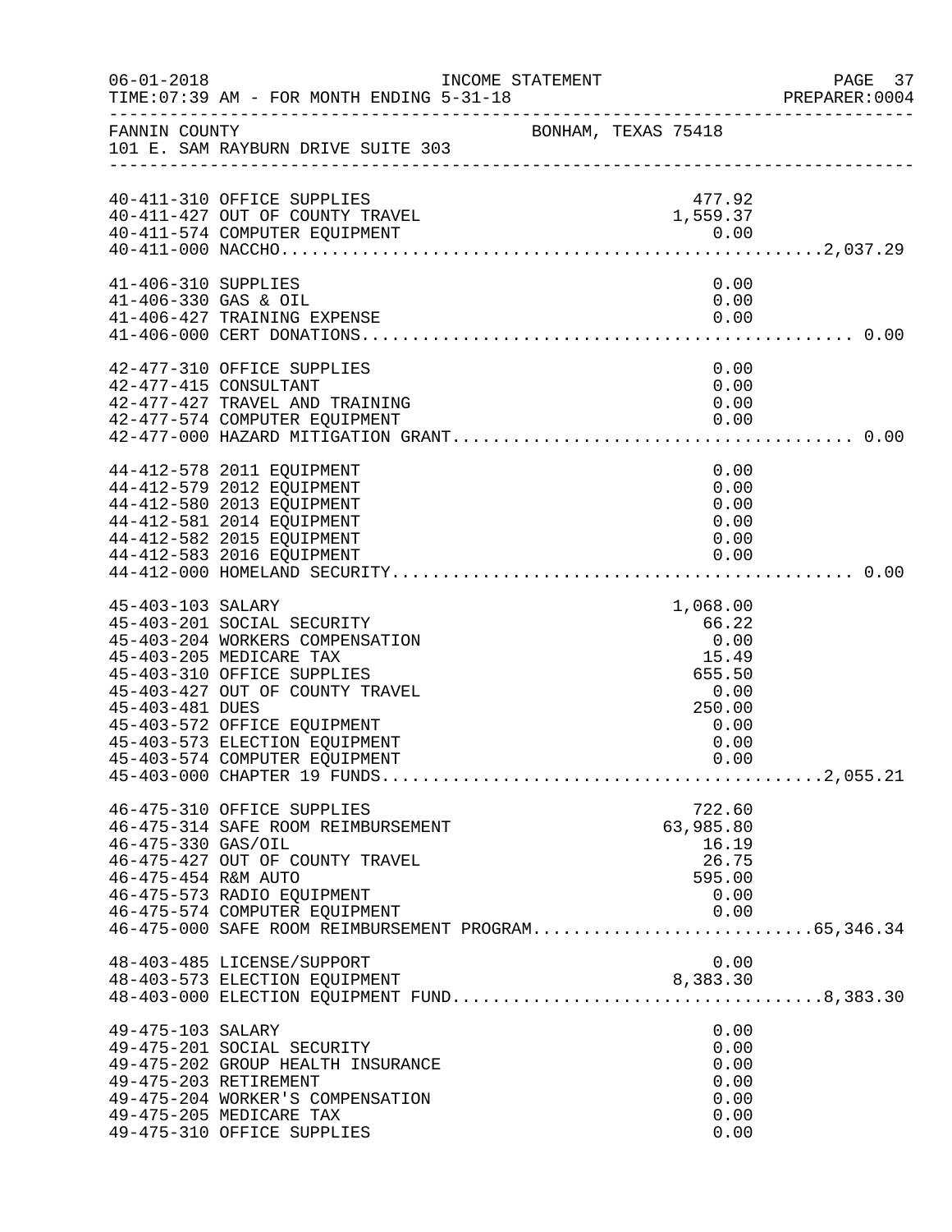FANNIN COUNTY — BONHAM, TEXAS 75418
101 E. SAM RAYBURN DRIVE SUITE 303

INCOME STATEMENT
TIME:07:39 AM - FOR MONTH ENDING 5-31-18

| Account | Description | Amount | Total |
|---|---|---|---|
| 40-411-310 | OFFICE SUPPLIES | 477.92 | |
| 40-411-427 | OUT OF COUNTY TRAVEL | 1,559.37 | |
| 40-411-574 | COMPUTER EQUIPMENT | 0.00 | |
| 40-411-000 | NACCHO | | 2,037.29 |
| 41-406-310 | SUPPLIES | 0.00 | |
| 41-406-330 | GAS & OIL | 0.00 | |
| 41-406-427 | TRAINING EXPENSE | 0.00 | |
| 41-406-000 | CERT DONATIONS | | 0.00 |
| 42-477-310 | OFFICE SUPPLIES | 0.00 | |
| 42-477-415 | CONSULTANT | 0.00 | |
| 42-477-427 | TRAVEL AND TRAINING | 0.00 | |
| 42-477-574 | COMPUTER EQUIPMENT | 0.00 | |
| 42-477-000 | HAZARD MITIGATION GRANT | | 0.00 |
| 44-412-578 | 2011 EQUIPMENT | 0.00 | |
| 44-412-579 | 2012 EQUIPMENT | 0.00 | |
| 44-412-580 | 2013 EQUIPMENT | 0.00 | |
| 44-412-581 | 2014 EQUIPMENT | 0.00 | |
| 44-412-582 | 2015 EQUIPMENT | 0.00 | |
| 44-412-583 | 2016 EQUIPMENT | 0.00 | |
| 44-412-000 | HOMELAND SECURITY | | 0.00 |
| 45-403-103 | SALARY | 1,068.00 | |
| 45-403-201 | SOCIAL SECURITY | 66.22 | |
| 45-403-204 | WORKERS COMPENSATION | 0.00 | |
| 45-403-205 | MEDICARE TAX | 15.49 | |
| 45-403-310 | OFFICE SUPPLIES | 655.50 | |
| 45-403-427 | OUT OF COUNTY TRAVEL | 0.00 | |
| 45-403-481 | DUES | 250.00 | |
| 45-403-572 | OFFICE EQUIPMENT | 0.00 | |
| 45-403-573 | ELECTION EQUIPMENT | 0.00 | |
| 45-403-574 | COMPUTER EQUIPMENT | 0.00 | |
| 45-403-000 | CHAPTER 19 FUNDS | | 2,055.21 |
| 46-475-310 | OFFICE SUPPLIES | 722.60 | |
| 46-475-314 | SAFE ROOM REIMBURSEMENT | 63,985.80 | |
| 46-475-330 | GAS/OIL | 16.19 | |
| 46-475-427 | OUT OF COUNTY TRAVEL | 26.75 | |
| 46-475-454 | R&M AUTO | 595.00 | |
| 46-475-573 | RADIO EQUIPMENT | 0.00 | |
| 46-475-574 | COMPUTER EQUIPMENT | 0.00 | |
| 46-475-000 | SAFE ROOM REIMBURSEMENT PROGRAM | | 65,346.34 |
| 48-403-485 | LICENSE/SUPPORT | 0.00 | |
| 48-403-573 | ELECTION EQUIPMENT | 8,383.30 | |
| 48-403-000 | ELECTION EQUIPMENT FUND | | 8,383.30 |
| 49-475-103 | SALARY | 0.00 | |
| 49-475-201 | SOCIAL SECURITY | 0.00 | |
| 49-475-202 | GROUP HEALTH INSURANCE | 0.00 | |
| 49-475-203 | RETIREMENT | 0.00 | |
| 49-475-204 | WORKER'S COMPENSATION | 0.00 | |
| 49-475-205 | MEDICARE TAX | 0.00 | |
| 49-475-310 | OFFICE SUPPLIES | 0.00 | |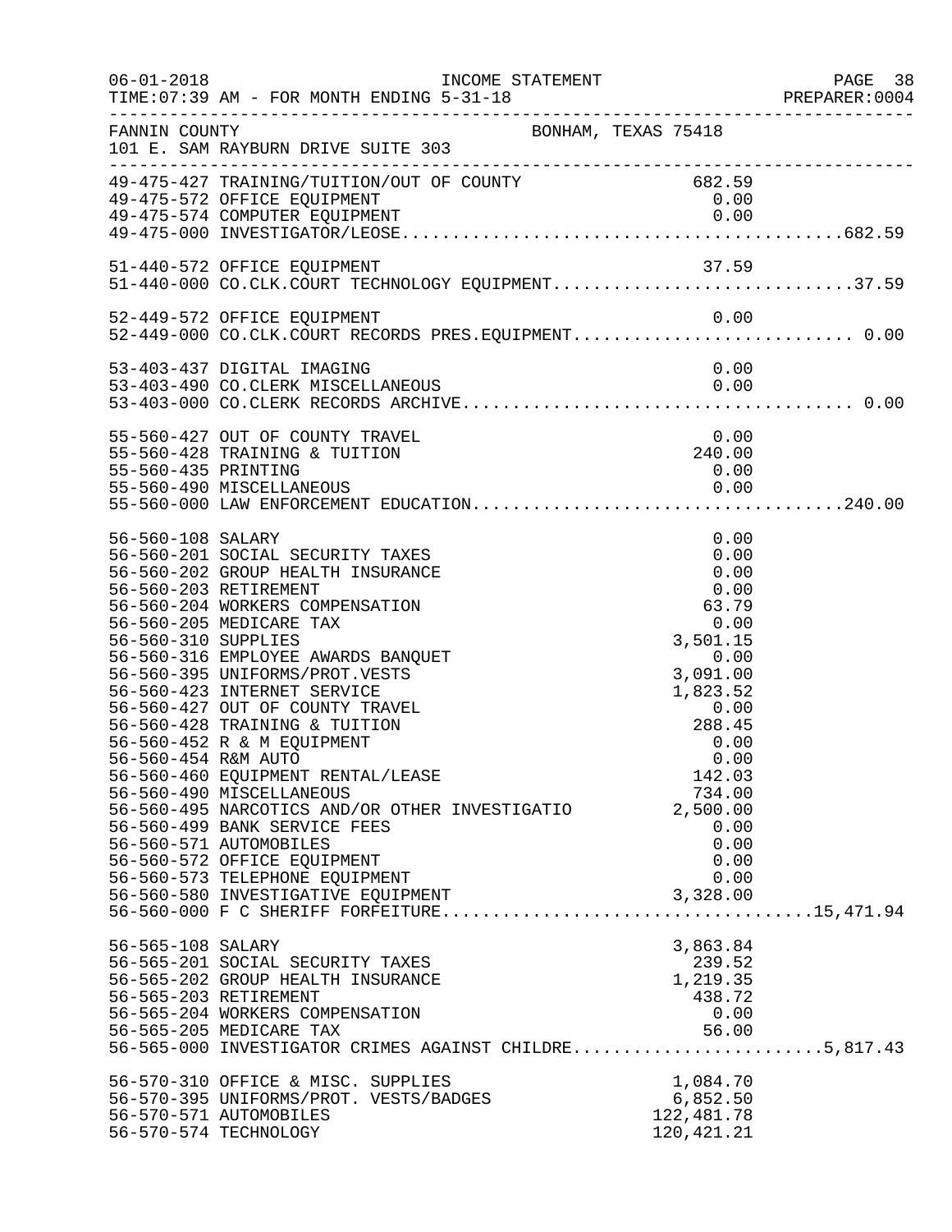FANNIN COUNTY BONHAM, TEXAS 75418
101 E. SAM RAYBURN DRIVE SUITE 303

| Account | Description | Amount | Total |
|---|---|---|---|
| 49-475-427 | TRAINING/TUITION/OUT OF COUNTY | 682.59 | |
| 49-475-572 | OFFICE EQUIPMENT | 0.00 | |
| 49-475-574 | COMPUTER EQUIPMENT | 0.00 | |
| 49-475-000 | INVESTIGATOR/LEOSE | | 682.59 |
| 51-440-572 | OFFICE EQUIPMENT | 37.59 | |
| 51-440-000 | CO.CLK.COURT TECHNOLOGY EQUIPMENT | | 37.59 |
| 52-449-572 | OFFICE EQUIPMENT | 0.00 | |
| 52-449-000 | CO.CLK.COURT RECORDS PRES.EQUIPMENT | | 0.00 |
| 53-403-437 | DIGITAL IMAGING | 0.00 | |
| 53-403-490 | CO.CLERK MISCELLANEOUS | 0.00 | |
| 53-403-000 | CO.CLERK RECORDS ARCHIVE | | 0.00 |
| 55-560-427 | OUT OF COUNTY TRAVEL | 0.00 | |
| 55-560-428 | TRAINING & TUITION | 240.00 | |
| 55-560-435 | PRINTING | 0.00 | |
| 55-560-490 | MISCELLANEOUS | 0.00 | |
| 55-560-000 | LAW ENFORCEMENT EDUCATION | | 240.00 |
| 56-560-108 | SALARY | 0.00 | |
| 56-560-201 | SOCIAL SECURITY TAXES | 0.00 | |
| 56-560-202 | GROUP HEALTH INSURANCE | 0.00 | |
| 56-560-203 | RETIREMENT | 0.00 | |
| 56-560-204 | WORKERS COMPENSATION | 63.79 | |
| 56-560-205 | MEDICARE TAX | 0.00 | |
| 56-560-310 | SUPPLIES | 3,501.15 | |
| 56-560-316 | EMPLOYEE AWARDS BANQUET | 0.00 | |
| 56-560-395 | UNIFORMS/PROT.VESTS | 3,091.00 | |
| 56-560-423 | INTERNET SERVICE | 1,823.52 | |
| 56-560-427 | OUT OF COUNTY TRAVEL | 0.00 | |
| 56-560-428 | TRAINING & TUITION | 288.45 | |
| 56-560-452 | R & M EQUIPMENT | 0.00 | |
| 56-560-454 | R&M AUTO | 0.00 | |
| 56-560-460 | EQUIPMENT RENTAL/LEASE | 142.03 | |
| 56-560-490 | MISCELLANEOUS | 734.00 | |
| 56-560-495 | NARCOTICS AND/OR OTHER INVESTIGATIO | 2,500.00 | |
| 56-560-499 | BANK SERVICE FEES | 0.00 | |
| 56-560-571 | AUTOMOBILES | 0.00 | |
| 56-560-572 | OFFICE EQUIPMENT | 0.00 | |
| 56-560-573 | TELEPHONE EQUIPMENT | 0.00 | |
| 56-560-580 | INVESTIGATIVE EQUIPMENT | 3,328.00 | |
| 56-560-000 | F C SHERIFF FORFEITURE | | 15,471.94 |
| 56-565-108 | SALARY | 3,863.84 | |
| 56-565-201 | SOCIAL SECURITY TAXES | 239.52 | |
| 56-565-202 | GROUP HEALTH INSURANCE | 1,219.35 | |
| 56-565-203 | RETIREMENT | 438.72 | |
| 56-565-204 | WORKERS COMPENSATION | 0.00 | |
| 56-565-205 | MEDICARE TAX | 56.00 | |
| 56-565-000 | INVESTIGATOR CRIMES AGAINST CHILDRE | | 5,817.43 |
| 56-570-310 | OFFICE & MISC. SUPPLIES | 1,084.70 | |
| 56-570-395 | UNIFORMS/PROT. VESTS/BADGES | 6,852.50 | |
| 56-570-571 | AUTOMOBILES | 122,481.78 | |
| 56-570-574 | TECHNOLOGY | 120,421.21 | |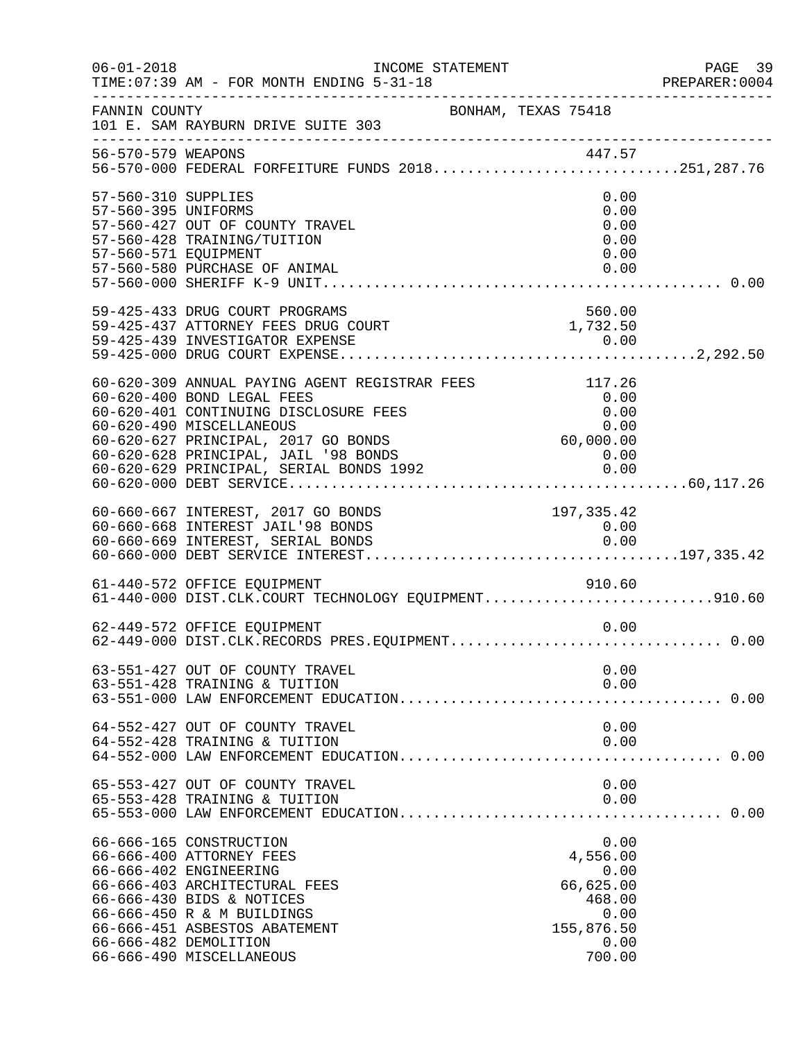FANNIN COUNTY　　　　　　　　BONHAM, TEXAS 75418
101 E. SAM RAYBURN DRIVE SUITE 303

| Account | Description | Amount | Total |
|---|---|---|---|
| 56-570-579 | WEAPONS | 447.57 | |
| 56-570-000 | FEDERAL FORFEITURE FUNDS 2018 | | 251,287.76 |
| 57-560-310 | SUPPLIES | 0.00 | |
| 57-560-395 | UNIFORMS | 0.00 | |
| 57-560-427 | OUT OF COUNTY TRAVEL | 0.00 | |
| 57-560-428 | TRAINING/TUITION | 0.00 | |
| 57-560-571 | EQUIPMENT | 0.00 | |
| 57-560-580 | PURCHASE OF ANIMAL | 0.00 | |
| 57-560-000 | SHERIFF K-9 UNIT | | 0.00 |
| 59-425-433 | DRUG COURT PROGRAMS | 560.00 | |
| 59-425-437 | ATTORNEY FEES DRUG COURT | 1,732.50 | |
| 59-425-439 | INVESTIGATOR EXPENSE | 0.00 | |
| 59-425-000 | DRUG COURT EXPENSE | | 2,292.50 |
| 60-620-309 | ANNUAL PAYING AGENT REGISTRAR FEES | 117.26 | |
| 60-620-400 | BOND LEGAL FEES | 0.00 | |
| 60-620-401 | CONTINUING DISCLOSURE FEES | 0.00 | |
| 60-620-490 | MISCELLANEOUS | 0.00 | |
| 60-620-627 | PRINCIPAL, 2017 GO BONDS | 60,000.00 | |
| 60-620-628 | PRINCIPAL, JAIL '98 BONDS | 0.00 | |
| 60-620-629 | PRINCIPAL, SERIAL BONDS 1992 | 0.00 | |
| 60-620-000 | DEBT SERVICE | | 60,117.26 |
| 60-660-667 | INTEREST, 2017 GO BONDS | 197,335.42 | |
| 60-660-668 | INTEREST JAIL'98 BONDS | 0.00 | |
| 60-660-669 | INTEREST, SERIAL BONDS | 0.00 | |
| 60-660-000 | DEBT SERVICE INTEREST | | 197,335.42 |
| 61-440-572 | OFFICE EQUIPMENT | 910.60 | |
| 61-440-000 | DIST.CLK.COURT TECHNOLOGY EQUIPMENT | | 910.60 |
| 62-449-572 | OFFICE EQUIPMENT | 0.00 | |
| 62-449-000 | DIST.CLK.RECORDS PRES.EQUIPMENT | | 0.00 |
| 63-551-427 | OUT OF COUNTY TRAVEL | 0.00 | |
| 63-551-428 | TRAINING & TUITION | 0.00 | |
| 63-551-000 | LAW ENFORCEMENT EDUCATION | | 0.00 |
| 64-552-427 | OUT OF COUNTY TRAVEL | 0.00 | |
| 64-552-428 | TRAINING & TUITION | 0.00 | |
| 64-552-000 | LAW ENFORCEMENT EDUCATION | | 0.00 |
| 65-553-427 | OUT OF COUNTY TRAVEL | 0.00 | |
| 65-553-428 | TRAINING & TUITION | 0.00 | |
| 65-553-000 | LAW ENFORCEMENT EDUCATION | | 0.00 |
| 66-666-165 | CONSTRUCTION | 0.00 | |
| 66-666-400 | ATTORNEY FEES | 4,556.00 | |
| 66-666-402 | ENGINEERING | 0.00 | |
| 66-666-403 | ARCHITECTURAL FEES | 66,625.00 | |
| 66-666-430 | BIDS & NOTICES | 468.00 | |
| 66-666-450 | R & M BUILDINGS | 0.00 | |
| 66-666-451 | ASBESTOS ABATEMENT | 155,876.50 | |
| 66-666-482 | DEMOLITION | 0.00 | |
| 66-666-490 | MISCELLANEOUS | 700.00 | |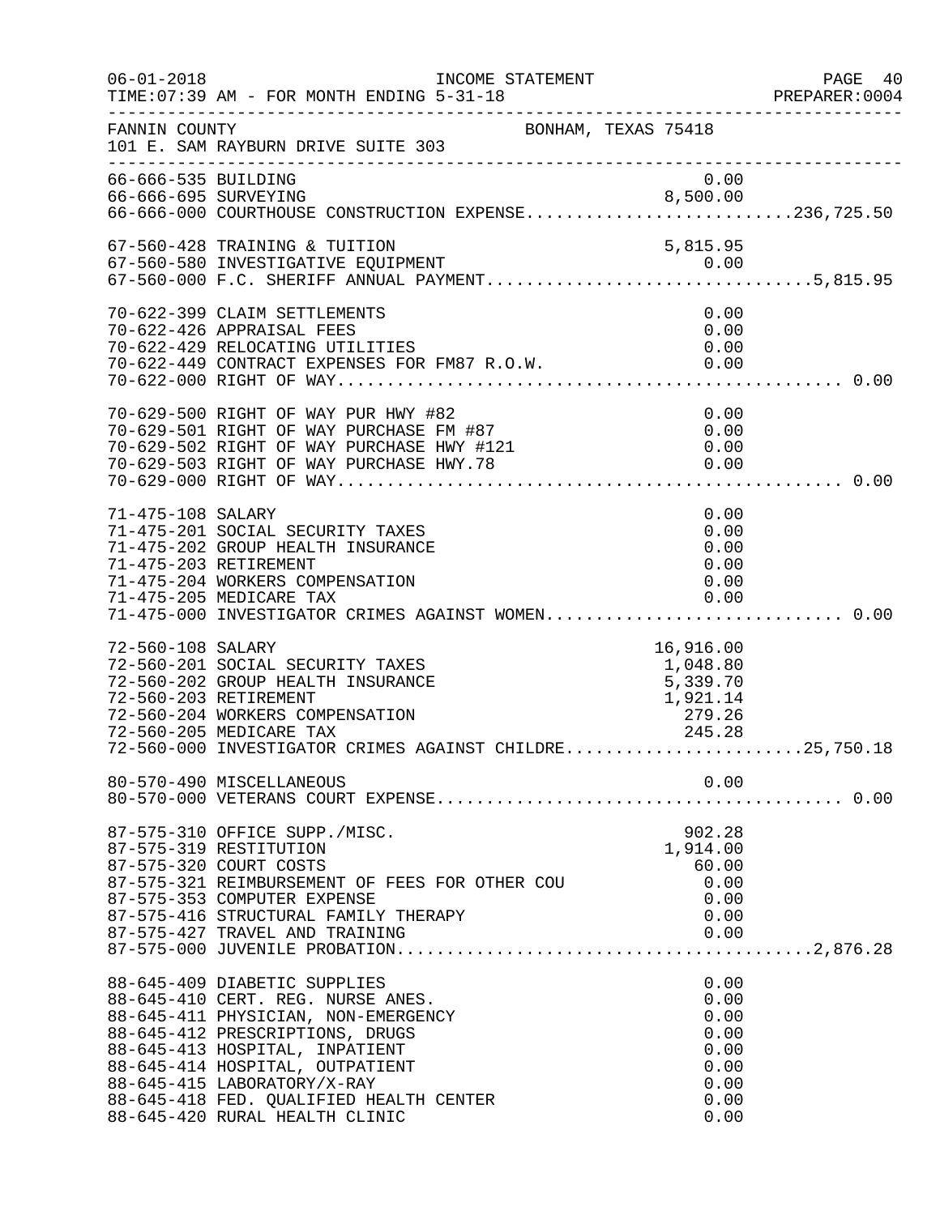FANNIN COUNTY BONHAM, TEXAS 75418
101 E. SAM RAYBURN DRIVE SUITE 303

| Account | Description | Amount | Total |
|---|---|---|---|
| 66-666-535 | BUILDING | 0.00 | |
| 66-666-695 | SURVEYING | 8,500.00 | |
| 66-666-000 | COURTHOUSE CONSTRUCTION EXPENSE | | 236,725.50 |
| 67-560-428 | TRAINING & TUITION | 5,815.95 | |
| 67-560-580 | INVESTIGATIVE EQUIPMENT | 0.00 | |
| 67-560-000 | F.C. SHERIFF ANNUAL PAYMENT | | 5,815.95 |
| 70-622-399 | CLAIM SETTLEMENTS | 0.00 | |
| 70-622-426 | APPRAISAL FEES | 0.00 | |
| 70-622-429 | RELOCATING UTILITIES | 0.00 | |
| 70-622-449 | CONTRACT EXPENSES FOR FM87 R.O.W. | 0.00 | |
| 70-622-000 | RIGHT OF WAY | | 0.00 |
| 70-629-500 | RIGHT OF WAY PUR HWY #82 | 0.00 | |
| 70-629-501 | RIGHT OF WAY PURCHASE FM #87 | 0.00 | |
| 70-629-502 | RIGHT OF WAY PURCHASE HWY #121 | 0.00 | |
| 70-629-503 | RIGHT OF WAY PURCHASE HWY.78 | 0.00 | |
| 70-629-000 | RIGHT OF WAY | | 0.00 |
| 71-475-108 | SALARY | 0.00 | |
| 71-475-201 | SOCIAL SECURITY TAXES | 0.00 | |
| 71-475-202 | GROUP HEALTH INSURANCE | 0.00 | |
| 71-475-203 | RETIREMENT | 0.00 | |
| 71-475-204 | WORKERS COMPENSATION | 0.00 | |
| 71-475-205 | MEDICARE TAX | 0.00 | |
| 71-475-000 | INVESTIGATOR CRIMES AGAINST WOMEN | | 0.00 |
| 72-560-108 | SALARY | 16,916.00 | |
| 72-560-201 | SOCIAL SECURITY TAXES | 1,048.80 | |
| 72-560-202 | GROUP HEALTH INSURANCE | 5,339.70 | |
| 72-560-203 | RETIREMENT | 1,921.14 | |
| 72-560-204 | WORKERS COMPENSATION | 279.26 | |
| 72-560-205 | MEDICARE TAX | 245.28 | |
| 72-560-000 | INVESTIGATOR CRIMES AGAINST CHILDRE | | 25,750.18 |
| 80-570-490 | MISCELLANEOUS | 0.00 | |
| 80-570-000 | VETERANS COURT EXPENSE | | 0.00 |
| 87-575-310 | OFFICE SUPP./MISC. | 902.28 | |
| 87-575-319 | RESTITUTION | 1,914.00 | |
| 87-575-320 | COURT COSTS | 60.00 | |
| 87-575-321 | REIMBURSEMENT OF FEES FOR OTHER COU | 0.00 | |
| 87-575-353 | COMPUTER EXPENSE | 0.00 | |
| 87-575-416 | STRUCTURAL FAMILY THERAPY | 0.00 | |
| 87-575-427 | TRAVEL AND TRAINING | 0.00 | |
| 87-575-000 | JUVENILE PROBATION | | 2,876.28 |
| 88-645-409 | DIABETIC SUPPLIES | 0.00 | |
| 88-645-410 | CERT. REG. NURSE ANES. | 0.00 | |
| 88-645-411 | PHYSICIAN, NON-EMERGENCY | 0.00 | |
| 88-645-412 | PRESCRIPTIONS, DRUGS | 0.00 | |
| 88-645-413 | HOSPITAL, INPATIENT | 0.00 | |
| 88-645-414 | HOSPITAL, OUTPATIENT | 0.00 | |
| 88-645-415 | LABORATORY/X-RAY | 0.00 | |
| 88-645-418 | FED. QUALIFIED HEALTH CENTER | 0.00 | |
| 88-645-420 | RURAL HEALTH CLINIC | 0.00 | |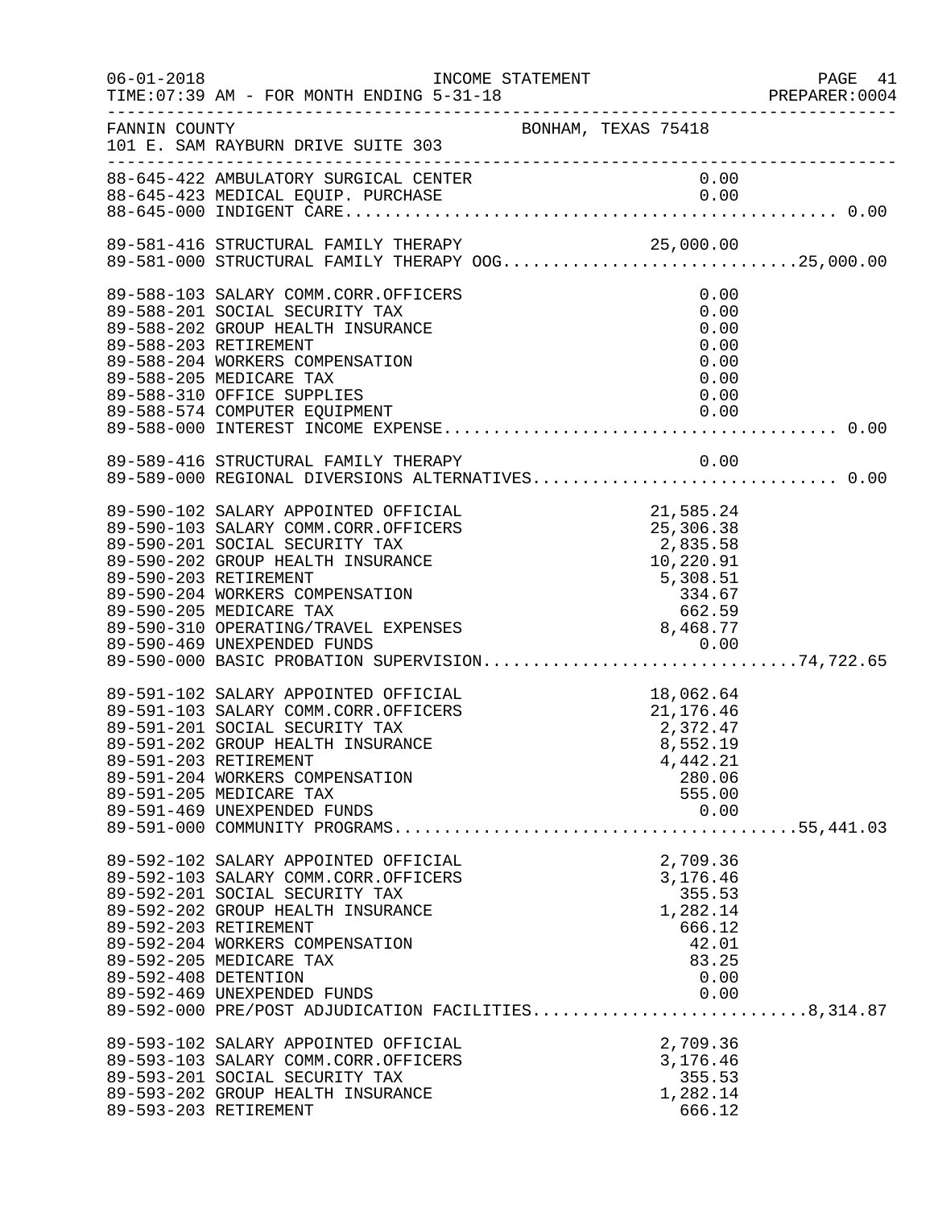FANNIN COUNTY BONHAM, TEXAS 75418
101 E. SAM RAYBURN DRIVE SUITE 303

| Account | Description | Amount | Total |
|---|---|---|---|
| 88-645-422 | AMBULATORY SURGICAL CENTER | 0.00 | |
| 88-645-423 | MEDICAL EQUIP. PURCHASE | 0.00 | |
| 88-645-000 | INDIGENT CARE | | 0.00 |
| 89-581-416 | STRUCTURAL FAMILY THERAPY | 25,000.00 | |
| 89-581-000 | STRUCTURAL FAMILY THERAPY OOG | | 25,000.00 |
| 89-588-103 | SALARY COMM.CORR.OFFICERS | 0.00 | |
| 89-588-201 | SOCIAL SECURITY TAX | 0.00 | |
| 89-588-202 | GROUP HEALTH INSURANCE | 0.00 | |
| 89-588-203 | RETIREMENT | 0.00 | |
| 89-588-204 | WORKERS COMPENSATION | 0.00 | |
| 89-588-205 | MEDICARE TAX | 0.00 | |
| 89-588-310 | OFFICE SUPPLIES | 0.00 | |
| 89-588-574 | COMPUTER EQUIPMENT | 0.00 | |
| 89-588-000 | INTEREST INCOME EXPENSE | | 0.00 |
| 89-589-416 | STRUCTURAL FAMILY THERAPY | 0.00 | |
| 89-589-000 | REGIONAL DIVERSIONS ALTERNATIVES | | 0.00 |
| 89-590-102 | SALARY APPOINTED OFFICIAL | 21,585.24 | |
| 89-590-103 | SALARY COMM.CORR.OFFICERS | 25,306.38 | |
| 89-590-201 | SOCIAL SECURITY TAX | 2,835.58 | |
| 89-590-202 | GROUP HEALTH INSURANCE | 10,220.91 | |
| 89-590-203 | RETIREMENT | 5,308.51 | |
| 89-590-204 | WORKERS COMPENSATION | 334.67 | |
| 89-590-205 | MEDICARE TAX | 662.59 | |
| 89-590-310 | OPERATING/TRAVEL EXPENSES | 8,468.77 | |
| 89-590-469 | UNEXPENDED FUNDS | 0.00 | |
| 89-590-000 | BASIC PROBATION SUPERVISION | | 74,722.65 |
| 89-591-102 | SALARY APPOINTED OFFICIAL | 18,062.64 | |
| 89-591-103 | SALARY COMM.CORR.OFFICERS | 21,176.46 | |
| 89-591-201 | SOCIAL SECURITY TAX | 2,372.47 | |
| 89-591-202 | GROUP HEALTH INSURANCE | 8,552.19 | |
| 89-591-203 | RETIREMENT | 4,442.21 | |
| 89-591-204 | WORKERS COMPENSATION | 280.06 | |
| 89-591-205 | MEDICARE TAX | 555.00 | |
| 89-591-469 | UNEXPENDED FUNDS | 0.00 | |
| 89-591-000 | COMMUNITY PROGRAMS | | 55,441.03 |
| 89-592-102 | SALARY APPOINTED OFFICIAL | 2,709.36 | |
| 89-592-103 | SALARY COMM.CORR.OFFICERS | 3,176.46 | |
| 89-592-201 | SOCIAL SECURITY TAX | 355.53 | |
| 89-592-202 | GROUP HEALTH INSURANCE | 1,282.14 | |
| 89-592-203 | RETIREMENT | 666.12 | |
| 89-592-204 | WORKERS COMPENSATION | 42.01 | |
| 89-592-205 | MEDICARE TAX | 83.25 | |
| 89-592-408 | DETENTION | 0.00 | |
| 89-592-469 | UNEXPENDED FUNDS | 0.00 | |
| 89-592-000 | PRE/POST ADJUDICATION FACILITIES | | 8,314.87 |
| 89-593-102 | SALARY APPOINTED OFFICIAL | 2,709.36 | |
| 89-593-103 | SALARY COMM.CORR.OFFICERS | 3,176.46 | |
| 89-593-201 | SOCIAL SECURITY TAX | 355.53 | |
| 89-593-202 | GROUP HEALTH INSURANCE | 1,282.14 | |
| 89-593-203 | RETIREMENT | 666.12 | |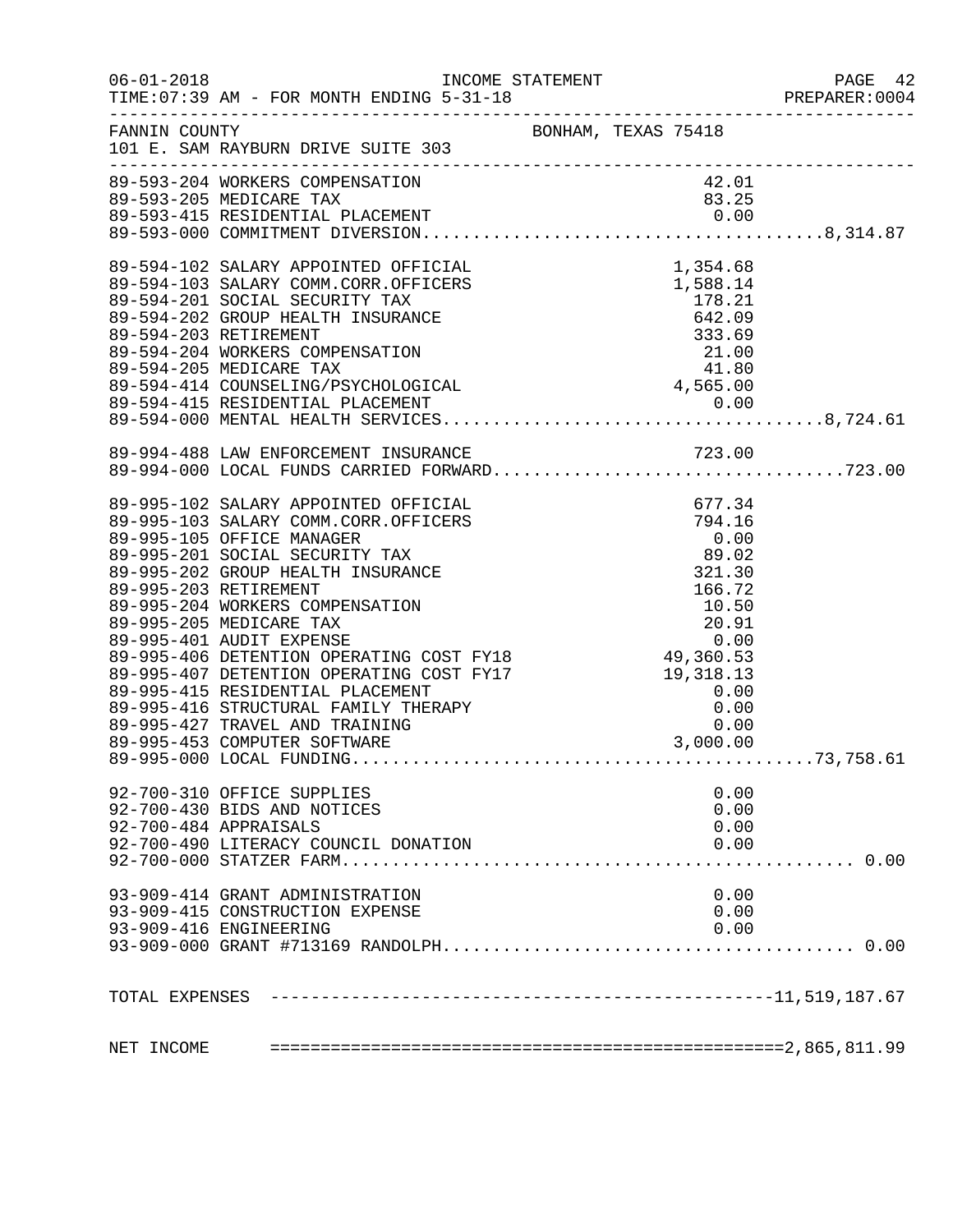FANNIN COUNTY BONHAM, TEXAS 75418
101 E. SAM RAYBURN DRIVE SUITE 303

INCOME STATEMENT
FOR MONTH ENDING 5-31-18

| Account | Description | Amount | Total |
|---|---|---|---|
| 89-593-204 | WORKERS COMPENSATION | 42.01 | |
| 89-593-205 | MEDICARE TAX | 83.25 | |
| 89-593-415 | RESIDENTIAL PLACEMENT | 0.00 | |
| 89-593-000 | COMMITMENT DIVERSION | | 8,314.87 |
| 89-594-102 | SALARY APPOINTED OFFICIAL | 1,354.68 | |
| 89-594-103 | SALARY COMM.CORR.OFFICERS | 1,588.14 | |
| 89-594-201 | SOCIAL SECURITY TAX | 178.21 | |
| 89-594-202 | GROUP HEALTH INSURANCE | 642.09 | |
| 89-594-203 | RETIREMENT | 333.69 | |
| 89-594-204 | WORKERS COMPENSATION | 21.00 | |
| 89-594-205 | MEDICARE TAX | 41.80 | |
| 89-594-414 | COUNSELING/PSYCHOLOGICAL | 4,565.00 | |
| 89-594-415 | RESIDENTIAL PLACEMENT | 0.00 | |
| 89-594-000 | MENTAL HEALTH SERVICES | | 8,724.61 |
| 89-994-488 | LAW ENFORCEMENT INSURANCE | 723.00 | |
| 89-994-000 | LOCAL FUNDS CARRIED FORWARD | | 723.00 |
| 89-995-102 | SALARY APPOINTED OFFICIAL | 677.34 | |
| 89-995-103 | SALARY COMM.CORR.OFFICERS | 794.16 | |
| 89-995-105 | OFFICE MANAGER | 0.00 | |
| 89-995-201 | SOCIAL SECURITY TAX | 89.02 | |
| 89-995-202 | GROUP HEALTH INSURANCE | 321.30 | |
| 89-995-203 | RETIREMENT | 166.72 | |
| 89-995-204 | WORKERS COMPENSATION | 10.50 | |
| 89-995-205 | MEDICARE TAX | 20.91 | |
| 89-995-401 | AUDIT EXPENSE | 0.00 | |
| 89-995-406 | DETENTION OPERATING COST FY18 | 49,360.53 | |
| 89-995-407 | DETENTION OPERATING COST FY17 | 19,318.13 | |
| 89-995-415 | RESIDENTIAL PLACEMENT | 0.00 | |
| 89-995-416 | STRUCTURAL FAMILY THERAPY | 0.00 | |
| 89-995-427 | TRAVEL AND TRAINING | 0.00 | |
| 89-995-453 | COMPUTER SOFTWARE | 3,000.00 | |
| 89-995-000 | LOCAL FUNDING | | 73,758.61 |
| 92-700-310 | OFFICE SUPPLIES | 0.00 | |
| 92-700-430 | BIDS AND NOTICES | 0.00 | |
| 92-700-484 | APPRAISALS | 0.00 | |
| 92-700-490 | LITERACY COUNCIL DONATION | 0.00 | |
| 92-700-000 | STATZER FARM | | 0.00 |
| 93-909-414 | GRANT ADMINISTRATION | 0.00 | |
| 93-909-415 | CONSTRUCTION EXPENSE | 0.00 | |
| 93-909-416 | ENGINEERING | 0.00 | |
| 93-909-000 | GRANT #713169 RANDOLPH | | 0.00 |

TOTAL EXPENSES ---------------------------------------------------------11,519,187.67

NET INCOME =====================================================2,865,811.99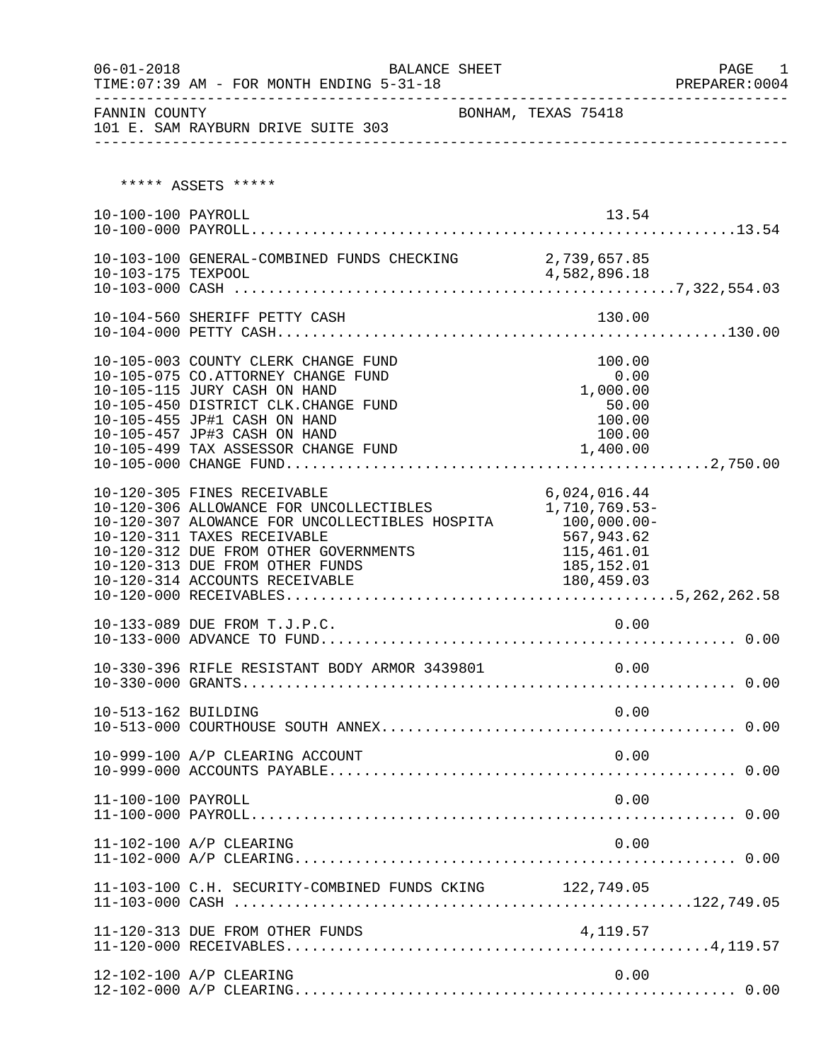06-01-2018 BALANCE SHEET PAGE 1
TIME:07:39 AM - FOR MONTH ENDING 5-31-18 PREPARER:0004

FANNIN COUNTY BONHAM, TEXAS 75418
101 E. SAM RAYBURN DRIVE SUITE 303

***** ASSETS *****

| Account | Description | Amount | Total |
|---|---|---|---|
| 10-100-100 | PAYROLL | 13.54 | |
| 10-100-000 | PAYROLL | | 13.54 |
| 10-103-100 | GENERAL-COMBINED FUNDS CHECKING | 2,739,657.85 | |
| 10-103-175 | TEXPOOL | 4,582,896.18 | |
| 10-103-000 | CASH | | 7,322,554.03 |
| 10-104-560 | SHERIFF PETTY CASH | 130.00 | |
| 10-104-000 | PETTY CASH | | 130.00 |
| 10-105-003 | COUNTY CLERK CHANGE FUND | 100.00 | |
| 10-105-075 | CO.ATTORNEY CHANGE FUND | 0.00 | |
| 10-105-115 | JURY CASH ON HAND | 1,000.00 | |
| 10-105-450 | DISTRICT CLK.CHANGE FUND | 50.00 | |
| 10-105-455 | JP#1 CASH ON HAND | 100.00 | |
| 10-105-457 | JP#3 CASH ON HAND | 100.00 | |
| 10-105-499 | TAX ASSESSOR CHANGE FUND | 1,400.00 | |
| 10-105-000 | CHANGE FUND | | 2,750.00 |
| 10-120-305 | FINES RECEIVABLE | 6,024,016.44 | |
| 10-120-306 | ALLOWANCE FOR UNCOLLECTIBLES | 1,710,769.53- | |
| 10-120-307 | ALOWANCE FOR UNCOLLECTIBLES HOSPITA | 100,000.00- | |
| 10-120-311 | TAXES RECEIVABLE | 567,943.62 | |
| 10-120-312 | DUE FROM OTHER GOVERNMENTS | 115,461.01 | |
| 10-120-313 | DUE FROM OTHER FUNDS | 185,152.01 | |
| 10-120-314 | ACCOUNTS RECEIVABLE | 180,459.03 | |
| 10-120-000 | RECEIVABLES | | 5,262,262.58 |
| 10-133-089 | DUE FROM T.J.P.C. | 0.00 | |
| 10-133-000 | ADVANCE TO FUND | | 0.00 |
| 10-330-396 | RIFLE RESISTANT BODY ARMOR 3439801 | 0.00 | |
| 10-330-000 | GRANTS | | 0.00 |
| 10-513-162 | BUILDING | 0.00 | |
| 10-513-000 | COURTHOUSE SOUTH ANNEX | | 0.00 |
| 10-999-100 | A/P CLEARING ACCOUNT | 0.00 | |
| 10-999-000 | ACCOUNTS PAYABLE | | 0.00 |
| 11-100-100 | PAYROLL | 0.00 | |
| 11-100-000 | PAYROLL | | 0.00 |
| 11-102-100 | A/P CLEARING | 0.00 | |
| 11-102-000 | A/P CLEARING | | 0.00 |
| 11-103-100 | C.H. SECURITY-COMBINED FUNDS CKING | 122,749.05 | |
| 11-103-000 | CASH | | 122,749.05 |
| 11-120-313 | DUE FROM OTHER FUNDS | 4,119.57 | |
| 11-120-000 | RECEIVABLES | | 4,119.57 |
| 12-102-100 | A/P CLEARING | 0.00 | |
| 12-102-000 | A/P CLEARING | | 0.00 |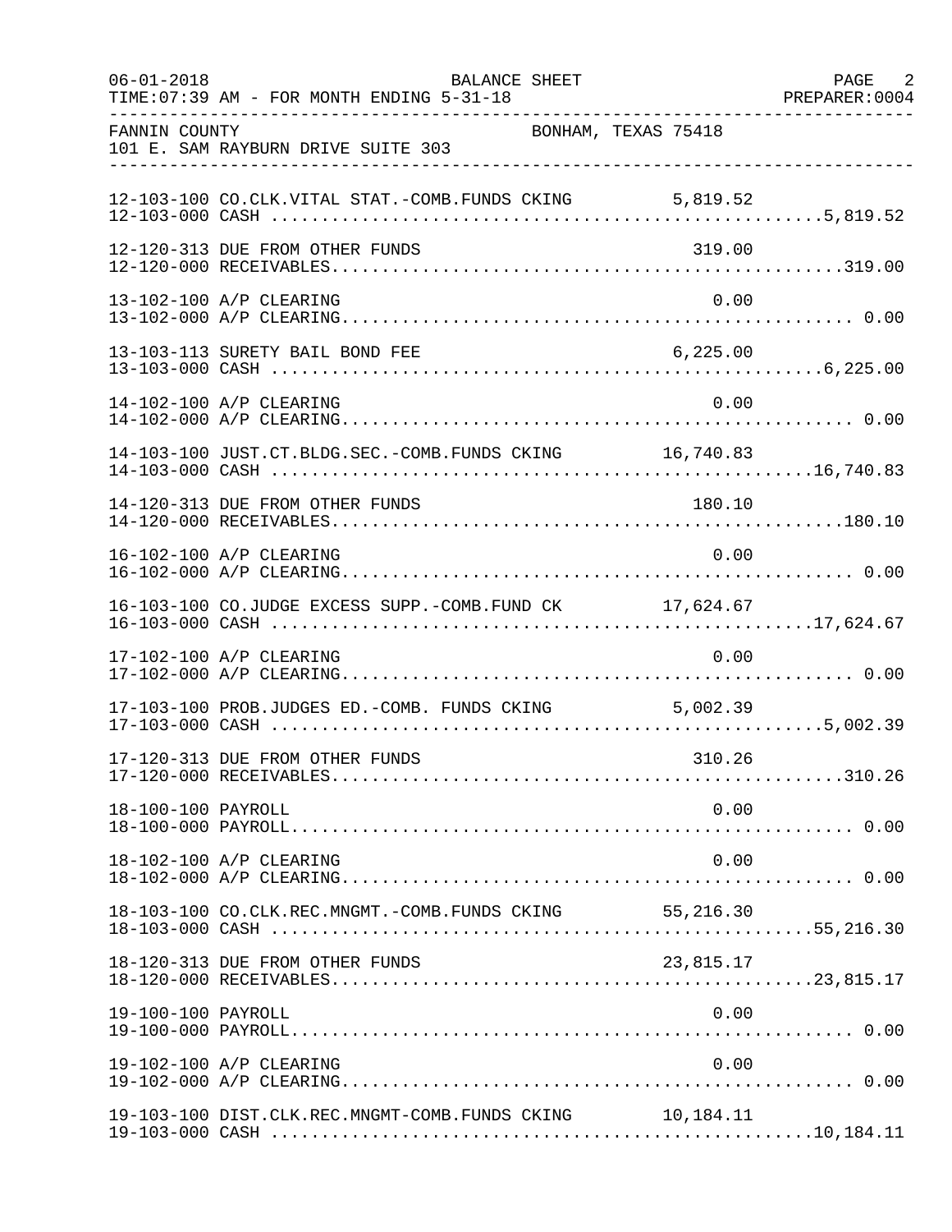FANNIN COUNTY BONHAM, TEXAS 75418
101 E. SAM RAYBURN DRIVE SUITE 303

BALANCE SHEET
FOR MONTH ENDING 5-31-18

| Account | Description | Detail | Total |
|---|---|---|---|
| 12-103-100 | CO.CLK.VITAL STAT.-COMB.FUNDS CKING | 5,819.52 | |
| 12-103-000 | CASH | | 5,819.52 |
| 12-120-313 | DUE FROM OTHER FUNDS | 319.00 | |
| 12-120-000 | RECEIVABLES | | 319.00 |
| 13-102-100 | A/P CLEARING | 0.00 | |
| 13-102-000 | A/P CLEARING | | 0.00 |
| 13-103-113 | SURETY BAIL BOND FEE | 6,225.00 | |
| 13-103-000 | CASH | | 6,225.00 |
| 14-102-100 | A/P CLEARING | 0.00 | |
| 14-102-000 | A/P CLEARING | | 0.00 |
| 14-103-100 | JUST.CT.BLDG.SEC.-COMB.FUNDS CKING | 16,740.83 | |
| 14-103-000 | CASH | | 16,740.83 |
| 14-120-313 | DUE FROM OTHER FUNDS | 180.10 | |
| 14-120-000 | RECEIVABLES | | 180.10 |
| 16-102-100 | A/P CLEARING | 0.00 | |
| 16-102-000 | A/P CLEARING | | 0.00 |
| 16-103-100 | CO.JUDGE EXCESS SUPP.-COMB.FUND CK | 17,624.67 | |
| 16-103-000 | CASH | | 17,624.67 |
| 17-102-100 | A/P CLEARING | 0.00 | |
| 17-102-000 | A/P CLEARING | | 0.00 |
| 17-103-100 | PROB.JUDGES ED.-COMB. FUNDS CKING | 5,002.39 | |
| 17-103-000 | CASH | | 5,002.39 |
| 17-120-313 | DUE FROM OTHER FUNDS | 310.26 | |
| 17-120-000 | RECEIVABLES | | 310.26 |
| 18-100-100 | PAYROLL | 0.00 | |
| 18-100-000 | PAYROLL | | 0.00 |
| 18-102-100 | A/P CLEARING | 0.00 | |
| 18-102-000 | A/P CLEARING | | 0.00 |
| 18-103-100 | CO.CLK.REC.MNGMT.-COMB.FUNDS CKING | 55,216.30 | |
| 18-103-000 | CASH | | 55,216.30 |
| 18-120-313 | DUE FROM OTHER FUNDS | 23,815.17 | |
| 18-120-000 | RECEIVABLES | | 23,815.17 |
| 19-100-100 | PAYROLL | 0.00 | |
| 19-100-000 | PAYROLL | | 0.00 |
| 19-102-100 | A/P CLEARING | 0.00 | |
| 19-102-000 | A/P CLEARING | | 0.00 |
| 19-103-100 | DIST.CLK.REC.MNGMT-COMB.FUNDS CKING | 10,184.11 | |
| 19-103-000 | CASH | | 10,184.11 |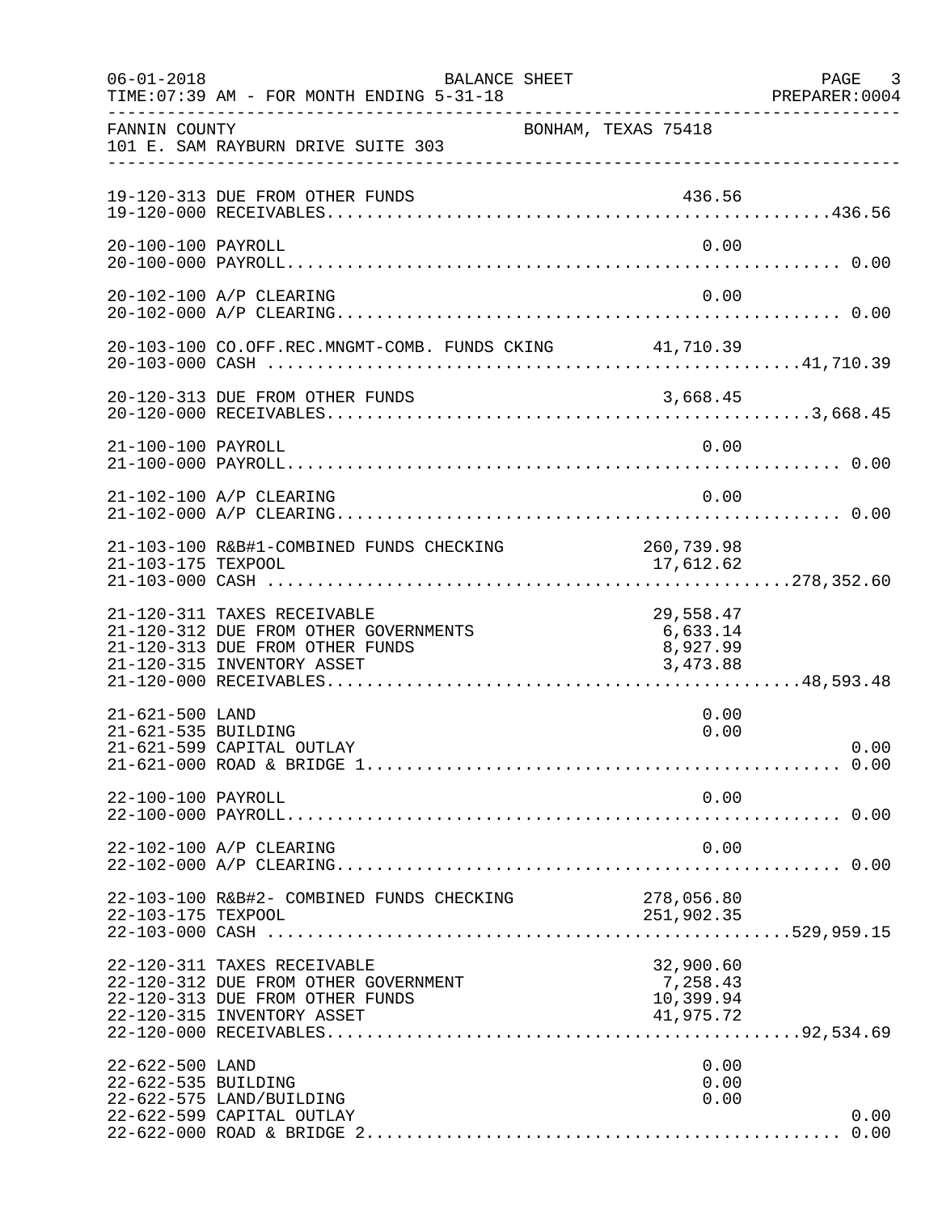06-01-2018 BALANCE SHEET PAGE 3
TIME:07:39 AM - FOR MONTH ENDING 5-31-18 PREPARER:0004

FANNIN COUNTY BONHAM, TEXAS 75418
101 E. SAM RAYBURN DRIVE SUITE 303

| Account | Description | Amount | Total |
|---|---|---|---|
| 19-120-313 | DUE FROM OTHER FUNDS | 436.56 | |
| 19-120-000 | RECEIVABLES | | 436.56 |
| 20-100-100 | PAYROLL | 0.00 | |
| 20-100-000 | PAYROLL | | 0.00 |
| 20-102-100 | A/P CLEARING | 0.00 | |
| 20-102-000 | A/P CLEARING | | 0.00 |
| 20-103-100 | CO.OFF.REC.MNGMT-COMB. FUNDS CKING | 41,710.39 | |
| 20-103-000 | CASH | | 41,710.39 |
| 20-120-313 | DUE FROM OTHER FUNDS | 3,668.45 | |
| 20-120-000 | RECEIVABLES | | 3,668.45 |
| 21-100-100 | PAYROLL | 0.00 | |
| 21-100-000 | PAYROLL | | 0.00 |
| 21-102-100 | A/P CLEARING | 0.00 | |
| 21-102-000 | A/P CLEARING | | 0.00 |
| 21-103-100 | R&B#1-COMBINED FUNDS CHECKING | 260,739.98 | |
| 21-103-175 | TEXPOOL | 17,612.62 | |
| 21-103-000 | CASH | | 278,352.60 |
| 21-120-311 | TAXES RECEIVABLE | 29,558.47 | |
| 21-120-312 | DUE FROM OTHER GOVERNMENTS | 6,633.14 | |
| 21-120-313 | DUE FROM OTHER FUNDS | 8,927.99 | |
| 21-120-315 | INVENTORY ASSET | 3,473.88 | |
| 21-120-000 | RECEIVABLES | | 48,593.48 |
| 21-621-500 | LAND | 0.00 | |
| 21-621-535 | BUILDING | 0.00 | |
| 21-621-599 | CAPITAL OUTLAY | | 0.00 |
| 21-621-000 | ROAD & BRIDGE 1 | | 0.00 |
| 22-100-100 | PAYROLL | 0.00 | |
| 22-100-000 | PAYROLL | | 0.00 |
| 22-102-100 | A/P CLEARING | 0.00 | |
| 22-102-000 | A/P CLEARING | | 0.00 |
| 22-103-100 | R&B#2- COMBINED FUNDS CHECKING | 278,056.80 | |
| 22-103-175 | TEXPOOL | 251,902.35 | |
| 22-103-000 | CASH | | 529,959.15 |
| 22-120-311 | TAXES RECEIVABLE | 32,900.60 | |
| 22-120-312 | DUE FROM OTHER GOVERNMENT | 7,258.43 | |
| 22-120-313 | DUE FROM OTHER FUNDS | 10,399.94 | |
| 22-120-315 | INVENTORY ASSET | 41,975.72 | |
| 22-120-000 | RECEIVABLES | | 92,534.69 |
| 22-622-500 | LAND | 0.00 | |
| 22-622-535 | BUILDING | 0.00 | |
| 22-622-575 | LAND/BUILDING | 0.00 | |
| 22-622-599 | CAPITAL OUTLAY | | 0.00 |
| 22-622-000 | ROAD & BRIDGE 2 | | 0.00 |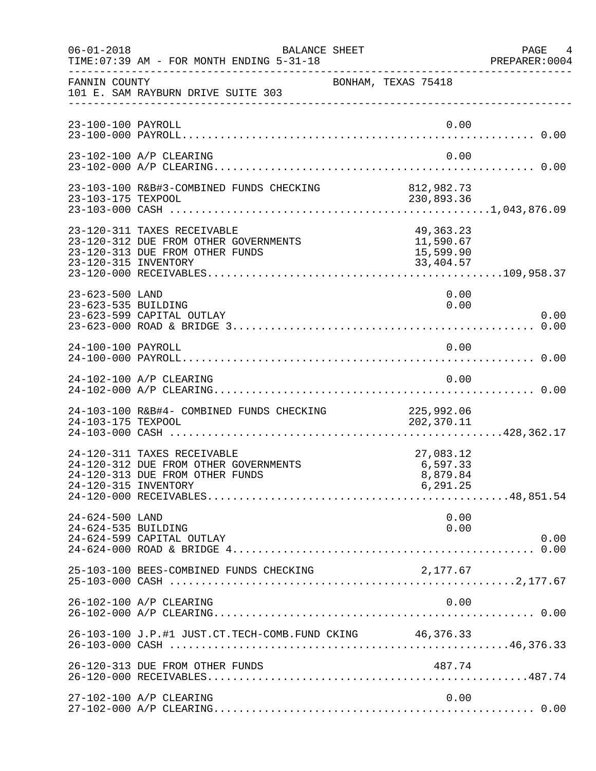FANNIN COUNTY BONHAM, TEXAS 75418
101 E. SAM RAYBURN DRIVE SUITE 303

BALANCE SHEET
06-01-2018
TIME:07:39 AM - FOR MONTH ENDING 5-31-18

| Account | Description | Amount | Total |
|---|---|---|---|
| 23-100-100 | PAYROLL | 0.00 | |
| 23-100-000 | PAYROLL | | 0.00 |
| 23-102-100 | A/P CLEARING | 0.00 | |
| 23-102-000 | A/P CLEARING | | 0.00 |
| 23-103-100 | R&B#3-COMBINED FUNDS CHECKING | 812,982.73 | |
| 23-103-175 | TEXPOOL | 230,893.36 | |
| 23-103-000 | CASH | | 1,043,876.09 |
| 23-120-311 | TAXES RECEIVABLE | 49,363.23 | |
| 23-120-312 | DUE FROM OTHER GOVERNMENTS | 11,590.67 | |
| 23-120-313 | DUE FROM OTHER FUNDS | 15,599.90 | |
| 23-120-315 | INVENTORY | 33,404.57 | |
| 23-120-000 | RECEIVABLES | | 109,958.37 |
| 23-623-500 | LAND | 0.00 | |
| 23-623-535 | BUILDING | 0.00 | |
| 23-623-599 | CAPITAL OUTLAY | | 0.00 |
| 23-623-000 | ROAD & BRIDGE 3 | | 0.00 |
| 24-100-100 | PAYROLL | 0.00 | |
| 24-100-000 | PAYROLL | | 0.00 |
| 24-102-100 | A/P CLEARING | 0.00 | |
| 24-102-000 | A/P CLEARING | | 0.00 |
| 24-103-100 | R&B#4- COMBINED FUNDS CHECKING | 225,992.06 | |
| 24-103-175 | TEXPOOL | 202,370.11 | |
| 24-103-000 | CASH | | 428,362.17 |
| 24-120-311 | TAXES RECEIVABLE | 27,083.12 | |
| 24-120-312 | DUE FROM OTHER GOVERNMENTS | 6,597.33 | |
| 24-120-313 | DUE FROM OTHER FUNDS | 8,879.84 | |
| 24-120-315 | INVENTORY | 6,291.25 | |
| 24-120-000 | RECEIVABLES | | 48,851.54 |
| 24-624-500 | LAND | 0.00 | |
| 24-624-535 | BUILDING | 0.00 | |
| 24-624-599 | CAPITAL OUTLAY | | 0.00 |
| 24-624-000 | ROAD & BRIDGE 4 | | 0.00 |
| 25-103-100 | BEES-COMBINED FUNDS CHECKING | 2,177.67 | |
| 25-103-000 | CASH | | 2,177.67 |
| 26-102-100 | A/P CLEARING | 0.00 | |
| 26-102-000 | A/P CLEARING | | 0.00 |
| 26-103-100 | J.P.#1 JUST.CT.TECH-COMB.FUND CKING | 46,376.33 | |
| 26-103-000 | CASH | | 46,376.33 |
| 26-120-313 | DUE FROM OTHER FUNDS | 487.74 | |
| 26-120-000 | RECEIVABLES | | 487.74 |
| 27-102-100 | A/P CLEARING | 0.00 | |
| 27-102-000 | A/P CLEARING | | 0.00 |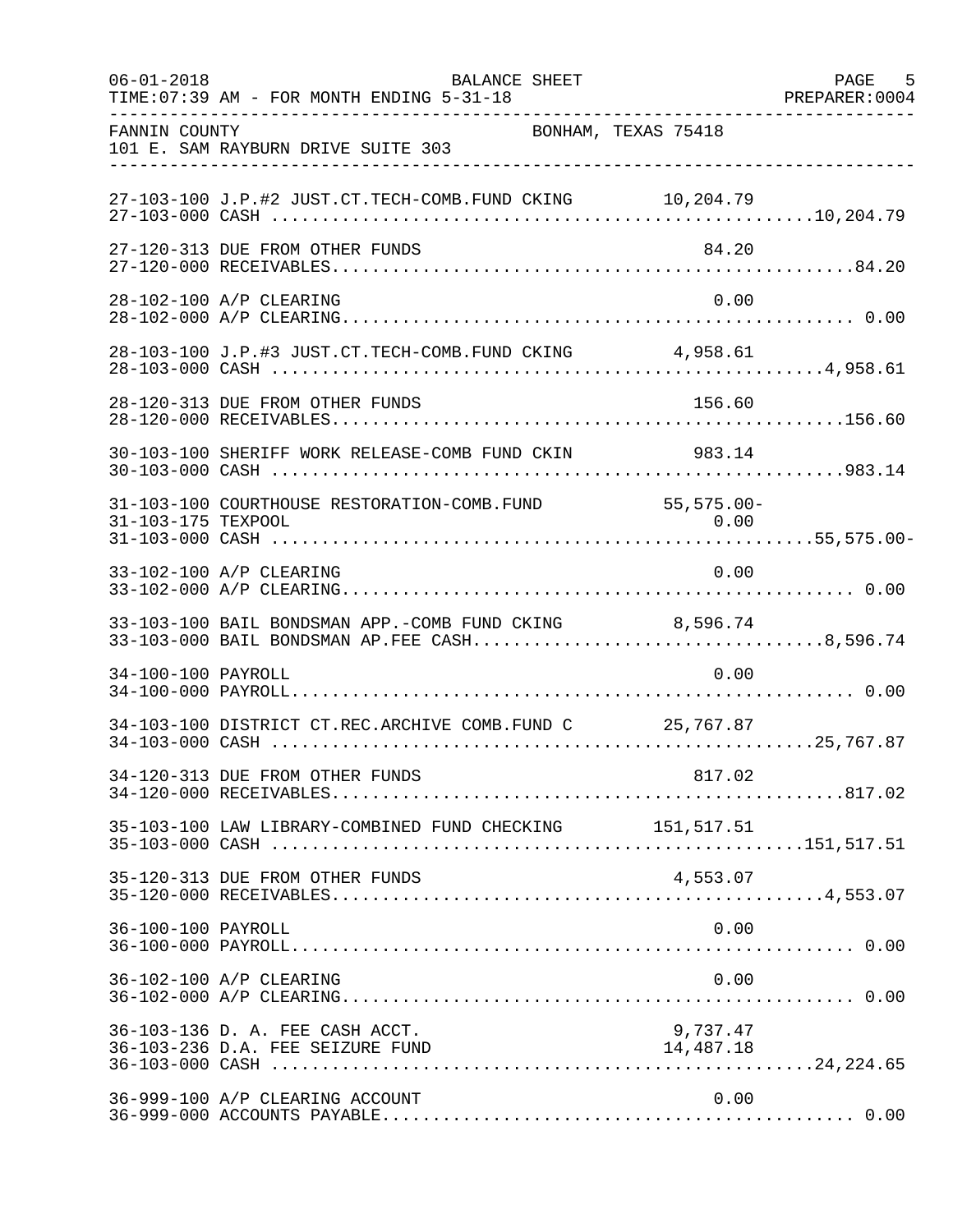FANNIN COUNTY BONHAM, TEXAS 75418
101 E. SAM RAYBURN DRIVE SUITE 303

BALANCE SHEET
TIME:07:39 AM - FOR MONTH ENDING 5-31-18

| Account | Description | Detail | Total |
|---|---|---|---|
| 27-103-100 | J.P.#2 JUST.CT.TECH-COMB.FUND CKING | 10,204.79 | |
| 27-103-000 | CASH | | 10,204.79 |
| 27-120-313 | DUE FROM OTHER FUNDS | 84.20 | |
| 27-120-000 | RECEIVABLES | | 84.20 |
| 28-102-100 | A/P CLEARING | 0.00 | |
| 28-102-000 | A/P CLEARING | | 0.00 |
| 28-103-100 | J.P.#3 JUST.CT.TECH-COMB.FUND CKING | 4,958.61 | |
| 28-103-000 | CASH | | 4,958.61 |
| 28-120-313 | DUE FROM OTHER FUNDS | 156.60 | |
| 28-120-000 | RECEIVABLES | | 156.60 |
| 30-103-100 | SHERIFF WORK RELEASE-COMB FUND CKIN | 983.14 | |
| 30-103-000 | CASH | | 983.14 |
| 31-103-100 | COURTHOUSE RESTORATION-COMB.FUND | 55,575.00- | |
| 31-103-175 | TEXPOOL | 0.00 | |
| 31-103-000 | CASH | | 55,575.00- |
| 33-102-100 | A/P CLEARING | 0.00 | |
| 33-102-000 | A/P CLEARING | | 0.00 |
| 33-103-100 | BAIL BONDSMAN APP.-COMB FUND CKING | 8,596.74 | |
| 33-103-000 | BAIL BONDSMAN AP.FEE CASH | | 8,596.74 |
| 34-100-100 | PAYROLL | 0.00 | |
| 34-100-000 | PAYROLL | | 0.00 |
| 34-103-100 | DISTRICT CT.REC.ARCHIVE COMB.FUND C | 25,767.87 | |
| 34-103-000 | CASH | | 25,767.87 |
| 34-120-313 | DUE FROM OTHER FUNDS | 817.02 | |
| 34-120-000 | RECEIVABLES | | 817.02 |
| 35-103-100 | LAW LIBRARY-COMBINED FUND CHECKING | 151,517.51 | |
| 35-103-000 | CASH | | 151,517.51 |
| 35-120-313 | DUE FROM OTHER FUNDS | 4,553.07 | |
| 35-120-000 | RECEIVABLES | | 4,553.07 |
| 36-100-100 | PAYROLL | 0.00 | |
| 36-100-000 | PAYROLL | | 0.00 |
| 36-102-100 | A/P CLEARING | 0.00 | |
| 36-102-000 | A/P CLEARING | | 0.00 |
| 36-103-136 | D. A. FEE CASH ACCT. | 9,737.47 | |
| 36-103-236 | D.A. FEE SEIZURE FUND | 14,487.18 | |
| 36-103-000 | CASH | | 24,224.65 |
| 36-999-100 | A/P CLEARING ACCOUNT | 0.00 | |
| 36-999-000 | ACCOUNTS PAYABLE | | 0.00 |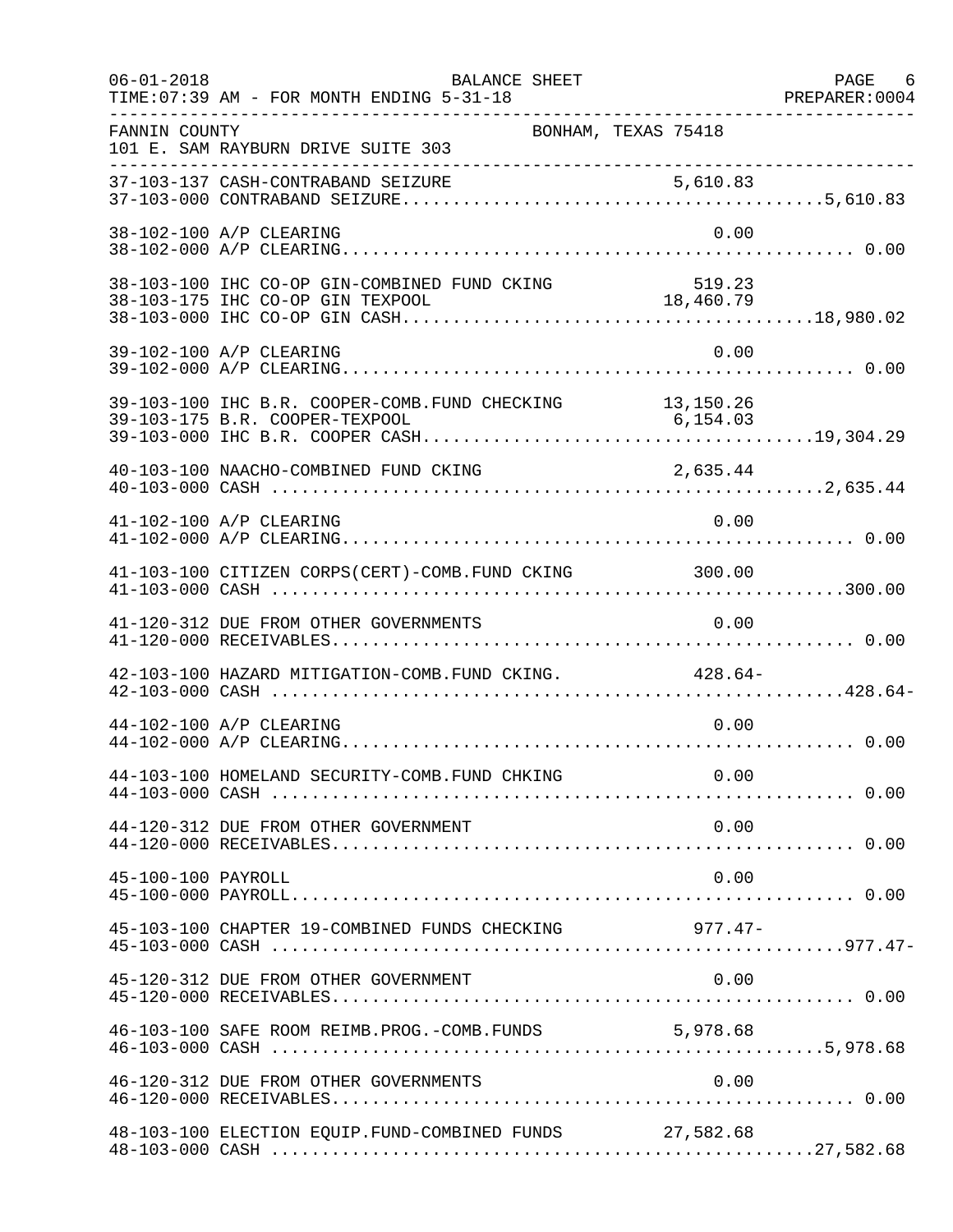FANNIN COUNTY BONHAM, TEXAS 75418
101 E. SAM RAYBURN DRIVE SUITE 303

| Account | Description | Detail | Total |
|---|---|---|---|
| 37-103-137 | CASH-CONTRABAND SEIZURE | 5,610.83 | |
| 37-103-000 | CONTRABAND SEIZURE | | 5,610.83 |
| 38-102-100 | A/P CLEARING | 0.00 | |
| 38-102-000 | A/P CLEARING | | 0.00 |
| 38-103-100 | IHC CO-OP GIN-COMBINED FUND CKING | 519.23 | |
| 38-103-175 | IHC CO-OP GIN TEXPOOL | 18,460.79 | |
| 38-103-000 | IHC CO-OP GIN CASH | | 18,980.02 |
| 39-102-100 | A/P CLEARING | 0.00 | |
| 39-102-000 | A/P CLEARING | | 0.00 |
| 39-103-100 | IHC B.R. COOPER-COMB.FUND CHECKING | 13,150.26 | |
| 39-103-175 | B.R. COOPER-TEXPOOL | 6,154.03 | |
| 39-103-000 | IHC B.R. COOPER CASH | | 19,304.29 |
| 40-103-100 | NAACHO-COMBINED FUND CKING | 2,635.44 | |
| 40-103-000 | CASH | | 2,635.44 |
| 41-102-100 | A/P CLEARING | 0.00 | |
| 41-102-000 | A/P CLEARING | | 0.00 |
| 41-103-100 | CITIZEN CORPS(CERT)-COMB.FUND CKING | 300.00 | |
| 41-103-000 | CASH | | 300.00 |
| 41-120-312 | DUE FROM OTHER GOVERNMENTS | 0.00 | |
| 41-120-000 | RECEIVABLES | | 0.00 |
| 42-103-100 | HAZARD MITIGATION-COMB.FUND CKING. | 428.64- | |
| 42-103-000 | CASH | | 428.64- |
| 44-102-100 | A/P CLEARING | 0.00 | |
| 44-102-000 | A/P CLEARING | | 0.00 |
| 44-103-100 | HOMELAND SECURITY-COMB.FUND CHKING | 0.00 | |
| 44-103-000 | CASH | | 0.00 |
| 44-120-312 | DUE FROM OTHER GOVERNMENT | 0.00 | |
| 44-120-000 | RECEIVABLES | | 0.00 |
| 45-100-100 | PAYROLL | 0.00 | |
| 45-100-000 | PAYROLL | | 0.00 |
| 45-103-100 | CHAPTER 19-COMBINED FUNDS CHECKING | 977.47- | |
| 45-103-000 | CASH | | 977.47- |
| 45-120-312 | DUE FROM OTHER GOVERNMENT | 0.00 | |
| 45-120-000 | RECEIVABLES | | 0.00 |
| 46-103-100 | SAFE ROOM REIMB.PROG.-COMB.FUNDS | 5,978.68 | |
| 46-103-000 | CASH | | 5,978.68 |
| 46-120-312 | DUE FROM OTHER GOVERNMENTS | 0.00 | |
| 46-120-000 | RECEIVABLES | | 0.00 |
| 48-103-100 | ELECTION EQUIP.FUND-COMBINED FUNDS | 27,582.68 | |
| 48-103-000 | CASH | | 27,582.68 |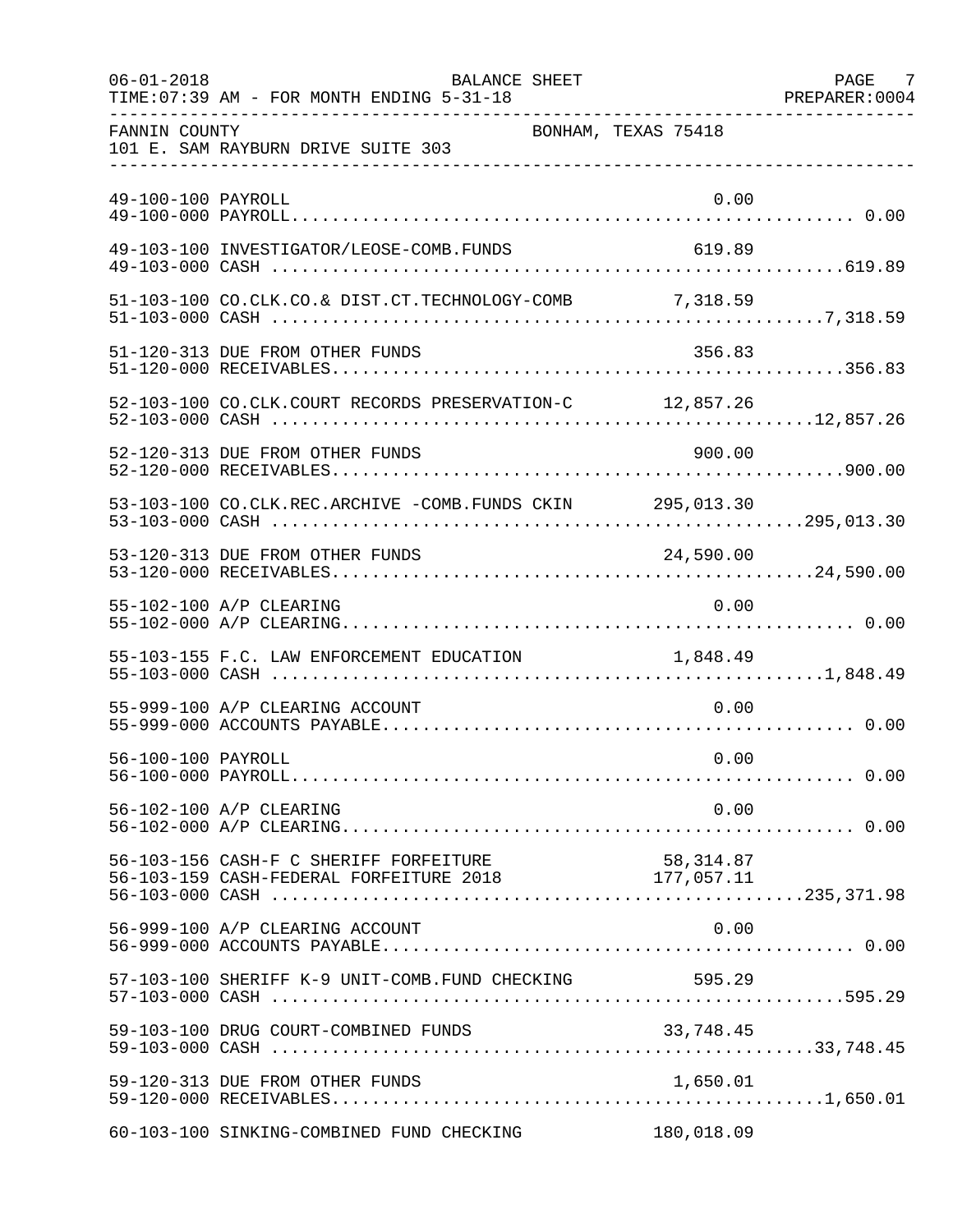FANNIN COUNTY BONHAM, TEXAS 75418
101 E. SAM RAYBURN DRIVE SUITE 303

| Account | Description | Detail | Total |
|---|---|---|---|
| 49-100-100 | PAYROLL | 0.00 | |
| 49-100-000 | PAYROLL | | 0.00 |
| 49-103-100 | INVESTIGATOR/LEOSE-COMB.FUNDS | 619.89 | |
| 49-103-000 | CASH | | 619.89 |
| 51-103-100 | CO.CLK.CO.& DIST.CT.TECHNOLOGY-COMB | 7,318.59 | |
| 51-103-000 | CASH | | 7,318.59 |
| 51-120-313 | DUE FROM OTHER FUNDS | 356.83 | |
| 51-120-000 | RECEIVABLES | | 356.83 |
| 52-103-100 | CO.CLK.COURT RECORDS PRESERVATION-C | 12,857.26 | |
| 52-103-000 | CASH | | 12,857.26 |
| 52-120-313 | DUE FROM OTHER FUNDS | 900.00 | |
| 52-120-000 | RECEIVABLES | | 900.00 |
| 53-103-100 | CO.CLK.REC.ARCHIVE -COMB.FUNDS CKIN | 295,013.30 | |
| 53-103-000 | CASH | | 295,013.30 |
| 53-120-313 | DUE FROM OTHER FUNDS | 24,590.00 | |
| 53-120-000 | RECEIVABLES | | 24,590.00 |
| 55-102-100 | A/P CLEARING | 0.00 | |
| 55-102-000 | A/P CLEARING | | 0.00 |
| 55-103-155 | F.C. LAW ENFORCEMENT EDUCATION | 1,848.49 | |
| 55-103-000 | CASH | | 1,848.49 |
| 55-999-100 | A/P CLEARING ACCOUNT | 0.00 | |
| 55-999-000 | ACCOUNTS PAYABLE | | 0.00 |
| 56-100-100 | PAYROLL | 0.00 | |
| 56-100-000 | PAYROLL | | 0.00 |
| 56-102-100 | A/P CLEARING | 0.00 | |
| 56-102-000 | A/P CLEARING | | 0.00 |
| 56-103-156 | CASH-F C SHERIFF FORFEITURE | 58,314.87 | |
| 56-103-159 | CASH-FEDERAL FORFEITURE 2018 | 177,057.11 | |
| 56-103-000 | CASH | | 235,371.98 |
| 56-999-100 | A/P CLEARING ACCOUNT | 0.00 | |
| 56-999-000 | ACCOUNTS PAYABLE | | 0.00 |
| 57-103-100 | SHERIFF K-9 UNIT-COMB.FUND CHECKING | 595.29 | |
| 57-103-000 | CASH | | 595.29 |
| 59-103-100 | DRUG COURT-COMBINED FUNDS | 33,748.45 | |
| 59-103-000 | CASH | | 33,748.45 |
| 59-120-313 | DUE FROM OTHER FUNDS | 1,650.01 | |
| 59-120-000 | RECEIVABLES | | 1,650.01 |
| 60-103-100 | SINKING-COMBINED FUND CHECKING | 180,018.09 | |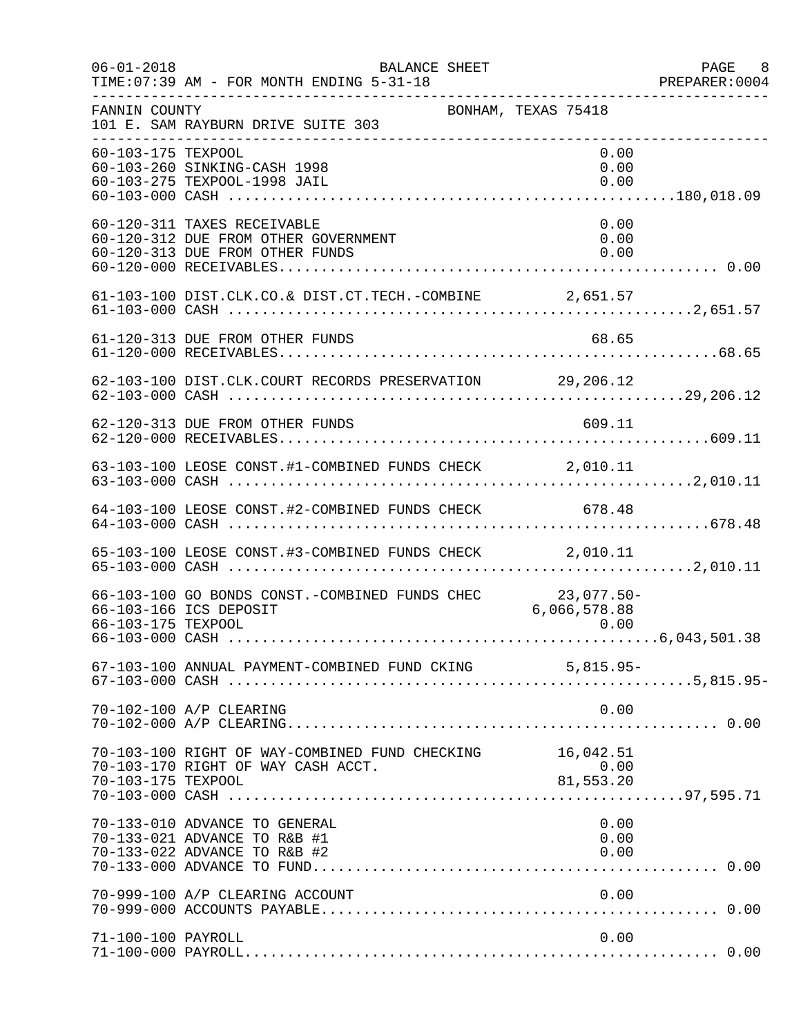FANNIN COUNTY                                   BONHAM, TEXAS 75418
101 E. SAM RAYBURN DRIVE SUITE 303

| Account | Description | Detail | Total |
|---|---|---|---|
| 60-103-175 | TEXPOOL | 0.00 | |
| 60-103-260 | SINKING-CASH 1998 | 0.00 | |
| 60-103-275 | TEXPOOL-1998 JAIL | 0.00 | |
| 60-103-000 | CASH | | 180,018.09 |
| 60-120-311 | TAXES RECEIVABLE | 0.00 | |
| 60-120-312 | DUE FROM OTHER GOVERNMENT | 0.00 | |
| 60-120-313 | DUE FROM OTHER FUNDS | 0.00 | |
| 60-120-000 | RECEIVABLES | | 0.00 |
| 61-103-100 | DIST.CLK.CO.& DIST.CT.TECH.-COMBINE | 2,651.57 | |
| 61-103-000 | CASH | | 2,651.57 |
| 61-120-313 | DUE FROM OTHER FUNDS | 68.65 | |
| 61-120-000 | RECEIVABLES | | 68.65 |
| 62-103-100 | DIST.CLK.COURT RECORDS PRESERVATION | 29,206.12 | |
| 62-103-000 | CASH | | 29,206.12 |
| 62-120-313 | DUE FROM OTHER FUNDS | 609.11 | |
| 62-120-000 | RECEIVABLES | | 609.11 |
| 63-103-100 | LEOSE CONST.#1-COMBINED FUNDS CHECK | 2,010.11 | |
| 63-103-000 | CASH | | 2,010.11 |
| 64-103-100 | LEOSE CONST.#2-COMBINED FUNDS CHECK | 678.48 | |
| 64-103-000 | CASH | | 678.48 |
| 65-103-100 | LEOSE CONST.#3-COMBINED FUNDS CHECK | 2,010.11 | |
| 65-103-000 | CASH | | 2,010.11 |
| 66-103-100 | GO BONDS CONST.-COMBINED FUNDS CHEC | 23,077.50- | |
| 66-103-166 | ICS DEPOSIT | 6,066,578.88 | |
| 66-103-175 | TEXPOOL | 0.00 | |
| 66-103-000 | CASH | | 6,043,501.38 |
| 67-103-100 | ANNUAL PAYMENT-COMBINED FUND CKING | 5,815.95- | |
| 67-103-000 | CASH | | 5,815.95- |
| 70-102-100 | A/P CLEARING | 0.00 | |
| 70-102-000 | A/P CLEARING | | 0.00 |
| 70-103-100 | RIGHT OF WAY-COMBINED FUND CHECKING | 16,042.51 | |
| 70-103-170 | RIGHT OF WAY CASH ACCT. | 0.00 | |
| 70-103-175 | TEXPOOL | 81,553.20 | |
| 70-103-000 | CASH | | 97,595.71 |
| 70-133-010 | ADVANCE TO GENERAL | 0.00 | |
| 70-133-021 | ADVANCE TO R&B #1 | 0.00 | |
| 70-133-022 | ADVANCE TO R&B #2 | 0.00 | |
| 70-133-000 | ADVANCE TO FUND | | 0.00 |
| 70-999-100 | A/P CLEARING ACCOUNT | 0.00 | |
| 70-999-000 | ACCOUNTS PAYABLE | | 0.00 |
| 71-100-100 | PAYROLL | 0.00 | |
| 71-100-000 | PAYROLL | | 0.00 |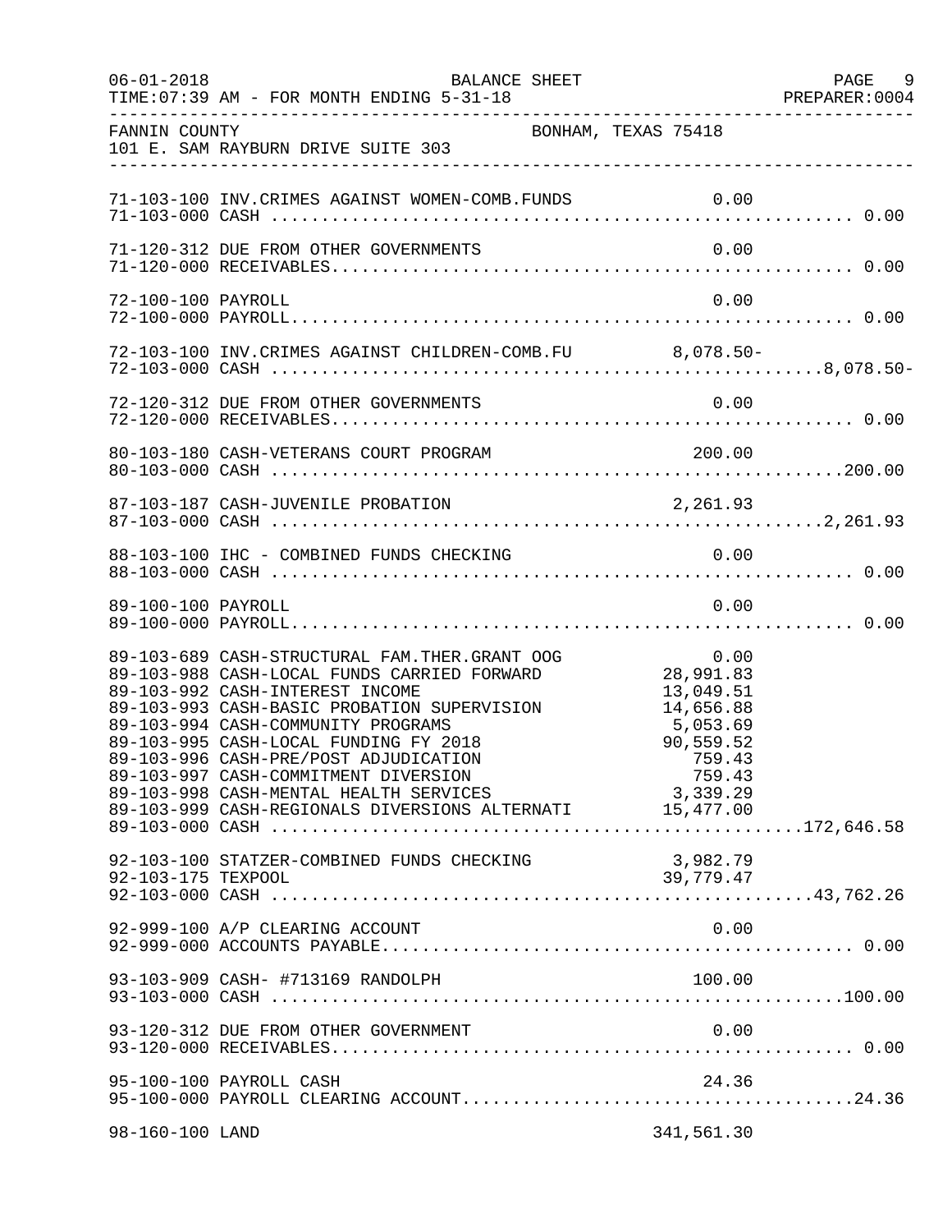FANNIN COUNTY BONHAM, TEXAS 75418
101 E. SAM RAYBURN DRIVE SUITE 303

| Account | Description | Amount | Total |
|---|---|---|---|
| 71-103-100 | INV.CRIMES AGAINST WOMEN-COMB.FUNDS | 0.00 | |
| 71-103-000 | CASH | | 0.00 |
| 71-120-312 | DUE FROM OTHER GOVERNMENTS | 0.00 | |
| 71-120-000 | RECEIVABLES | | 0.00 |
| 72-100-100 | PAYROLL | 0.00 | |
| 72-100-000 | PAYROLL | | 0.00 |
| 72-103-100 | INV.CRIMES AGAINST CHILDREN-COMB.FU | 8,078.50- | |
| 72-103-000 | CASH | | 8,078.50- |
| 72-120-312 | DUE FROM OTHER GOVERNMENTS | 0.00 | |
| 72-120-000 | RECEIVABLES | | 0.00 |
| 80-103-180 | CASH-VETERANS COURT PROGRAM | 200.00 | |
| 80-103-000 | CASH | | 200.00 |
| 87-103-187 | CASH-JUVENILE PROBATION | 2,261.93 | |
| 87-103-000 | CASH | | 2,261.93 |
| 88-103-100 | IHC - COMBINED FUNDS CHECKING | 0.00 | |
| 88-103-000 | CASH | | 0.00 |
| 89-100-100 | PAYROLL | 0.00 | |
| 89-100-000 | PAYROLL | | 0.00 |
| 89-103-689 | CASH-STRUCTURAL FAM.THER.GRANT OOG | 0.00 | |
| 89-103-988 | CASH-LOCAL FUNDS CARRIED FORWARD | 28,991.83 | |
| 89-103-992 | CASH-INTEREST INCOME | 13,049.51 | |
| 89-103-993 | CASH-BASIC PROBATION SUPERVISION | 14,656.88 | |
| 89-103-994 | CASH-COMMUNITY PROGRAMS | 5,053.69 | |
| 89-103-995 | CASH-LOCAL FUNDING FY 2018 | 90,559.52 | |
| 89-103-996 | CASH-PRE/POST ADJUDICATION | 759.43 | |
| 89-103-997 | CASH-COMMITMENT DIVERSION | 759.43 | |
| 89-103-998 | CASH-MENTAL HEALTH SERVICES | 3,339.29 | |
| 89-103-999 | CASH-REGIONALS DIVERSIONS ALTERNATI | 15,477.00 | |
| 89-103-000 | CASH | | 172,646.58 |
| 92-103-100 | STATZER-COMBINED FUNDS CHECKING | 3,982.79 | |
| 92-103-175 | TEXPOOL | 39,779.47 | |
| 92-103-000 | CASH | | 43,762.26 |
| 92-999-100 | A/P CLEARING ACCOUNT | 0.00 | |
| 92-999-000 | ACCOUNTS PAYABLE | | 0.00 |
| 93-103-909 | CASH- #713169 RANDOLPH | 100.00 | |
| 93-103-000 | CASH | | 100.00 |
| 93-120-312 | DUE FROM OTHER GOVERNMENT | 0.00 | |
| 93-120-000 | RECEIVABLES | | 0.00 |
| 95-100-100 | PAYROLL CASH | 24.36 | |
| 95-100-000 | PAYROLL CLEARING ACCOUNT | | 24.36 |
| 98-160-100 | LAND | 341,561.30 | |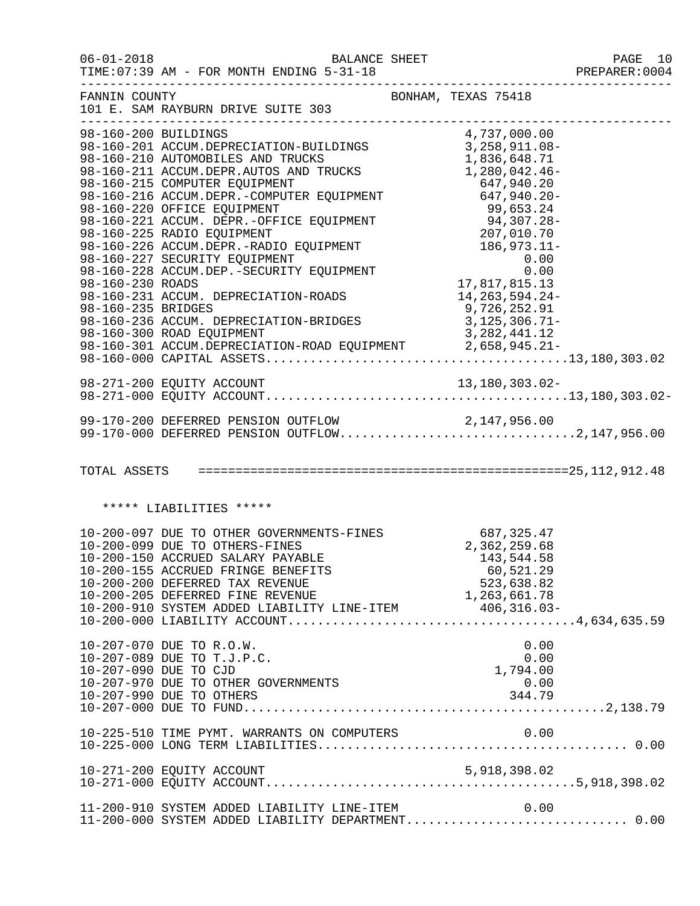FANNIN COUNTY BONHAM, TEXAS 75418
101 E. SAM RAYBURN DRIVE SUITE 303

| Account | Description | Amount | Total |
|---|---|---|---|
| 98-160-200 | BUILDINGS | 4,737,000.00 | |
| 98-160-201 | ACCUM.DEPRECIATION-BUILDINGS | 3,258,911.08- | |
| 98-160-210 | AUTOMOBILES AND TRUCKS | 1,836,648.71 | |
| 98-160-211 | ACCUM.DEPR.AUTOS AND TRUCKS | 1,280,042.46- | |
| 98-160-215 | COMPUTER EQUIPMENT | 647,940.20 | |
| 98-160-216 | ACCUM.DEPR.-COMPUTER EQUIPMENT | 647,940.20- | |
| 98-160-220 | OFFICE EQUIPMENT | 99,653.24 | |
| 98-160-221 | ACCUM. DEPR.-OFFICE EQUIPMENT | 94,307.28- | |
| 98-160-225 | RADIO EQUIPMENT | 207,010.70 | |
| 98-160-226 | ACCUM.DEPR.-RADIO EQUIPMENT | 186,973.11- | |
| 98-160-227 | SECURITY EQUIPMENT | 0.00 | |
| 98-160-228 | ACCUM.DEP.-SECURITY EQUIPMENT | 0.00 | |
| 98-160-230 | ROADS | 17,817,815.13 | |
| 98-160-231 | ACCUM. DEPRECIATION-ROADS | 14,263,594.24- | |
| 98-160-235 | BRIDGES | 9,726,252.91 | |
| 98-160-236 | ACCUM. DEPRECIATION-BRIDGES | 3,125,306.71- | |
| 98-160-300 | ROAD EQUIPMENT | 3,282,441.12 | |
| 98-160-301 | ACCUM.DEPRECIATION-ROAD EQUIPMENT | 2,658,945.21- | |
| 98-160-000 | CAPITAL ASSETS | | 13,180,303.02 |
| 98-271-200 | EQUITY ACCOUNT | 13,180,303.02- | |
| 98-271-000 | EQUITY ACCOUNT | | 13,180,303.02- |
| 99-170-200 | DEFERRED PENSION OUTFLOW | 2,147,956.00 | |
| 99-170-000 | DEFERRED PENSION OUTFLOW | | 2,147,956.00 |
| TOTAL ASSETS | | | 25,112,912.48 |

***** LIABILITIES *****

| Account | Description | Amount | Total |
|---|---|---|---|
| 10-200-097 | DUE TO OTHER GOVERNMENTS-FINES | 687,325.47 | |
| 10-200-099 | DUE TO OTHERS-FINES | 2,362,259.68 | |
| 10-200-150 | ACCRUED SALARY PAYABLE | 143,544.58 | |
| 10-200-155 | ACCRUED FRINGE BENEFITS | 60,521.29 | |
| 10-200-200 | DEFERRED TAX REVENUE | 523,638.82 | |
| 10-200-205 | DEFERRED FINE REVENUE | 1,263,661.78 | |
| 10-200-910 | SYSTEM ADDED LIABILITY LINE-ITEM | 406,316.03- | |
| 10-200-000 | LIABILITY ACCOUNT | | 4,634,635.59 |
| 10-207-070 | DUE TO R.O.W. | 0.00 | |
| 10-207-089 | DUE TO T.J.P.C. | 0.00 | |
| 10-207-090 | DUE TO CJD | 1,794.00 | |
| 10-207-970 | DUE TO OTHER GOVERNMENTS | 0.00 | |
| 10-207-990 | DUE TO OTHERS | 344.79 | |
| 10-207-000 | DUE TO FUND | | 2,138.79 |
| 10-225-510 | TIME PYMT. WARRANTS ON COMPUTERS | 0.00 | |
| 10-225-000 | LONG TERM LIABILITIES | | 0.00 |
| 10-271-200 | EQUITY ACCOUNT | 5,918,398.02 | |
| 10-271-000 | EQUITY ACCOUNT | | 5,918,398.02 |
| 11-200-910 | SYSTEM ADDED LIABILITY LINE-ITEM | 0.00 | |
| 11-200-000 | SYSTEM ADDED LIABILITY DEPARTMENT | | 0.00 |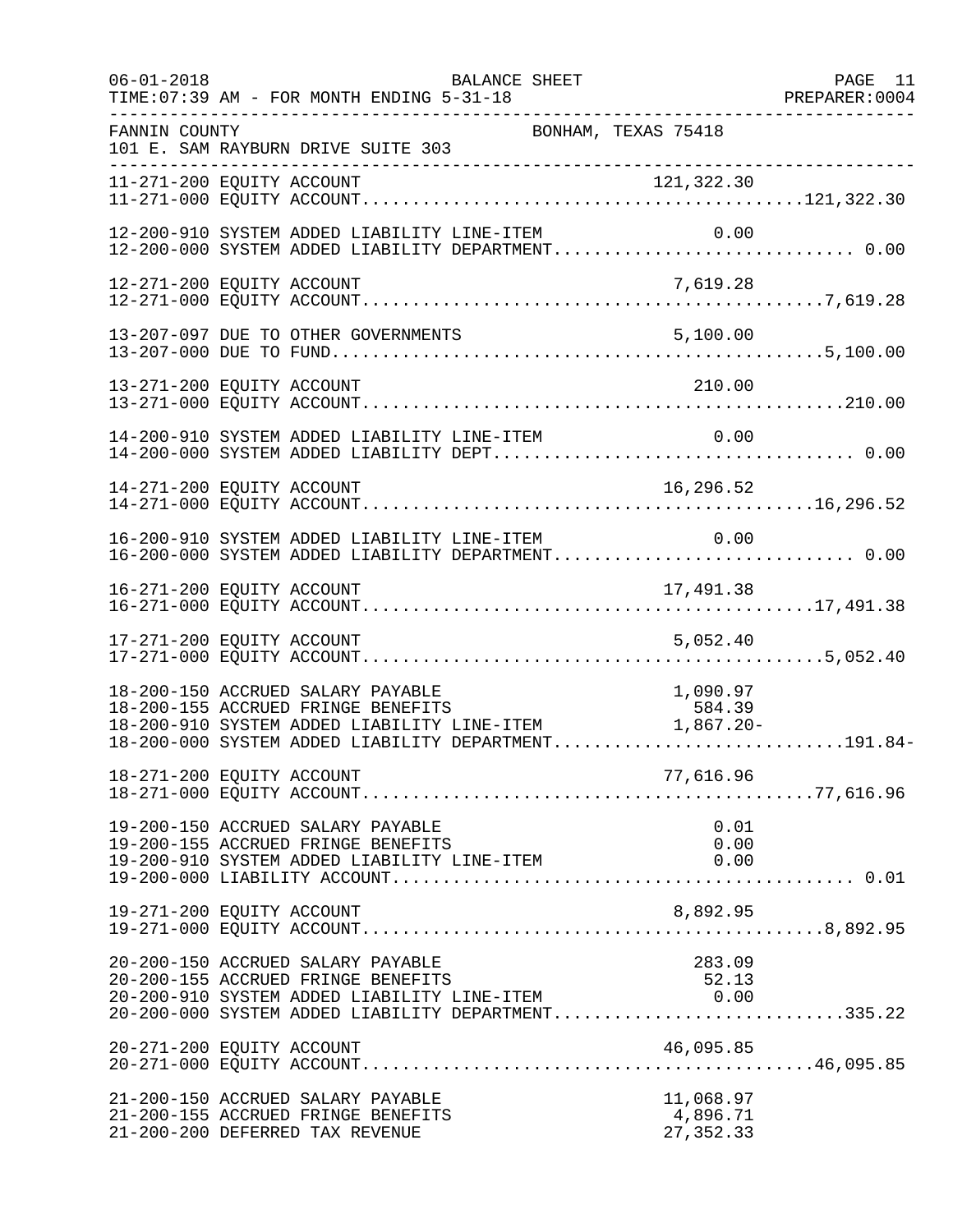FANNIN COUNTY BONHAM, TEXAS 75418
101 E. SAM RAYBURN DRIVE SUITE 303

BALANCE SHEET
FOR MONTH ENDING 5-31-18

| Account | Description | Line Amount | Total |
|---|---|---|---|
| 11-271-200 | EQUITY ACCOUNT | 121,322.30 | |
| 11-271-000 | EQUITY ACCOUNT | | 121,322.30 |
| 12-200-910 | SYSTEM ADDED LIABILITY LINE-ITEM | 0.00 | |
| 12-200-000 | SYSTEM ADDED LIABILITY DEPARTMENT | | 0.00 |
| 12-271-200 | EQUITY ACCOUNT | 7,619.28 | |
| 12-271-000 | EQUITY ACCOUNT | | 7,619.28 |
| 13-207-097 | DUE TO OTHER GOVERNMENTS | 5,100.00 | |
| 13-207-000 | DUE TO FUND | | 5,100.00 |
| 13-271-200 | EQUITY ACCOUNT | 210.00 | |
| 13-271-000 | EQUITY ACCOUNT | | 210.00 |
| 14-200-910 | SYSTEM ADDED LIABILITY LINE-ITEM | 0.00 | |
| 14-200-000 | SYSTEM ADDED LIABILITY DEPT | | 0.00 |
| 14-271-200 | EQUITY ACCOUNT | 16,296.52 | |
| 14-271-000 | EQUITY ACCOUNT | | 16,296.52 |
| 16-200-910 | SYSTEM ADDED LIABILITY LINE-ITEM | 0.00 | |
| 16-200-000 | SYSTEM ADDED LIABILITY DEPARTMENT | | 0.00 |
| 16-271-200 | EQUITY ACCOUNT | 17,491.38 | |
| 16-271-000 | EQUITY ACCOUNT | | 17,491.38 |
| 17-271-200 | EQUITY ACCOUNT | 5,052.40 | |
| 17-271-000 | EQUITY ACCOUNT | | 5,052.40 |
| 18-200-150 | ACCRUED SALARY PAYABLE | 1,090.97 | |
| 18-200-155 | ACCRUED FRINGE BENEFITS | 584.39 | |
| 18-200-910 | SYSTEM ADDED LIABILITY LINE-ITEM | 1,867.20- | |
| 18-200-000 | SYSTEM ADDED LIABILITY DEPARTMENT | | 191.84- |
| 18-271-200 | EQUITY ACCOUNT | 77,616.96 | |
| 18-271-000 | EQUITY ACCOUNT | | 77,616.96 |
| 19-200-150 | ACCRUED SALARY PAYABLE | 0.01 | |
| 19-200-155 | ACCRUED FRINGE BENEFITS | 0.00 | |
| 19-200-910 | SYSTEM ADDED LIABILITY LINE-ITEM | 0.00 | |
| 19-200-000 | LIABILITY ACCOUNT | | 0.01 |
| 19-271-200 | EQUITY ACCOUNT | 8,892.95 | |
| 19-271-000 | EQUITY ACCOUNT | | 8,892.95 |
| 20-200-150 | ACCRUED SALARY PAYABLE | 283.09 | |
| 20-200-155 | ACCRUED FRINGE BENEFITS | 52.13 | |
| 20-200-910 | SYSTEM ADDED LIABILITY LINE-ITEM | 0.00 | |
| 20-200-000 | SYSTEM ADDED LIABILITY DEPARTMENT | | 335.22 |
| 20-271-200 | EQUITY ACCOUNT | 46,095.85 | |
| 20-271-000 | EQUITY ACCOUNT | | 46,095.85 |
| 21-200-150 | ACCRUED SALARY PAYABLE | 11,068.97 | |
| 21-200-155 | ACCRUED FRINGE BENEFITS | 4,896.71 | |
| 21-200-200 | DEFERRED TAX REVENUE | 27,352.33 | |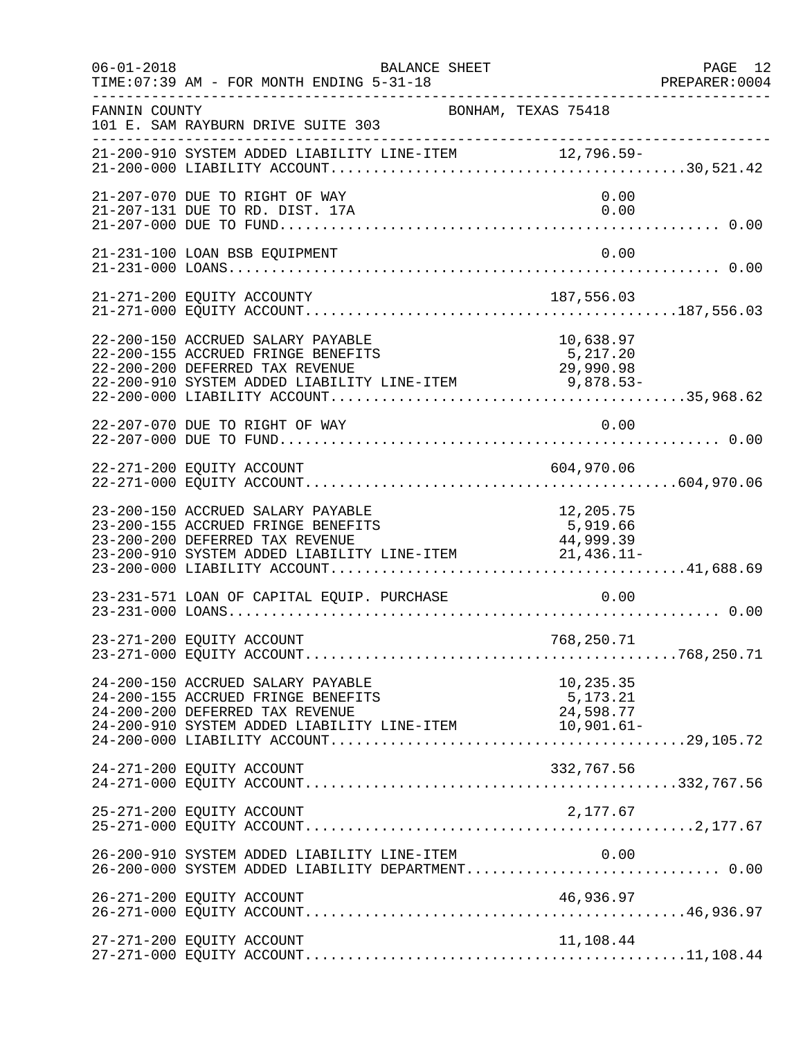FANNIN COUNTY BONHAM, TEXAS 75418
101 E. SAM RAYBURN DRIVE SUITE 303

| Account | Description | Line Item | Total |
|---|---|---|---|
| 21-200-910 | SYSTEM ADDED LIABILITY LINE-ITEM | 12,796.59- | |
| 21-200-000 | LIABILITY ACCOUNT | | 30,521.42 |
| 21-207-070 | DUE TO RIGHT OF WAY | 0.00 | |
| 21-207-131 | DUE TO RD. DIST. 17A | 0.00 | |
| 21-207-000 | DUE TO FUND | | 0.00 |
| 21-231-100 | LOAN BSB EQUIPMENT | 0.00 | |
| 21-231-000 | LOANS | | 0.00 |
| 21-271-200 | EQUITY ACCOUNTY | 187,556.03 | |
| 21-271-000 | EQUITY ACCOUNT | | 187,556.03 |
| 22-200-150 | ACCRUED SALARY PAYABLE | 10,638.97 | |
| 22-200-155 | ACCRUED FRINGE BENEFITS | 5,217.20 | |
| 22-200-200 | DEFERRED TAX REVENUE | 29,990.98 | |
| 22-200-910 | SYSTEM ADDED LIABILITY LINE-ITEM | 9,878.53- | |
| 22-200-000 | LIABILITY ACCOUNT | | 35,968.62 |
| 22-207-070 | DUE TO RIGHT OF WAY | 0.00 | |
| 22-207-000 | DUE TO FUND | | 0.00 |
| 22-271-200 | EQUITY ACCOUNT | 604,970.06 | |
| 22-271-000 | EQUITY ACCOUNT | | 604,970.06 |
| 23-200-150 | ACCRUED SALARY PAYABLE | 12,205.75 | |
| 23-200-155 | ACCRUED FRINGE BENEFITS | 5,919.66 | |
| 23-200-200 | DEFERRED TAX REVENUE | 44,999.39 | |
| 23-200-910 | SYSTEM ADDED LIABILITY LINE-ITEM | 21,436.11- | |
| 23-200-000 | LIABILITY ACCOUNT | | 41,688.69 |
| 23-231-571 | LOAN OF CAPITAL EQUIP. PURCHASE | 0.00 | |
| 23-231-000 | LOANS | | 0.00 |
| 23-271-200 | EQUITY ACCOUNT | 768,250.71 | |
| 23-271-000 | EQUITY ACCOUNT | | 768,250.71 |
| 24-200-150 | ACCRUED SALARY PAYABLE | 10,235.35 | |
| 24-200-155 | ACCRUED FRINGE BENEFITS | 5,173.21 | |
| 24-200-200 | DEFERRED TAX REVENUE | 24,598.77 | |
| 24-200-910 | SYSTEM ADDED LIABILITY LINE-ITEM | 10,901.61- | |
| 24-200-000 | LIABILITY ACCOUNT | | 29,105.72 |
| 24-271-200 | EQUITY ACCOUNT | 332,767.56 | |
| 24-271-000 | EQUITY ACCOUNT | | 332,767.56 |
| 25-271-200 | EQUITY ACCOUNT | 2,177.67 | |
| 25-271-000 | EQUITY ACCOUNT | | 2,177.67 |
| 26-200-910 | SYSTEM ADDED LIABILITY LINE-ITEM | 0.00 | |
| 26-200-000 | SYSTEM ADDED LIABILITY DEPARTMENT | | 0.00 |
| 26-271-200 | EQUITY ACCOUNT | 46,936.97 | |
| 26-271-000 | EQUITY ACCOUNT | | 46,936.97 |
| 27-271-200 | EQUITY ACCOUNT | 11,108.44 | |
| 27-271-000 | EQUITY ACCOUNT | | 11,108.44 |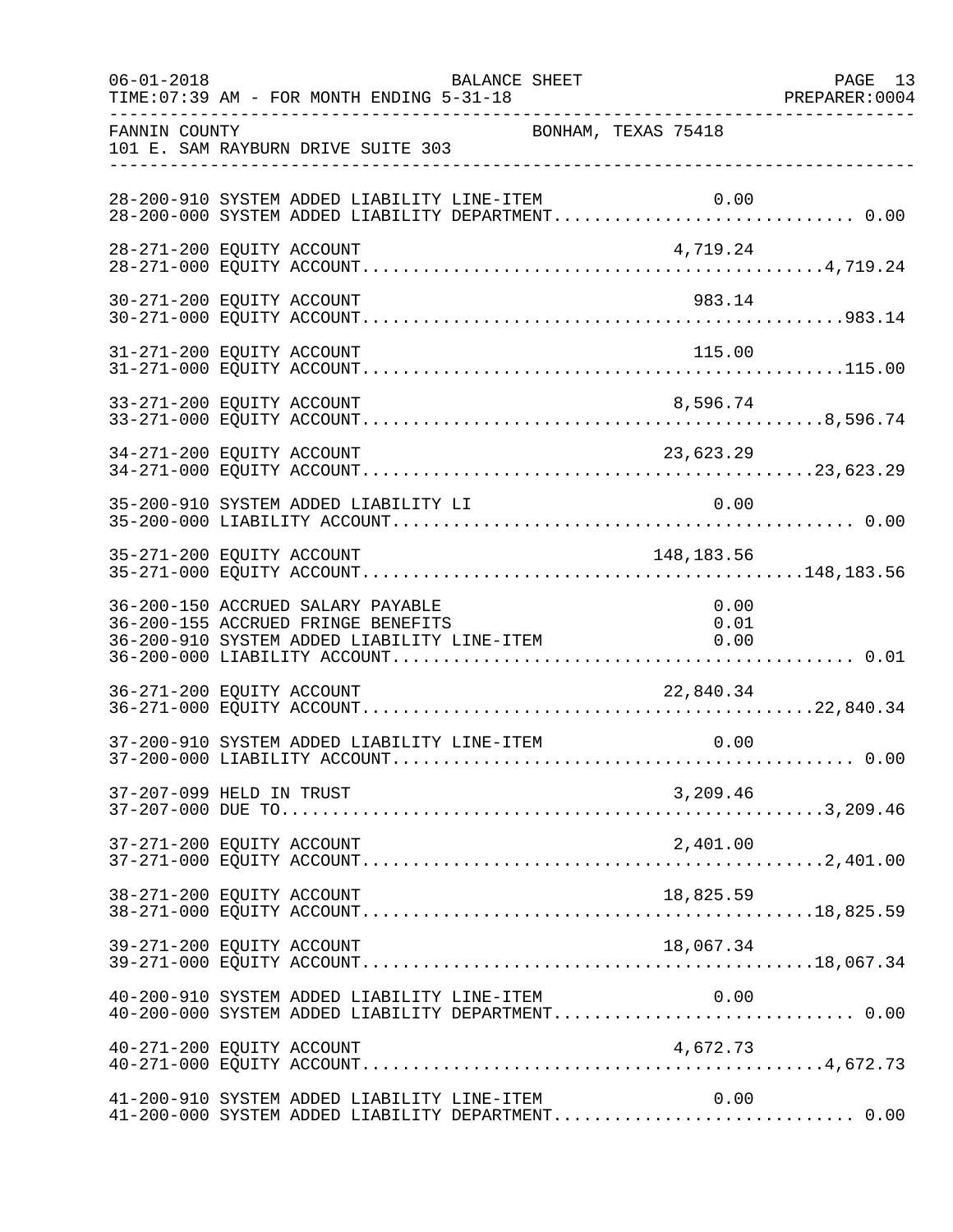FANNIN COUNTY — BONHAM, TEXAS 75418
101 E. SAM RAYBURN DRIVE SUITE 303

BALANCE SHEET
TIME:07:39 AM - FOR MONTH ENDING 5-31-18

| Account | Description | Line-Item Amount | Total |
|---|---|---|---|
| 28-200-910 | SYSTEM ADDED LIABILITY LINE-ITEM | 0.00 | |
| 28-200-000 | SYSTEM ADDED LIABILITY DEPARTMENT | | 0.00 |
| 28-271-200 | EQUITY ACCOUNT | 4,719.24 | |
| 28-271-000 | EQUITY ACCOUNT | | 4,719.24 |
| 30-271-200 | EQUITY ACCOUNT | 983.14 | |
| 30-271-000 | EQUITY ACCOUNT | | 983.14 |
| 31-271-200 | EQUITY ACCOUNT | 115.00 | |
| 31-271-000 | EQUITY ACCOUNT | | 115.00 |
| 33-271-200 | EQUITY ACCOUNT | 8,596.74 | |
| 33-271-000 | EQUITY ACCOUNT | | 8,596.74 |
| 34-271-200 | EQUITY ACCOUNT | 23,623.29 | |
| 34-271-000 | EQUITY ACCOUNT | | 23,623.29 |
| 35-200-910 | SYSTEM ADDED LIABILITY LI | 0.00 | |
| 35-200-000 | LIABILITY ACCOUNT | | 0.00 |
| 35-271-200 | EQUITY ACCOUNT | 148,183.56 | |
| 35-271-000 | EQUITY ACCOUNT | | 148,183.56 |
| 36-200-150 | ACCRUED SALARY PAYABLE | 0.00 | |
| 36-200-155 | ACCRUED FRINGE BENEFITS | 0.01 | |
| 36-200-910 | SYSTEM ADDED LIABILITY LINE-ITEM | 0.00 | |
| 36-200-000 | LIABILITY ACCOUNT | | 0.01 |
| 36-271-200 | EQUITY ACCOUNT | 22,840.34 | |
| 36-271-000 | EQUITY ACCOUNT | | 22,840.34 |
| 37-200-910 | SYSTEM ADDED LIABILITY LINE-ITEM | 0.00 | |
| 37-200-000 | LIABILITY ACCOUNT | | 0.00 |
| 37-207-099 | HELD IN TRUST | 3,209.46 | |
| 37-207-000 | DUE TO | | 3,209.46 |
| 37-271-200 | EQUITY ACCOUNT | 2,401.00 | |
| 37-271-000 | EQUITY ACCOUNT | | 2,401.00 |
| 38-271-200 | EQUITY ACCOUNT | 18,825.59 | |
| 38-271-000 | EQUITY ACCOUNT | | 18,825.59 |
| 39-271-200 | EQUITY ACCOUNT | 18,067.34 | |
| 39-271-000 | EQUITY ACCOUNT | | 18,067.34 |
| 40-200-910 | SYSTEM ADDED LIABILITY LINE-ITEM | 0.00 | |
| 40-200-000 | SYSTEM ADDED LIABILITY DEPARTMENT | | 0.00 |
| 40-271-200 | EQUITY ACCOUNT | 4,672.73 | |
| 40-271-000 | EQUITY ACCOUNT | | 4,672.73 |
| 41-200-910 | SYSTEM ADDED LIABILITY LINE-ITEM | 0.00 | |
| 41-200-000 | SYSTEM ADDED LIABILITY DEPARTMENT | | 0.00 |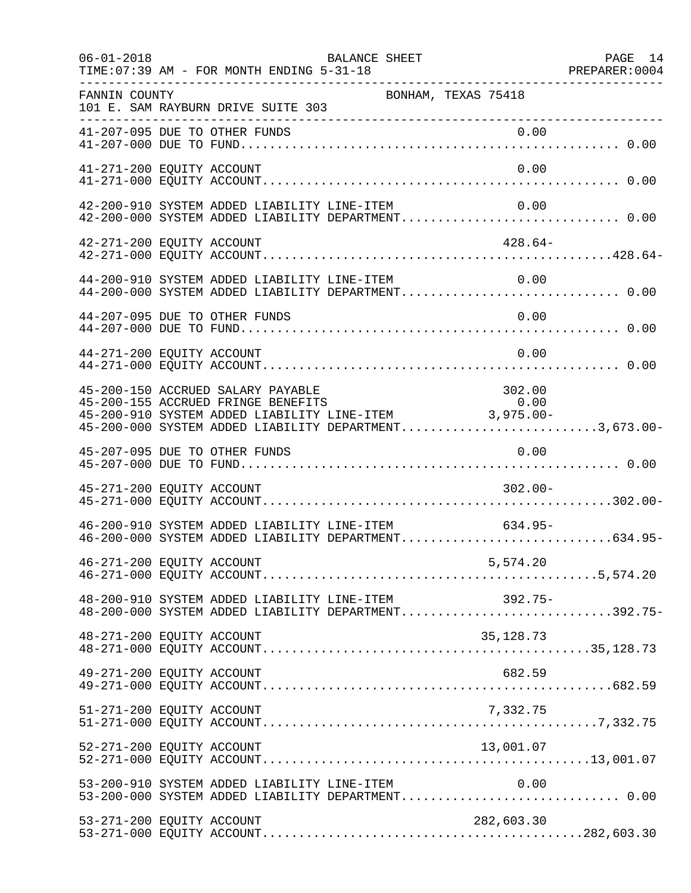FANNIN COUNTY BONHAM, TEXAS 75418
101 E. SAM RAYBURN DRIVE SUITE 303

| Account | Description | Line Amount | Total |
|---|---|---|---|
| 41-207-095 | DUE TO OTHER FUNDS | 0.00 | |
| 41-207-000 | DUE TO FUND | | 0.00 |
| 41-271-200 | EQUITY ACCOUNT | 0.00 | |
| 41-271-000 | EQUITY ACCOUNT | | 0.00 |
| 42-200-910 | SYSTEM ADDED LIABILITY LINE-ITEM | 0.00 | |
| 42-200-000 | SYSTEM ADDED LIABILITY DEPARTMENT | | 0.00 |
| 42-271-200 | EQUITY ACCOUNT | 428.64- | |
| 42-271-000 | EQUITY ACCOUNT | | 428.64- |
| 44-200-910 | SYSTEM ADDED LIABILITY LINE-ITEM | 0.00 | |
| 44-200-000 | SYSTEM ADDED LIABILITY DEPARTMENT | | 0.00 |
| 44-207-095 | DUE TO OTHER FUNDS | 0.00 | |
| 44-207-000 | DUE TO FUND | | 0.00 |
| 44-271-200 | EQUITY ACCOUNT | 0.00 | |
| 44-271-000 | EQUITY ACCOUNT | | 0.00 |
| 45-200-150 | ACCRUED SALARY PAYABLE | 302.00 | |
| 45-200-155 | ACCRUED FRINGE BENEFITS | 0.00 | |
| 45-200-910 | SYSTEM ADDED LIABILITY LINE-ITEM | 3,975.00- | |
| 45-200-000 | SYSTEM ADDED LIABILITY DEPARTMENT | | 3,673.00- |
| 45-207-095 | DUE TO OTHER FUNDS | 0.00 | |
| 45-207-000 | DUE TO FUND | | 0.00 |
| 45-271-200 | EQUITY ACCOUNT | 302.00- | |
| 45-271-000 | EQUITY ACCOUNT | | 302.00- |
| 46-200-910 | SYSTEM ADDED LIABILITY LINE-ITEM | 634.95- | |
| 46-200-000 | SYSTEM ADDED LIABILITY DEPARTMENT | | 634.95- |
| 46-271-200 | EQUITY ACCOUNT | 5,574.20 | |
| 46-271-000 | EQUITY ACCOUNT | | 5,574.20 |
| 48-200-910 | SYSTEM ADDED LIABILITY LINE-ITEM | 392.75- | |
| 48-200-000 | SYSTEM ADDED LIABILITY DEPARTMENT | | 392.75- |
| 48-271-200 | EQUITY ACCOUNT | 35,128.73 | |
| 48-271-000 | EQUITY ACCOUNT | | 35,128.73 |
| 49-271-200 | EQUITY ACCOUNT | 682.59 | |
| 49-271-000 | EQUITY ACCOUNT | | 682.59 |
| 51-271-200 | EQUITY ACCOUNT | 7,332.75 | |
| 51-271-000 | EQUITY ACCOUNT | | 7,332.75 |
| 52-271-200 | EQUITY ACCOUNT | 13,001.07 | |
| 52-271-000 | EQUITY ACCOUNT | | 13,001.07 |
| 53-200-910 | SYSTEM ADDED LIABILITY LINE-ITEM | 0.00 | |
| 53-200-000 | SYSTEM ADDED LIABILITY DEPARTMENT | | 0.00 |
| 53-271-200 | EQUITY ACCOUNT | 282,603.30 | |
| 53-271-000 | EQUITY ACCOUNT | | 282,603.30 |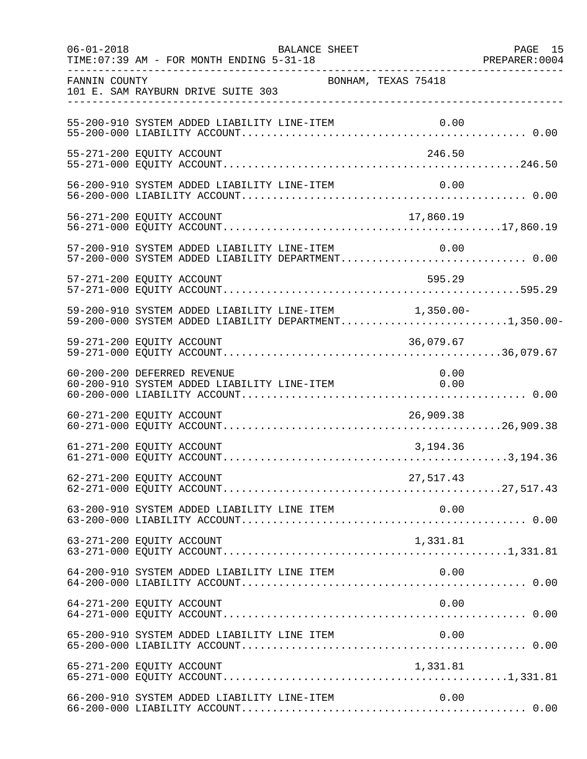FANNIN COUNTY BONHAM, TEXAS 75418
101 E. SAM RAYBURN DRIVE SUITE 303

| Account | Description | Amount | Total |
|---|---|---|---|
| 55-200-910 | SYSTEM ADDED LIABILITY LINE-ITEM | 0.00 | |
| 55-200-000 | LIABILITY ACCOUNT | | 0.00 |
| 55-271-200 | EQUITY ACCOUNT | 246.50 | |
| 55-271-000 | EQUITY ACCOUNT | | 246.50 |
| 56-200-910 | SYSTEM ADDED LIABILITY LINE-ITEM | 0.00 | |
| 56-200-000 | LIABILITY ACCOUNT | | 0.00 |
| 56-271-200 | EQUITY ACCOUNT | 17,860.19 | |
| 56-271-000 | EQUITY ACCOUNT | | 17,860.19 |
| 57-200-910 | SYSTEM ADDED LIABILITY LINE-ITEM | 0.00 | |
| 57-200-000 | SYSTEM ADDED LIABILITY DEPARTMENT | | 0.00 |
| 57-271-200 | EQUITY ACCOUNT | 595.29 | |
| 57-271-000 | EQUITY ACCOUNT | | 595.29 |
| 59-200-910 | SYSTEM ADDED LIABILITY LINE-ITEM | 1,350.00- | |
| 59-200-000 | SYSTEM ADDED LIABILITY DEPARTMENT | | 1,350.00- |
| 59-271-200 | EQUITY ACCOUNT | 36,079.67 | |
| 59-271-000 | EQUITY ACCOUNT | | 36,079.67 |
| 60-200-200 | DEFERRED REVENUE | 0.00 | |
| 60-200-910 | SYSTEM ADDED LIABILITY LINE-ITEM | 0.00 | |
| 60-200-000 | LIABILITY ACCOUNT | | 0.00 |
| 60-271-200 | EQUITY ACCOUNT | 26,909.38 | |
| 60-271-000 | EQUITY ACCOUNT | | 26,909.38 |
| 61-271-200 | EQUITY ACCOUNT | 3,194.36 | |
| 61-271-000 | EQUITY ACCOUNT | | 3,194.36 |
| 62-271-200 | EQUITY ACCOUNT | 27,517.43 | |
| 62-271-000 | EQUITY ACCOUNT | | 27,517.43 |
| 63-200-910 | SYSTEM ADDED LIABILITY LINE ITEM | 0.00 | |
| 63-200-000 | LIABILITY ACCOUNT | | 0.00 |
| 63-271-200 | EQUITY ACCOUNT | 1,331.81 | |
| 63-271-000 | EQUITY ACCOUNT | | 1,331.81 |
| 64-200-910 | SYSTEM ADDED LIABILITY LINE ITEM | 0.00 | |
| 64-200-000 | LIABILITY ACCOUNT | | 0.00 |
| 64-271-200 | EQUITY ACCOUNT | 0.00 | |
| 64-271-000 | EQUITY ACCOUNT | | 0.00 |
| 65-200-910 | SYSTEM ADDED LIABILITY LINE ITEM | 0.00 | |
| 65-200-000 | LIABILITY ACCOUNT | | 0.00 |
| 65-271-200 | EQUITY ACCOUNT | 1,331.81 | |
| 65-271-000 | EQUITY ACCOUNT | | 1,331.81 |
| 66-200-910 | SYSTEM ADDED LIABILITY LINE-ITEM | 0.00 | |
| 66-200-000 | LIABILITY ACCOUNT | | 0.00 |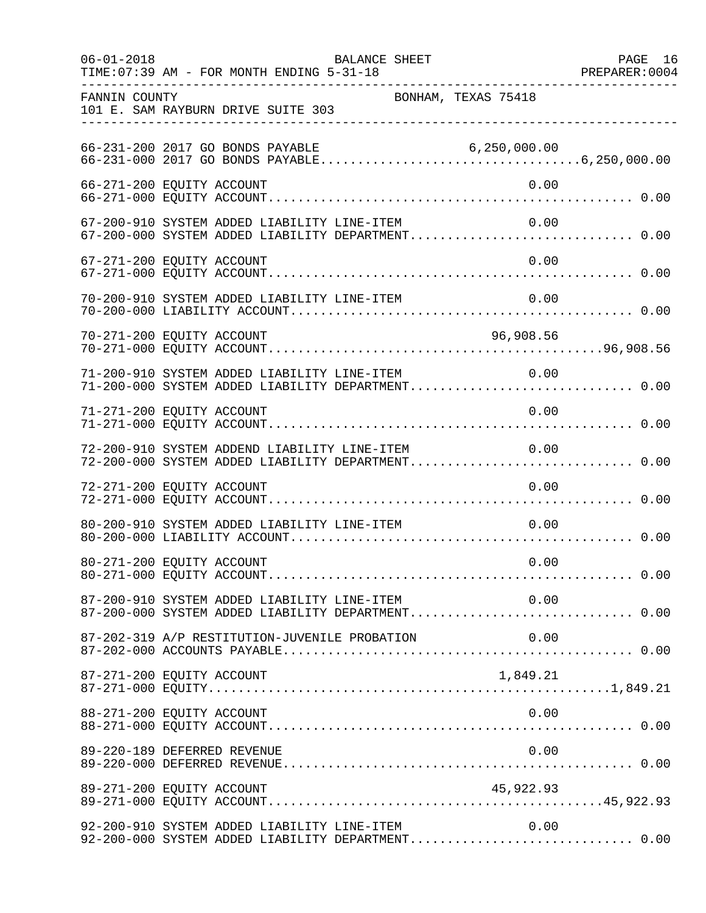FANNIN COUNTY BONHAM, TEXAS 75418
101 E. SAM RAYBURN DRIVE SUITE 303

| Account | Description | Amount | Total |
|---|---|---|---|
| 66-231-200 | 2017 GO BONDS PAYABLE | 6,250,000.00 | |
| 66-231-000 | 2017 GO BONDS PAYABLE | | 6,250,000.00 |
| 66-271-200 | EQUITY ACCOUNT | 0.00 | |
| 66-271-000 | EQUITY ACCOUNT | | 0.00 |
| 67-200-910 | SYSTEM ADDED LIABILITY LINE-ITEM | 0.00 | |
| 67-200-000 | SYSTEM ADDED LIABILITY DEPARTMENT | | 0.00 |
| 67-271-200 | EQUITY ACCOUNT | 0.00 | |
| 67-271-000 | EQUITY ACCOUNT | | 0.00 |
| 70-200-910 | SYSTEM ADDED LIABILITY LINE-ITEM | 0.00 | |
| 70-200-000 | LIABILITY ACCOUNT | | 0.00 |
| 70-271-200 | EQUITY ACCOUNT | 96,908.56 | |
| 70-271-000 | EQUITY ACCOUNT | | 96,908.56 |
| 71-200-910 | SYSTEM ADDED LIABILITY LINE-ITEM | 0.00 | |
| 71-200-000 | SYSTEM ADDED LIABILITY DEPARTMENT | | 0.00 |
| 71-271-200 | EQUITY ACCOUNT | 0.00 | |
| 71-271-000 | EQUITY ACCOUNT | | 0.00 |
| 72-200-910 | SYSTEM ADDEND LIABILITY LINE-ITEM | 0.00 | |
| 72-200-000 | SYSTEM ADDED LIABILITY DEPARTMENT | | 0.00 |
| 72-271-200 | EQUITY ACCOUNT | 0.00 | |
| 72-271-000 | EQUITY ACCOUNT | | 0.00 |
| 80-200-910 | SYSTEM ADDED LIABILITY LINE-ITEM | 0.00 | |
| 80-200-000 | LIABILITY ACCOUNT | | 0.00 |
| 80-271-200 | EQUITY ACCOUNT | 0.00 | |
| 80-271-000 | EQUITY ACCOUNT | | 0.00 |
| 87-200-910 | SYSTEM ADDED LIABILITY LINE-ITEM | 0.00 | |
| 87-200-000 | SYSTEM ADDED LIABILITY DEPARTMENT | | 0.00 |
| 87-202-319 | A/P RESTITUTION-JUVENILE PROBATION | 0.00 | |
| 87-202-000 | ACCOUNTS PAYABLE | | 0.00 |
| 87-271-200 | EQUITY ACCOUNT | 1,849.21 | |
| 87-271-000 | EQUITY | | 1,849.21 |
| 88-271-200 | EQUITY ACCOUNT | 0.00 | |
| 88-271-000 | EQUITY ACCOUNT | | 0.00 |
| 89-220-189 | DEFERRED REVENUE | 0.00 | |
| 89-220-000 | DEFERRED REVENUE | | 0.00 |
| 89-271-200 | EQUITY ACCOUNT | 45,922.93 | |
| 89-271-000 | EQUITY ACCOUNT | | 45,922.93 |
| 92-200-910 | SYSTEM ADDED LIABILITY LINE-ITEM | 0.00 | |
| 92-200-000 | SYSTEM ADDED LIABILITY DEPARTMENT | | 0.00 |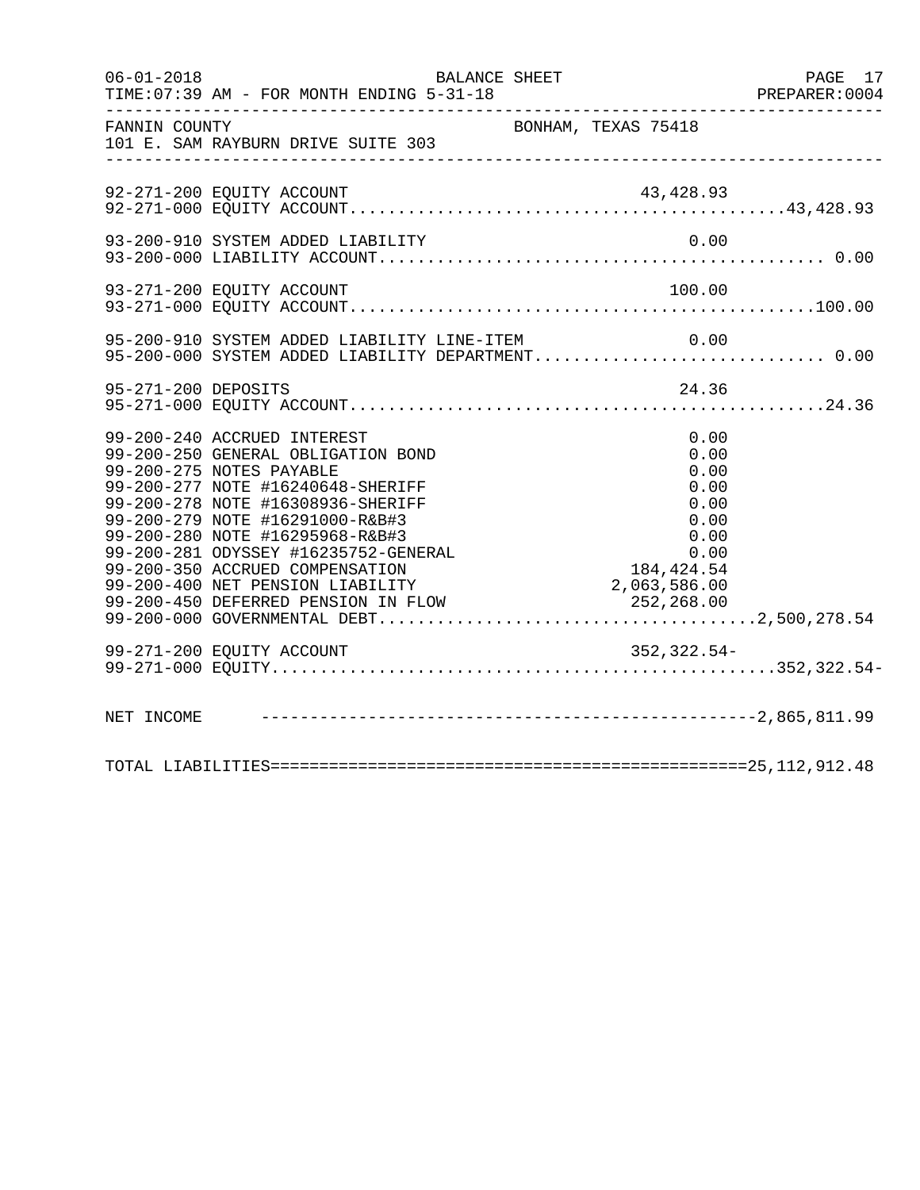06-01-2018 BALANCE SHEET PAGE 17
TIME:07:39 AM - FOR MONTH ENDING 5-31-18 PREPARER:0004

FANNIN COUNTY BONHAM, TEXAS 75418
101 E. SAM RAYBURN DRIVE SUITE 303

| | | |
|---|---|---|
| 92-271-200 EQUITY ACCOUNT | 43,428.93 | |
| 92-271-000 EQUITY ACCOUNT | | 43,428.93 |
| 93-200-910 SYSTEM ADDED LIABILITY | 0.00 | |
| 93-200-000 LIABILITY ACCOUNT | | 0.00 |
| 93-271-200 EQUITY ACCOUNT | 100.00 | |
| 93-271-000 EQUITY ACCOUNT | | 100.00 |
| 95-200-910 SYSTEM ADDED LIABILITY LINE-ITEM | 0.00 | |
| 95-200-000 SYSTEM ADDED LIABILITY DEPARTMENT | | 0.00 |
| 95-271-200 DEPOSITS | 24.36 | |
| 95-271-000 EQUITY ACCOUNT | | 24.36 |
| 99-200-240 ACCRUED INTEREST | 0.00 | |
| 99-200-250 GENERAL OBLIGATION BOND | 0.00 | |
| 99-200-275 NOTES PAYABLE | 0.00 | |
| 99-200-277 NOTE #16240648-SHERIFF | 0.00 | |
| 99-200-278 NOTE #16308936-SHERIFF | 0.00 | |
| 99-200-279 NOTE #16291000-R&B#3 | 0.00 | |
| 99-200-280 NOTE #16295968-R&B#3 | 0.00 | |
| 99-200-281 ODYSSEY #16235752-GENERAL | 0.00 | |
| 99-200-350 ACCRUED COMPENSATION | 184,424.54 | |
| 99-200-400 NET PENSION LIABILITY | 2,063,586.00 | |
| 99-200-450 DEFERRED PENSION IN FLOW | 252,268.00 | |
| 99-200-000 GOVERNMENTAL DEBT | | 2,500,278.54 |
| 99-271-200 EQUITY ACCOUNT | 352,322.54- | |
| 99-271-000 EQUITY | | 352,322.54- |
| NET INCOME | | 2,865,811.99 |
| TOTAL LIABILITIES | | 25,112,912.48 |